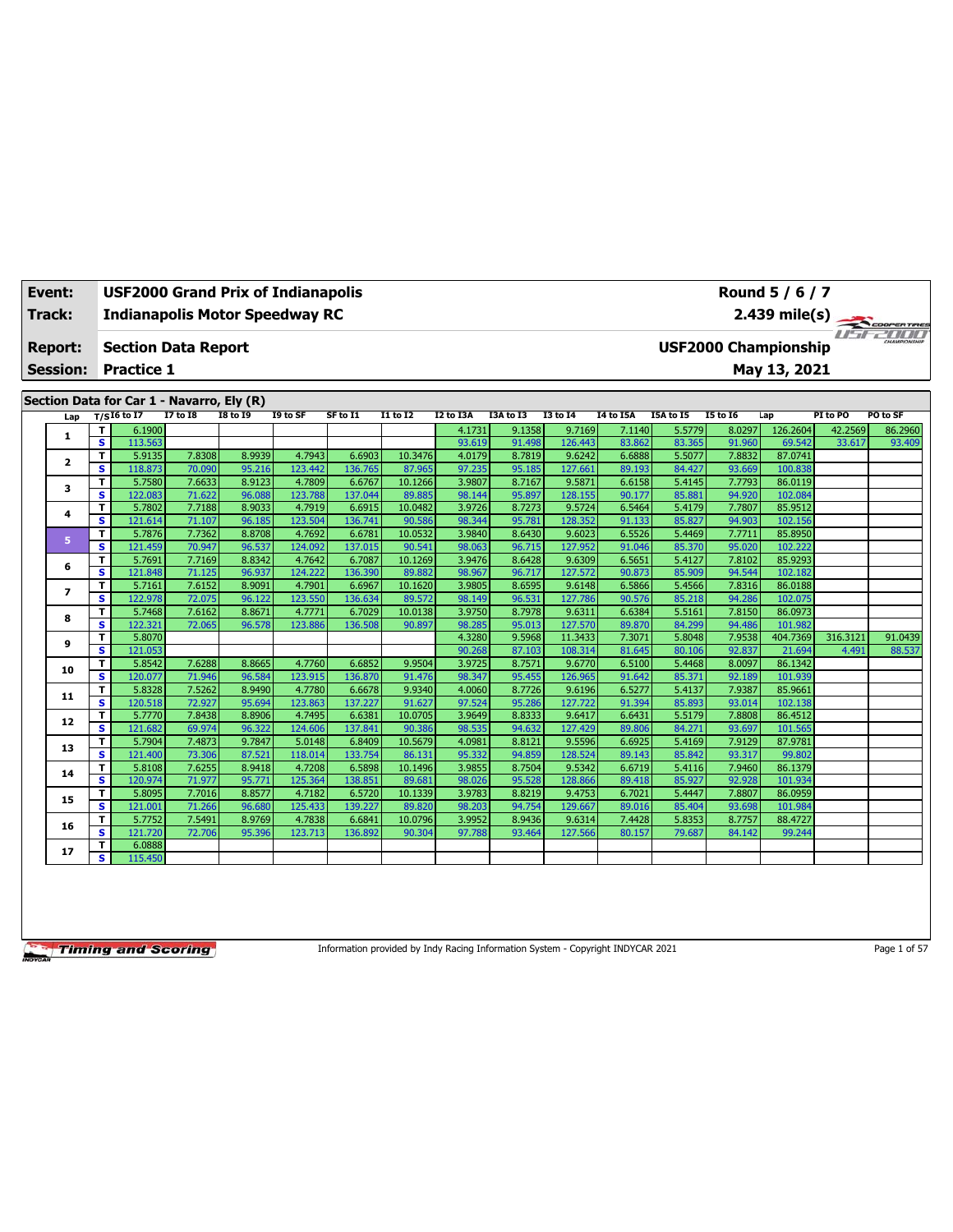| Event: | USF2000 Grand Prix of Indianapolis | Round 5 / 6 / 7 |
|---|---|---|
| Track: | Indianapolis Motor Speedway RC | 2.439 mile(s) |
| Report: | Section Data Report | USF2000 Championship |
| Session: | Practice 1 | May 13, 2021 |

## Section Data for Car 1 - Navarro, Ely (R)

| Lap | T/S | I6 to I7 | I7 to I8 | I8 to I9 | I9 to SF | SF to I1 | I1 to I2 | I2 to I3A | I3A to I3 | I3 to I4 | I4 to I5A | I5A to I5 | I5 to I6 | Lap | PI to PO | PO to SF |
|---|---|---|---|---|---|---|---|---|---|---|---|---|---|---|---|---|
| 1 | T | 6.1900 | | | | | | 4.1731 | 9.1358 | 9.7169 | 7.1140 | 5.5779 | 8.0297 | 126.2604 | 42.2569 | 86.2960 |
| | S | 113.563 | | | | | | 93.619 | 91.498 | 126.443 | 83.862 | 83.365 | 91.960 | 69.542 | 33.617 | 93.409 |
| 2 | T | 5.9135 | 7.8308 | 8.9939 | 4.7943 | 6.6903 | 10.3476 | 4.0179 | 8.7819 | 9.6242 | 6.6888 | 5.5077 | 7.8832 | 87.0741 | | |
| | S | 118.873 | 70.090 | 95.216 | 123.442 | 136.765 | 87.965 | 97.235 | 95.185 | 127.661 | 89.193 | 84.427 | 93.669 | 100.838 | | |
| 3 | T | 5.7580 | 7.6633 | 8.9123 | 4.7809 | 6.6767 | 10.1266 | 3.9807 | 8.7167 | 9.5871 | 6.6158 | 5.4145 | 7.7793 | 86.0119 | | |
| | S | 122.083 | 71.622 | 96.088 | 123.788 | 137.044 | 89.885 | 98.144 | 95.897 | 128.155 | 90.177 | 85.881 | 94.920 | 102.084 | | |
| 4 | T | 5.7802 | 7.7188 | 8.9033 | 4.7919 | 6.6915 | 10.0482 | 3.9726 | 8.7273 | 9.5724 | 6.5464 | 5.4179 | 7.7807 | 85.9512 | | |
| | S | 121.614 | 71.107 | 96.185 | 123.504 | 136.741 | 90.586 | 98.344 | 95.781 | 128.352 | 91.133 | 85.827 | 94.903 | 102.156 | | |
| 5 | T | 5.7876 | 7.7362 | 8.8708 | 4.7692 | 6.6781 | 10.0532 | 3.9840 | 8.6430 | 9.6023 | 6.5526 | 5.4469 | 7.7711 | 85.8950 | | |
| | S | 121.459 | 70.947 | 96.537 | 124.092 | 137.015 | 90.541 | 98.063 | 96.715 | 127.952 | 91.046 | 85.370 | 95.020 | 102.222 | | |
| 6 | T | 5.7691 | 7.7169 | 8.8342 | 4.7642 | 6.7087 | 10.1269 | 3.9476 | 8.6428 | 9.6309 | 6.5651 | 5.4127 | 7.8102 | 85.9293 | | |
| | S | 121.848 | 71.125 | 96.937 | 124.222 | 136.390 | 89.882 | 98.967 | 96.717 | 127.572 | 90.873 | 85.909 | 94.544 | 102.182 | | |
| 7 | T | 5.7161 | 7.6152 | 8.9091 | 4.7901 | 6.6967 | 10.1620 | 3.9805 | 8.6595 | 9.6148 | 6.5866 | 5.4566 | 7.8316 | 86.0188 | | |
| | S | 122.978 | 72.075 | 96.122 | 123.550 | 136.634 | 89.572 | 98.149 | 96.531 | 127.786 | 90.576 | 85.218 | 94.286 | 102.075 | | |
| 8 | T | 5.7468 | 7.6162 | 8.8671 | 4.7771 | 6.7029 | 10.0138 | 3.9750 | 8.7978 | 9.6311 | 6.6384 | 5.5161 | 7.8150 | 86.0973 | | |
| | S | 122.321 | 72.065 | 96.578 | 123.886 | 136.508 | 90.897 | 98.285 | 95.013 | 127.570 | 89.870 | 84.299 | 94.486 | 101.982 | | |
| 9 | T | 5.8070 | | | | | | 4.3280 | 9.5968 | 11.3433 | 7.3071 | 5.8048 | 7.9538 | 404.7369 | 316.3121 | 91.0439 |
| | S | 121.053 | | | | | | 90.268 | 87.103 | 108.314 | 81.645 | 80.106 | 92.837 | 21.694 | 4.491 | 88.537 |
| 10 | T | 5.8542 | 7.6288 | 8.8665 | 4.7760 | 6.6852 | 9.9504 | 3.9725 | 8.7571 | 9.6770 | 6.5100 | 5.4468 | 8.0097 | 86.1342 | | |
| | S | 120.077 | 71.946 | 96.584 | 123.915 | 136.870 | 91.476 | 98.347 | 95.455 | 126.965 | 91.642 | 85.371 | 92.189 | 101.939 | | |
| 11 | T | 5.8328 | 7.5262 | 8.9490 | 4.7780 | 6.6678 | 9.9340 | 4.0060 | 8.7726 | 9.6196 | 6.5277 | 5.4137 | 7.9387 | 85.9661 | | |
| | S | 120.518 | 72.927 | 95.694 | 123.863 | 137.227 | 91.627 | 97.524 | 95.286 | 127.722 | 91.394 | 85.893 | 93.014 | 102.138 | | |
| 12 | T | 5.7770 | 7.8438 | 8.8906 | 4.7495 | 6.6381 | 10.0705 | 3.9649 | 8.8333 | 9.6417 | 6.6431 | 5.5179 | 7.8808 | 86.4512 | | |
| | S | 121.682 | 69.974 | 96.322 | 124.606 | 137.841 | 90.386 | 98.535 | 94.632 | 127.429 | 89.806 | 84.271 | 93.697 | 101.565 | | |
| 13 | T | 5.7904 | 7.4873 | 9.7847 | 5.0148 | 6.8409 | 10.5679 | 4.0981 | 8.8121 | 9.5596 | 6.6925 | 5.4169 | 7.9129 | 87.9781 | | |
| | S | 121.400 | 73.306 | 87.521 | 118.014 | 133.754 | 86.131 | 95.332 | 94.859 | 128.524 | 89.143 | 85.842 | 93.317 | 99.802 | | |
| 14 | T | 5.8108 | 7.6255 | 8.9418 | 4.7208 | 6.5898 | 10.1496 | 3.9855 | 8.7504 | 9.5342 | 6.6719 | 5.4116 | 7.9460 | 86.1379 | | |
| | S | 120.974 | 71.977 | 95.771 | 125.364 | 138.851 | 89.681 | 98.026 | 95.528 | 128.866 | 89.418 | 85.927 | 92.928 | 101.934 | | |
| 15 | T | 5.8095 | 7.7016 | 8.8577 | 4.7182 | 6.5720 | 10.1339 | 3.9783 | 8.8219 | 9.4753 | 6.7021 | 5.4447 | 7.8807 | 86.0959 | | |
| | S | 121.001 | 71.266 | 96.680 | 125.433 | 139.227 | 89.820 | 98.203 | 94.754 | 129.667 | 89.016 | 85.404 | 93.698 | 101.984 | | |
| 16 | T | 5.7752 | 7.5491 | 8.9769 | 4.7838 | 6.6841 | 10.0796 | 3.9952 | 8.9436 | 9.6314 | 7.4428 | 5.8353 | 8.7757 | 88.4727 | | |
| | S | 121.720 | 72.706 | 95.396 | 123.713 | 136.892 | 90.304 | 97.788 | 93.464 | 127.566 | 80.157 | 79.687 | 84.142 | 99.244 | | |
| 17 | T | 6.0888 | | | | | | | | | | | | | | |
| | S | 115.450 | | | | | | | | | | | | | | |

Information provided by Indy Racing Information System - Copyright INDYCAR 2021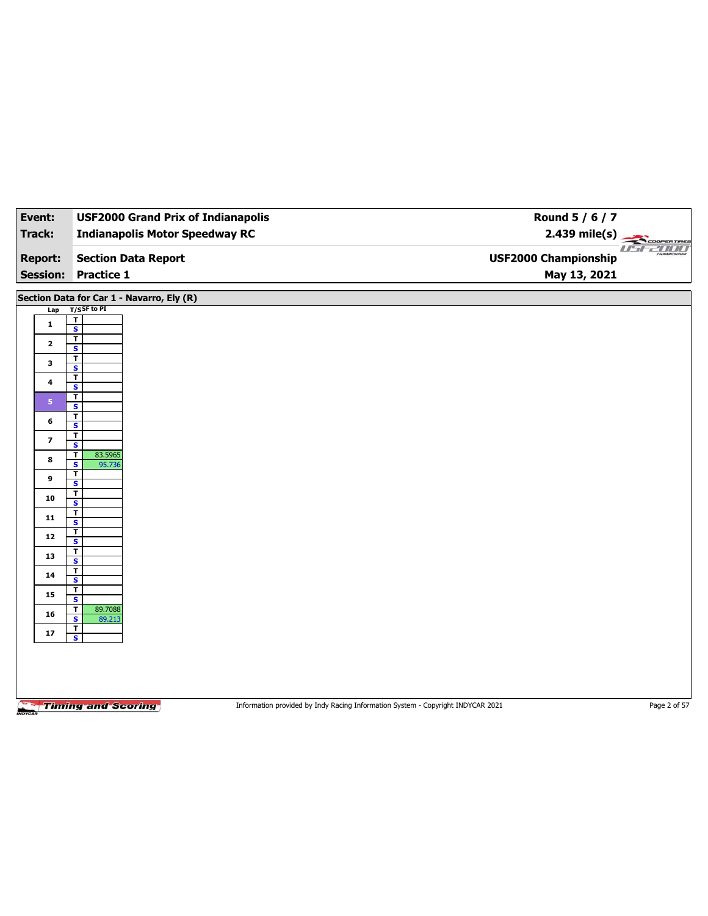| Event: | USF2000 Grand Prix of Indianapolis | Round 5 / 6 / 7 |
|---|---|---|
| Track: | Indianapolis Motor Speedway RC | 2.439 mile(s) |
| Report: | Section Data Report | USF2000 Championship |
| Session: | Practice 1 | May 13, 2021 |

## Section Data for Car 1 - Navarro, Ely (R)

| Lap | T/S | SF to PI |
|---|---|---|
| 1 | T | |
| | S | |
| 2 | T | |
| | S | |
| 3 | T | |
| | S | |
| 4 | T | |
| | S | |
| 5 | T | |
| | S | |
| 6 | T | |
| | S | |
| 7 | T | |
| | S | |
| 8 | T | 83.5965 |
| | S | 95.736 |
| 9 | T | |
| | S | |
| 10 | T | |
| | S | |
| 11 | T | |
| | S | |
| 12 | T | |
| | S | |
| 13 | T | |
| | S | |
| 14 | T | |
| | S | |
| 15 | T | |
| | S | |
| 16 | T | 89.7088 |
| | S | 89.213 |
| 17 | T | |
| | S | |

Information provided by Indy Racing Information System - Copyright INDYCAR 2021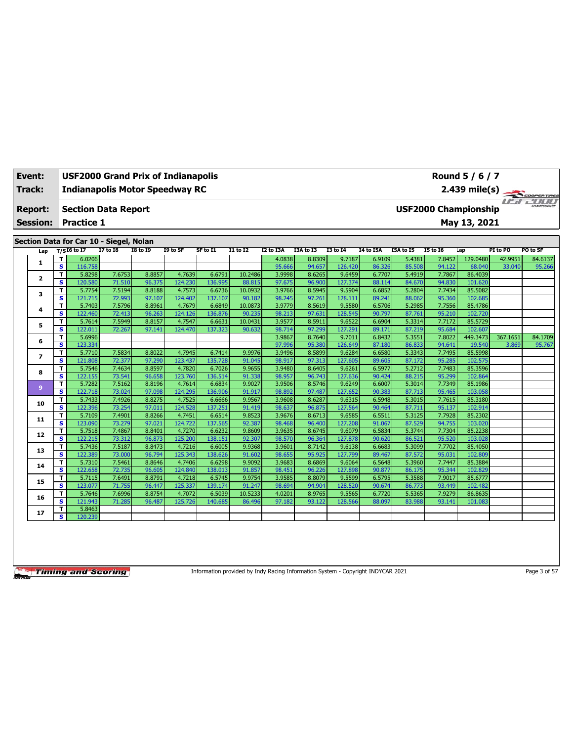| Event: | USF2000 Grand Prix of Indianapolis | Round 5 / 6 / 7 |
|---|---|---|
| Track: | Indianapolis Motor Speedway RC | 2.439 mile(s) |
| Report: | Section Data Report | USF2000 Championship |
| Session: | Practice 1 | May 13, 2021 |

## Section Data for Car 10 - Siegel, Nolan

| Lap | T/S | I6 to I7 | I7 to I8 | I8 to I9 | I9 to SF | SF to I1 | I1 to I2 | I2 to I3A | I3A to I3 | I3 to I4 | I4 to I5A | I5A to I5 | I5 to I6 | Lap | PI to PO | PO to SF |
|---|---|---|---|---|---|---|---|---|---|---|---|---|---|---|---|---|
| 1 | T | 6.0206 | | | | | | 4.0838 | 8.8309 | 9.7187 | 6.9109 | 5.4381 | 7.8452 | 129.0480 | 42.9951 | 84.6137 |
| | S | 116.758 | | | | | | 95.666 | 94.657 | 126.420 | 86.326 | 85.508 | 94.122 | 68.040 | 33.040 | 95.266 |
| 2 | T | 5.8298 | 7.6753 | 8.8857 | 4.7639 | 6.6791 | 10.2486 | 3.9998 | 8.6265 | 9.6459 | 6.7707 | 5.4919 | 7.7867 | 86.4039 | | |
| | S | 120.580 | 71.510 | 96.375 | 124.230 | 136.995 | 88.815 | 97.675 | 96.900 | 127.374 | 88.114 | 84.670 | 94.830 | 101.620 | | |
| 3 | T | 5.7754 | 7.5194 | 8.8188 | 4.7573 | 6.6736 | 10.0932 | 3.9766 | 8.5945 | 9.5904 | 6.6852 | 5.2804 | 7.7434 | 85.5082 | | |
| | S | 121.715 | 72.993 | 97.107 | 124.402 | 137.107 | 90.182 | 98.245 | 97.261 | 128.111 | 89.241 | 88.062 | 95.360 | 102.685 | | |
| 4 | T | 5.7403 | 7.5796 | 8.8961 | 4.7679 | 6.6849 | 10.0873 | 3.9779 | 8.5619 | 9.5580 | 6.5706 | 5.2985 | 7.7556 | 85.4786 | | |
| | S | 122.460 | 72.413 | 96.263 | 124.126 | 136.876 | 90.235 | 98.213 | 97.631 | 128.545 | 90.797 | 87.761 | 95.210 | 102.720 | | |
| 5 | T | 5.7614 | 7.5949 | 8.8157 | 4.7547 | 6.6631 | 10.0431 | 3.9577 | 8.5911 | 9.6522 | 6.6904 | 5.3314 | 7.7172 | 85.5729 | | |
| | S | 122.011 | 72.267 | 97.141 | 124.470 | 137.323 | 90.632 | 98.714 | 97.299 | 127.291 | 89.171 | 87.219 | 95.684 | 102.607 | | |
| 6 | T | 5.6996 | | | | | | 3.9867 | 8.7640 | 9.7011 | 6.8432 | 5.3551 | 7.8022 | 449.3473 | 367.1651 | 84.1709 |
| | S | 123.334 | | | | | | 97.996 | 95.380 | 126.649 | 87.180 | 86.833 | 94.641 | 19.540 | 3.869 | 95.767 |
| 7 | T | 5.7710 | 7.5834 | 8.8022 | 4.7945 | 6.7414 | 9.9976 | 3.9496 | 8.5899 | 9.6284 | 6.6580 | 5.3343 | 7.7495 | 85.5998 | | |
| | S | 121.808 | 72.377 | 97.290 | 123.437 | 135.728 | 91.045 | 98.917 | 97.313 | 127.605 | 89.605 | 87.172 | 95.285 | 102.575 | | |
| 8 | T | 5.7546 | 7.4634 | 8.8597 | 4.7820 | 6.7026 | 9.9655 | 3.9480 | 8.6405 | 9.6261 | 6.5977 | 5.2712 | 7.7483 | 85.3596 | | |
| | S | 122.155 | 73.541 | 96.658 | 123.760 | 136.514 | 91.338 | 98.957 | 96.743 | 127.636 | 90.424 | 88.215 | 95.299 | 102.864 | | |
| 9 | T | 5.7282 | 7.5162 | 8.8196 | 4.7614 | 6.6834 | 9.9027 | 3.9506 | 8.5746 | 9.6249 | 6.6007 | 5.3014 | 7.7349 | 85.1986 | | |
| | S | 122.718 | 73.024 | 97.098 | 124.295 | 136.906 | 91.917 | 98.892 | 97.487 | 127.652 | 90.383 | 87.713 | 95.465 | 103.058 | | |
| 10 | T | 5.7433 | 7.4926 | 8.8275 | 4.7525 | 6.6666 | 9.9567 | 3.9608 | 8.6287 | 9.6315 | 6.5948 | 5.3015 | 7.7615 | 85.3180 | | |
| | S | 122.396 | 73.254 | 97.011 | 124.528 | 137.251 | 91.419 | 98.637 | 96.875 | 127.564 | 90.464 | 87.711 | 95.137 | 102.914 | | |
| 11 | T | 5.7109 | 7.4901 | 8.8266 | 4.7451 | 6.6514 | 9.8523 | 3.9676 | 8.6713 | 9.6585 | 6.5511 | 5.3125 | 7.7928 | 85.2302 | | |
| | S | 123.090 | 73.279 | 97.021 | 124.722 | 137.565 | 92.387 | 98.468 | 96.400 | 127.208 | 91.067 | 87.529 | 94.755 | 103.020 | | |
| 12 | T | 5.7518 | 7.4867 | 8.8401 | 4.7270 | 6.6232 | 9.8609 | 3.9635 | 8.6745 | 9.6079 | 6.5834 | 5.3744 | 7.7304 | 85.2238 | | |
| | S | 122.215 | 73.312 | 96.873 | 125.200 | 138.151 | 92.307 | 98.570 | 96.364 | 127.878 | 90.620 | 86.521 | 95.520 | 103.028 | | |
| 13 | T | 5.7436 | 7.5187 | 8.8473 | 4.7216 | 6.6005 | 9.9368 | 3.9601 | 8.7142 | 9.6138 | 6.6683 | 5.3099 | 7.7702 | 85.4050 | | |
| | S | 122.389 | 73.000 | 96.794 | 125.343 | 138.626 | 91.602 | 98.655 | 95.925 | 127.799 | 89.467 | 87.572 | 95.031 | 102.809 | | |
| 14 | T | 5.7310 | 7.5461 | 8.8646 | 4.7406 | 6.6298 | 9.9092 | 3.9683 | 8.6869 | 9.6064 | 6.5648 | 5.3960 | 7.7447 | 85.3884 | | |
| | S | 122.658 | 72.735 | 96.605 | 124.840 | 138.013 | 91.857 | 98.451 | 96.226 | 127.898 | 90.877 | 86.175 | 95.344 | 102.829 | | |
| 15 | T | 5.7115 | 7.6491 | 8.8791 | 4.7218 | 6.5745 | 9.9754 | 3.9585 | 8.8079 | 9.5599 | 6.5795 | 5.3588 | 7.9017 | 85.6777 | | |
| | S | 123.077 | 71.755 | 96.447 | 125.337 | 139.174 | 91.247 | 98.694 | 94.904 | 128.520 | 90.674 | 86.773 | 93.449 | 102.482 | | |
| 16 | T | 5.7646 | 7.6996 | 8.8754 | 4.7072 | 6.5039 | 10.5233 | 4.0201 | 8.9765 | 9.5565 | 6.6720 | 5.5365 | 7.9279 | 86.8635 | | |
| | S | 121.943 | 71.285 | 96.487 | 125.726 | 140.685 | 86.496 | 97.182 | 93.122 | 128.566 | 88.097 | 83.988 | 93.141 | 101.083 | | |
| 17 | T | 5.8463 | | | | | | | | | | | | | | |
| | S | 120.239 | | | | | | | | | | | | | | |

Information provided by Indy Racing Information System - Copyright INDYCAR 2021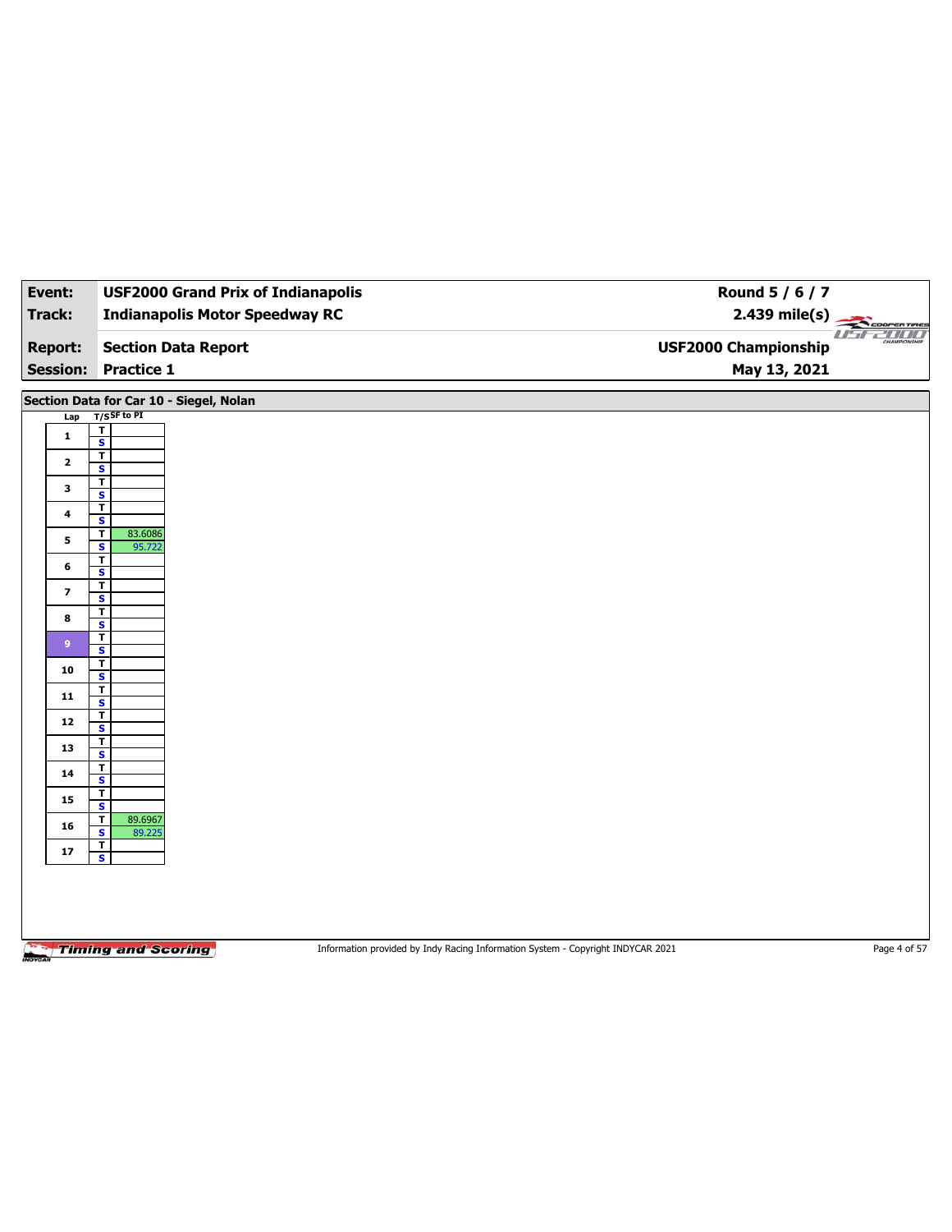| Event: | USF2000 Grand Prix of Indianapolis | Round 5 / 6 / 7 |
|---|---|---|
| Track: | Indianapolis Motor Speedway RC | 2.439 mile(s) |
| Report: | Section Data Report | USF2000 Championship |
| Session: | Practice 1 | May 13, 2021 |

## Section Data for Car 10 - Siegel, Nolan

| Lap | T/S | SF to PI |
|---|---|---|
| 1 | T | |
| | S | |
| 2 | T | |
| | S | |
| 3 | T | |
| | S | |
| 4 | T | |
| | S | |
| 5 | T | 83.6086 |
| | S | 95.722 |
| 6 | T | |
| | S | |
| 7 | T | |
| | S | |
| 8 | T | |
| | S | |
| 9 | T | |
| | S | |
| 10 | T | |
| | S | |
| 11 | T | |
| | S | |
| 12 | T | |
| | S | |
| 13 | T | |
| | S | |
| 14 | T | |
| | S | |
| 15 | T | |
| | S | |
| 16 | T | 89.6967 |
| | S | 89.225 |
| 17 | T | |
| | S | |

Information provided by Indy Racing Information System - Copyright INDYCAR 2021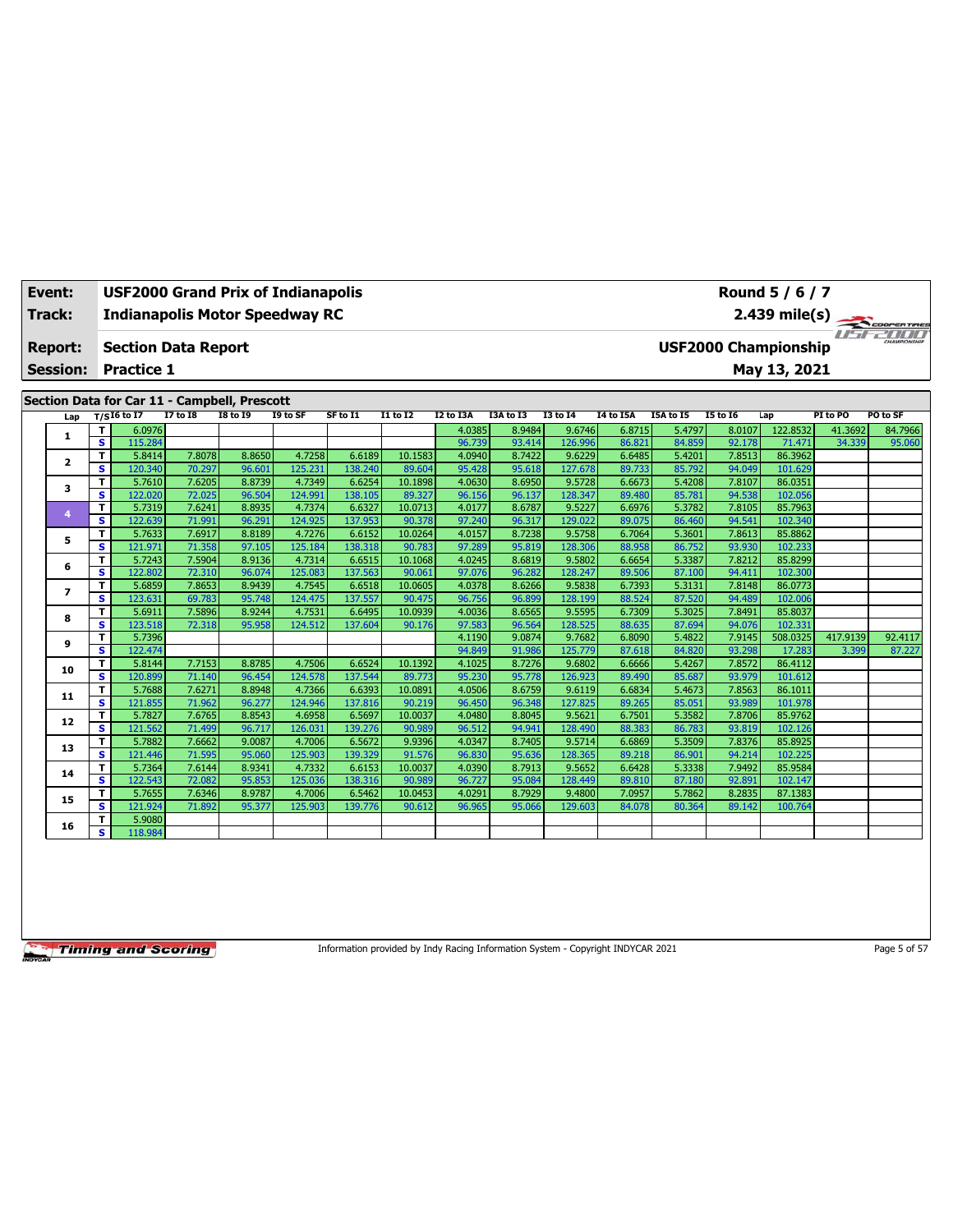| Event: | USF2000 Grand Prix of Indianapolis | Round 5 / 6 / 7 |
|---|---|---|
| Track: | Indianapolis Motor Speedway RC | 2.439 mile(s) |
| Report: | Section Data Report | USF2000 Championship |
| Session: | Practice 1 | May 13, 2021 |

## Section Data for Car 11 - Campbell, Prescott

| Lap | T/S | I6 to I7 | I7 to I8 | I8 to I9 | I9 to SF | SF to I1 | I1 to I2 | I2 to I3A | I3A to I3 | I3 to I4 | I4 to I5A | I5A to I5 | I5 to I6 | Lap | PI to PO | PO to SF |
|---|---|---|---|---|---|---|---|---|---|---|---|---|---|---|---|---|
| 1 | T | 6.0976 | | | | | | 4.0385 | 8.9484 | 9.6746 | 6.8715 | 5.4797 | 8.0107 | 122.8532 | 41.3692 | 84.7966 |
| | S | 115.284 | | | | | | 96.739 | 93.414 | 126.996 | 86.821 | 84.859 | 92.178 | 71.471 | 34.339 | 95.060 |
| 2 | T | 5.8414 | 7.8078 | 8.8650 | 4.7258 | 6.6189 | 10.1583 | 4.0940 | 8.7422 | 9.6229 | 6.6485 | 5.4201 | 7.8513 | 86.3962 | | |
| | S | 120.340 | 70.297 | 96.601 | 125.231 | 138.240 | 89.604 | 95.428 | 95.618 | 127.678 | 89.733 | 85.792 | 94.049 | 101.629 | | |
| 3 | T | 5.7610 | 7.6205 | 8.8739 | 4.7349 | 6.6254 | 10.1898 | 4.0630 | 8.6950 | 9.5728 | 6.6673 | 5.4208 | 7.8107 | 86.0351 | | |
| | S | 122.020 | 72.025 | 96.504 | 124.991 | 138.105 | 89.327 | 96.156 | 96.137 | 128.347 | 89.480 | 85.781 | 94.538 | 102.056 | | |
| 4 | T | 5.7319 | 7.6241 | 8.8935 | 4.7374 | 6.6327 | 10.0713 | 4.0177 | 8.6787 | 9.5227 | 6.6976 | 5.3782 | 7.8105 | 85.7963 | | |
| | S | 122.639 | 71.991 | 96.291 | 124.925 | 137.953 | 90.378 | 97.240 | 96.317 | 129.022 | 89.075 | 86.460 | 94.541 | 102.340 | | |
| 5 | T | 5.7633 | 7.6917 | 8.8189 | 4.7276 | 6.6152 | 10.0264 | 4.0157 | 8.7238 | 9.5758 | 6.7064 | 5.3601 | 7.8613 | 85.8862 | | |
| | S | 121.971 | 71.358 | 97.105 | 125.184 | 138.318 | 90.783 | 97.289 | 95.819 | 128.306 | 88.958 | 86.752 | 93.930 | 102.233 | | |
| 6 | T | 5.7243 | 7.5904 | 8.9136 | 4.7314 | 6.6515 | 10.1068 | 4.0245 | 8.6819 | 9.5802 | 6.6654 | 5.3387 | 7.8212 | 85.8299 | | |
| | S | 122.802 | 72.310 | 96.074 | 125.083 | 137.563 | 90.061 | 97.076 | 96.282 | 128.247 | 89.506 | 87.100 | 94.411 | 102.300 | | |
| 7 | T | 5.6859 | 7.8653 | 8.9439 | 4.7545 | 6.6518 | 10.0605 | 4.0378 | 8.6266 | 9.5838 | 6.7393 | 5.3131 | 7.8148 | 86.0773 | | |
| | S | 123.631 | 69.783 | 95.748 | 124.475 | 137.557 | 90.475 | 96.756 | 96.899 | 128.199 | 88.524 | 87.520 | 94.489 | 102.006 | | |
| 8 | T | 5.6911 | 7.5896 | 8.9244 | 4.7531 | 6.6495 | 10.0939 | 4.0036 | 8.6565 | 9.5595 | 6.7309 | 5.3025 | 7.8491 | 85.8037 | | |
| | S | 123.518 | 72.318 | 95.958 | 124.512 | 137.604 | 90.176 | 97.583 | 96.564 | 128.525 | 88.635 | 87.694 | 94.076 | 102.331 | | |
| 9 | T | 5.7396 | | | | | | 4.1190 | 9.0874 | 9.7682 | 6.8090 | 5.4822 | 7.9145 | 508.0325 | 417.9139 | 92.4117 |
| | S | 122.474 | | | | | | 94.849 | 91.986 | 125.779 | 87.618 | 84.820 | 93.298 | 17.283 | 3.399 | 87.227 |
| 10 | T | 5.8144 | 7.7153 | 8.8785 | 4.7506 | 6.6524 | 10.1392 | 4.1025 | 8.7276 | 9.6802 | 6.6666 | 5.4267 | 7.8572 | 86.4112 | | |
| | S | 120.899 | 71.140 | 96.454 | 124.578 | 137.544 | 89.773 | 95.230 | 95.778 | 126.923 | 89.490 | 85.687 | 93.979 | 101.612 | | |
| 11 | T | 5.7688 | 7.6271 | 8.8948 | 4.7366 | 6.6393 | 10.0891 | 4.0506 | 8.6759 | 9.6119 | 6.6834 | 5.4673 | 7.8563 | 86.1011 | | |
| | S | 121.855 | 71.962 | 96.277 | 124.946 | 137.816 | 90.219 | 96.450 | 96.348 | 127.825 | 89.265 | 85.051 | 93.989 | 101.978 | | |
| 12 | T | 5.7827 | 7.6765 | 8.8543 | 4.6958 | 6.5697 | 10.0037 | 4.0480 | 8.8045 | 9.5621 | 6.7501 | 5.3582 | 7.8706 | 85.9762 | | |
| | S | 121.562 | 71.499 | 96.717 | 126.031 | 139.276 | 90.989 | 96.512 | 94.941 | 128.490 | 88.383 | 86.783 | 93.819 | 102.126 | | |
| 13 | T | 5.7882 | 7.6662 | 9.0087 | 4.7006 | 6.5672 | 9.9396 | 4.0347 | 8.7405 | 9.5714 | 6.6869 | 5.3509 | 7.8376 | 85.8925 | | |
| | S | 121.446 | 71.595 | 95.060 | 125.903 | 139.329 | 91.576 | 96.830 | 95.636 | 128.365 | 89.218 | 86.901 | 94.214 | 102.225 | | |
| 14 | T | 5.7364 | 7.6144 | 8.9341 | 4.7332 | 6.6153 | 10.0037 | 4.0390 | 8.7913 | 9.5652 | 6.6428 | 5.3338 | 7.9492 | 85.9584 | | |
| | S | 122.543 | 72.082 | 95.853 | 125.036 | 138.316 | 90.989 | 96.727 | 95.084 | 128.449 | 89.810 | 87.180 | 92.891 | 102.147 | | |
| 15 | T | 5.7655 | 7.6346 | 8.9787 | 4.7006 | 6.5462 | 10.0453 | 4.0291 | 8.7929 | 9.4800 | 7.0957 | 5.7862 | 8.2835 | 87.1383 | | |
| | S | 121.924 | 71.892 | 95.377 | 125.903 | 139.776 | 90.612 | 96.965 | 95.066 | 129.603 | 84.078 | 80.364 | 89.142 | 100.764 | | |
| 16 | T | 5.9080 | | | | | | | | | | | | | | |
| | S | 118.984 | | | | | | | | | | | | | | |

Information provided by Indy Racing Information System - Copyright INDYCAR 2021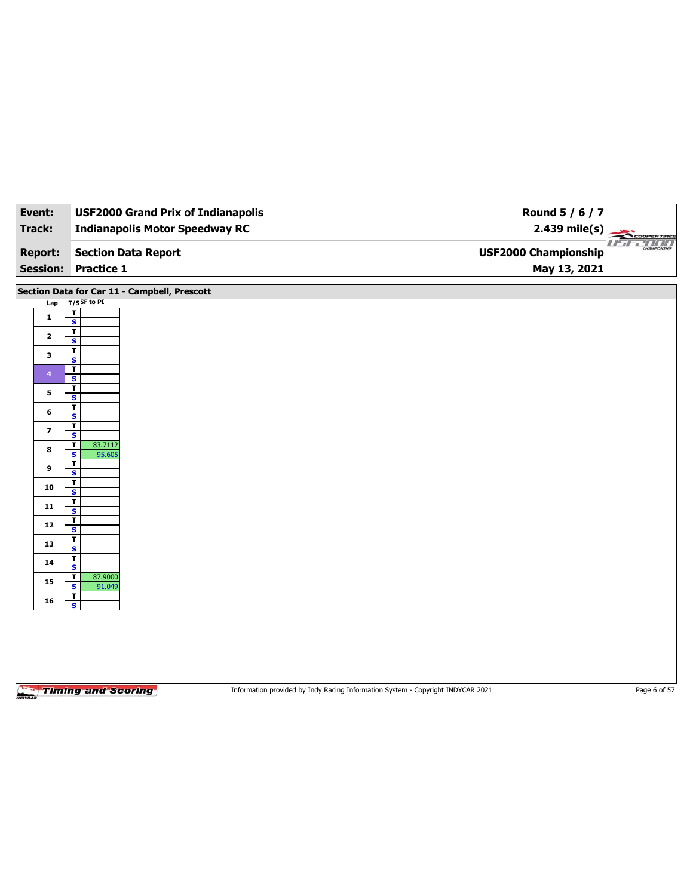| Event: | USF2000 Grand Prix of Indianapolis | Round 5 / 6 / 7 |
|---|---|---|
| Track: | Indianapolis Motor Speedway RC | 2.439 mile(s) |
| Report: | Section Data Report | USF2000 Championship |
| Session: | Practice 1 | May 13, 2021 |

## Section Data for Car 11 - Campbell, Prescott

| Lap | T/S | SF to PI |
|---|---|---|
| 1 | T | |
| | S | |
| 2 | T | |
| | S | |
| 3 | T | |
| | S | |
| 4 | T | |
| | S | |
| 5 | T | |
| | S | |
| 6 | T | |
| | S | |
| 7 | T | |
| | S | |
| 8 | T | 83.7112 |
| | S | 95.605 |
| 9 | T | |
| | S | |
| 10 | T | |
| | S | |
| 11 | T | |
| | S | |
| 12 | T | |
| | S | |
| 13 | T | |
| | S | |
| 14 | T | |
| | S | |
| 15 | T | 87.9000 |
| | S | 91.049 |
| 16 | T | |
| | S | |

Information provided by Indy Racing Information System - Copyright INDYCAR 2021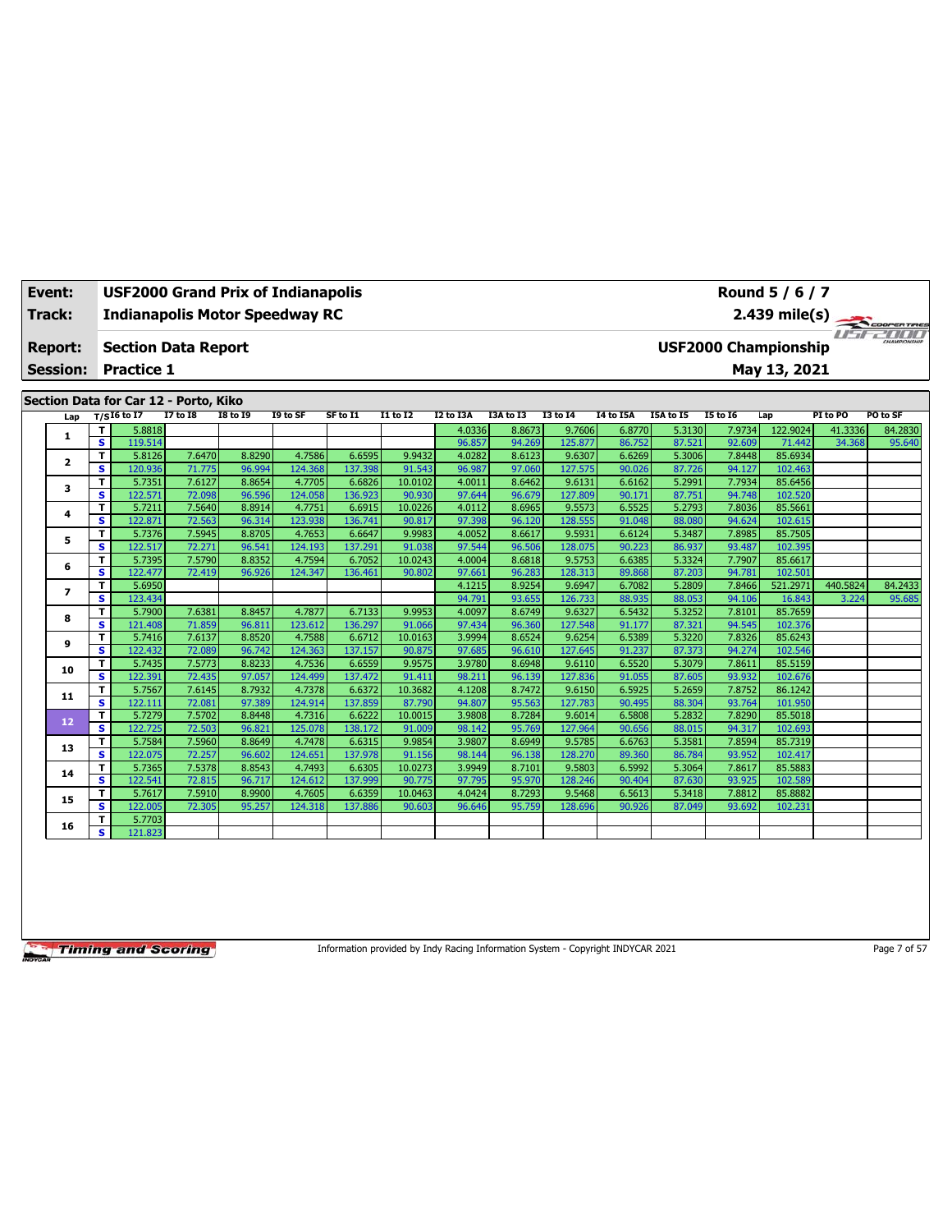| Event: | USF2000 Grand Prix of Indianapolis | Round 5 / 6 / 7 |
|---|---|---|
| Track: | Indianapolis Motor Speedway RC | 2.439 mile(s) |
| Report: | Section Data Report | USF2000 Championship |
| Session: | Practice 1 | May 13, 2021 |

## Section Data for Car 12 - Porto, Kiko

| Lap | T/S | I6 to I7 | I7 to I8 | I8 to I9 | I9 to SF | SF to I1 | I1 to I2 | I2 to I3A | I3A to I3 | I3 to I4 | I4 to I5A | I5A to I5 | I5 to I6 | Lap | PI to PO | PO to SF |
|---|---|---|---|---|---|---|---|---|---|---|---|---|---|---|---|---|
| 1 | T | 5.8818 | | | | | | 4.0336 | 8.8673 | 9.7606 | 6.8770 | 5.3130 | 7.9734 | 122.9024 | 41.3336 | 84.2830 |
| | S | 119.514 | | | | | | 96.857 | 94.269 | 125.877 | 86.752 | 87.521 | 92.609 | 71.442 | 34.368 | 95.640 |
| 2 | T | 5.8126 | 7.6470 | 8.8290 | 4.7586 | 6.6595 | 9.9432 | 4.0282 | 8.6123 | 9.6307 | 6.6269 | 5.3006 | 7.8448 | 85.6934 | | |
| | S | 120.936 | 71.775 | 96.994 | 124.368 | 137.398 | 91.543 | 96.987 | 97.060 | 127.575 | 90.026 | 87.726 | 94.127 | 102.463 | | |
| 3 | T | 5.7351 | 7.6127 | 8.8654 | 4.7705 | 6.6826 | 10.0102 | 4.0011 | 8.6462 | 9.6131 | 6.6162 | 5.2991 | 7.7934 | 85.6456 | | |
| | S | 122.571 | 72.098 | 96.596 | 124.058 | 136.923 | 90.930 | 97.644 | 96.679 | 127.809 | 90.171 | 87.751 | 94.748 | 102.520 | | |
| 4 | T | 5.7211 | 7.5640 | 8.8914 | 4.7751 | 6.6915 | 10.0226 | 4.0112 | 8.6965 | 9.5573 | 6.5525 | 5.2793 | 7.8036 | 85.5661 | | |
| | S | 122.871 | 72.563 | 96.314 | 123.938 | 136.741 | 90.817 | 97.398 | 96.120 | 128.555 | 91.048 | 88.080 | 94.624 | 102.615 | | |
| 5 | T | 5.7376 | 7.5945 | 8.8705 | 4.7653 | 6.6647 | 9.9983 | 4.0052 | 8.6617 | 9.5931 | 6.6124 | 5.3487 | 7.8985 | 85.7505 | | |
| | S | 122.517 | 72.271 | 96.541 | 124.193 | 137.291 | 91.038 | 97.544 | 96.506 | 128.075 | 90.223 | 86.937 | 93.487 | 102.395 | | |
| 6 | T | 5.7395 | 7.5790 | 8.8352 | 4.7594 | 6.7052 | 10.0243 | 4.0004 | 8.6818 | 9.5753 | 6.6385 | 5.3324 | 7.7907 | 85.6617 | | |
| | S | 122.477 | 72.419 | 96.926 | 124.347 | 136.461 | 90.802 | 97.661 | 96.283 | 128.313 | 89.868 | 87.203 | 94.781 | 102.501 | | |
| 7 | T | 5.6950 | | | | | | 4.1215 | 8.9254 | 9.6947 | 6.7082 | 5.2809 | 7.8466 | 521.2971 | 440.5824 | 84.2433 |
| | S | 123.434 | | | | | | 94.791 | 93.655 | 126.733 | 88.935 | 88.053 | 94.106 | 16.843 | 3.224 | 95.685 |
| 8 | T | 5.7900 | 7.6381 | 8.8457 | 4.7877 | 6.7133 | 9.9953 | 4.0097 | 8.6749 | 9.6327 | 6.5432 | 5.3252 | 7.8101 | 85.7659 | | |
| | S | 121.408 | 71.859 | 96.811 | 123.612 | 136.297 | 91.066 | 97.434 | 96.360 | 127.548 | 91.177 | 87.321 | 94.545 | 102.376 | | |
| 9 | T | 5.7416 | 7.6137 | 8.8520 | 4.7588 | 6.6712 | 10.0163 | 3.9994 | 8.6524 | 9.6254 | 6.5389 | 5.3220 | 7.8326 | 85.6243 | | |
| | S | 122.432 | 72.089 | 96.742 | 124.363 | 137.157 | 90.875 | 97.685 | 96.610 | 127.645 | 91.237 | 87.373 | 94.274 | 102.546 | | |
| 10 | T | 5.7435 | 7.5773 | 8.8233 | 4.7536 | 6.6559 | 9.9575 | 3.9780 | 8.6948 | 9.6110 | 6.5520 | 5.3079 | 7.8611 | 85.5159 | | |
| | S | 122.391 | 72.435 | 97.057 | 124.499 | 137.472 | 91.411 | 98.211 | 96.139 | 127.836 | 91.055 | 87.605 | 93.932 | 102.676 | | |
| 11 | T | 5.7567 | 7.6145 | 8.7932 | 4.7378 | 6.6372 | 10.3682 | 4.1208 | 8.7472 | 9.6150 | 6.5925 | 5.2659 | 7.8752 | 86.1242 | | |
| | S | 122.111 | 72.081 | 97.389 | 124.914 | 137.859 | 87.790 | 94.807 | 95.563 | 127.783 | 90.495 | 88.304 | 93.764 | 101.950 | | |
| 12 | T | 5.7279 | 7.5702 | 8.8448 | 4.7316 | 6.6222 | 10.0015 | 3.9808 | 8.7284 | 9.6014 | 6.5808 | 5.2832 | 7.8290 | 85.5018 | | |
| | S | 122.725 | 72.503 | 96.821 | 125.078 | 138.172 | 91.009 | 98.142 | 95.769 | 127.964 | 90.656 | 88.015 | 94.317 | 102.693 | | |
| 13 | T | 5.7584 | 7.5960 | 8.8649 | 4.7478 | 6.6315 | 9.9854 | 3.9807 | 8.6949 | 9.5785 | 6.6763 | 5.3581 | 7.8594 | 85.7319 | | |
| | S | 122.075 | 72.257 | 96.602 | 124.651 | 137.978 | 91.156 | 98.144 | 96.138 | 128.270 | 89.360 | 86.784 | 93.952 | 102.417 | | |
| 14 | T | 5.7365 | 7.5378 | 8.8543 | 4.7493 | 6.6305 | 10.0273 | 3.9949 | 8.7101 | 9.5803 | 6.5992 | 5.3064 | 7.8617 | 85.5883 | | |
| | S | 122.541 | 72.815 | 96.717 | 124.612 | 137.999 | 90.775 | 97.795 | 95.970 | 128.246 | 90.404 | 87.630 | 93.925 | 102.589 | | |
| 15 | T | 5.7617 | 7.5910 | 8.9900 | 4.7605 | 6.6359 | 10.0463 | 4.0424 | 8.7293 | 9.5468 | 6.5613 | 5.3418 | 7.8812 | 85.8882 | | |
| | S | 122.005 | 72.305 | 95.257 | 124.318 | 137.886 | 90.603 | 96.646 | 95.759 | 128.696 | 90.926 | 87.049 | 93.692 | 102.231 | | |
| 16 | T | 5.7703 | | | | | | | | | | | | | | |
| | S | 121.823 | | | | | | | | | | | | | | |

Information provided by Indy Racing Information System - Copyright INDYCAR 2021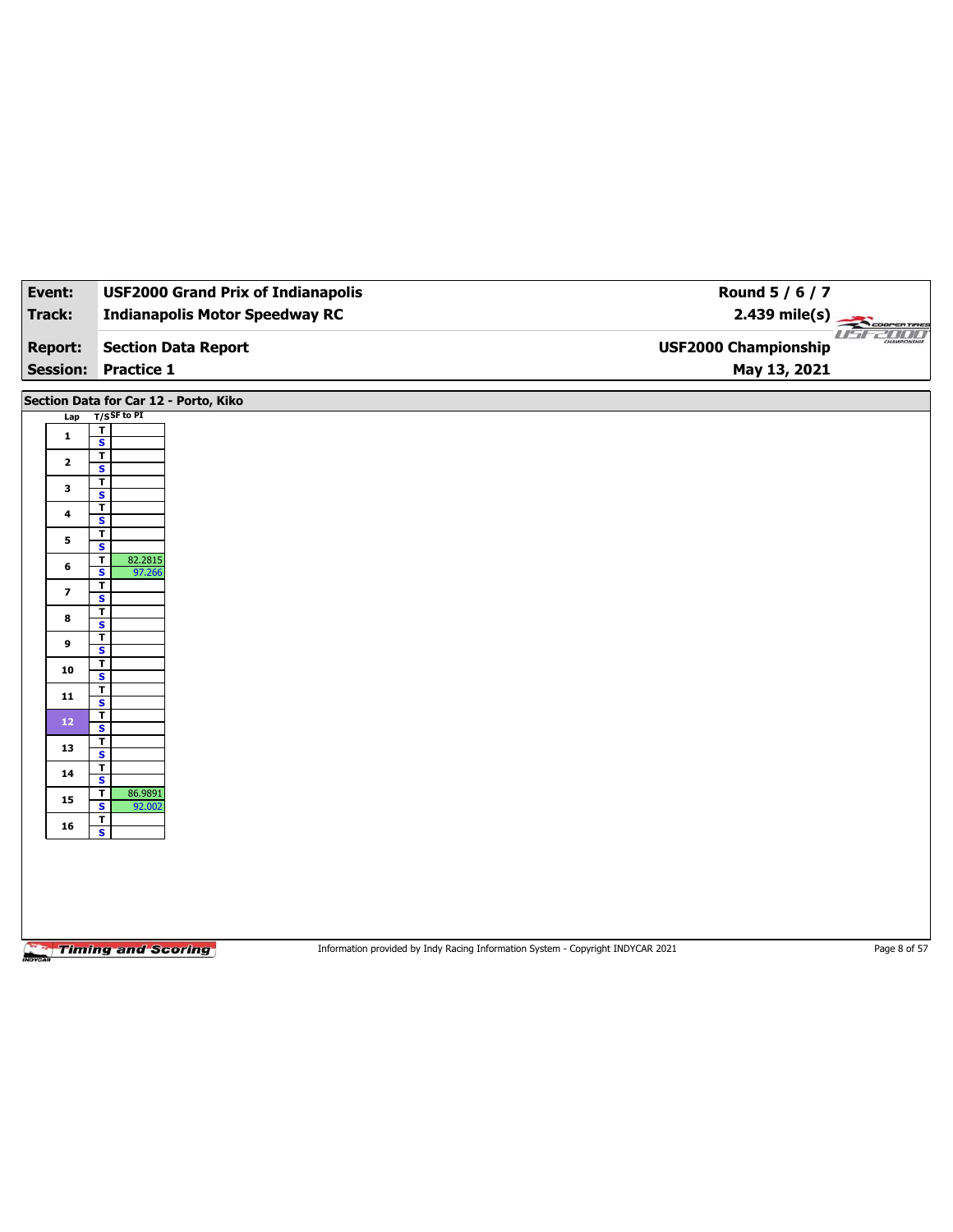| Event: | USF2000 Grand Prix of Indianapolis | Round 5 / 6 / 7 |
|---|---|---|
| Track: | Indianapolis Motor Speedway RC | 2.439 mile(s) |
| Report: | Section Data Report | USF2000 Championship |
| Session: | Practice 1 | May 13, 2021 |

## Section Data for Car 12 - Porto, Kiko

| Lap | T/S | SF to PI |
|---|---|---|
| 1 | T | |
| | S | |
| 2 | T | |
| | S | |
| 3 | T | |
| | S | |
| 4 | T | |
| | S | |
| 5 | T | |
| | S | |
| 6 | T | 82.2815 |
| | S | 97.266 |
| 7 | T | |
| | S | |
| 8 | T | |
| | S | |
| 9 | T | |
| | S | |
| 10 | T | |
| | S | |
| 11 | T | |
| | S | |
| 12 | T | |
| | S | |
| 13 | T | |
| | S | |
| 14 | T | |
| | S | |
| 15 | T | 86.9891 |
| | S | 92.002 |
| 16 | T | |
| | S | |

Information provided by Indy Racing Information System - Copyright INDYCAR 2021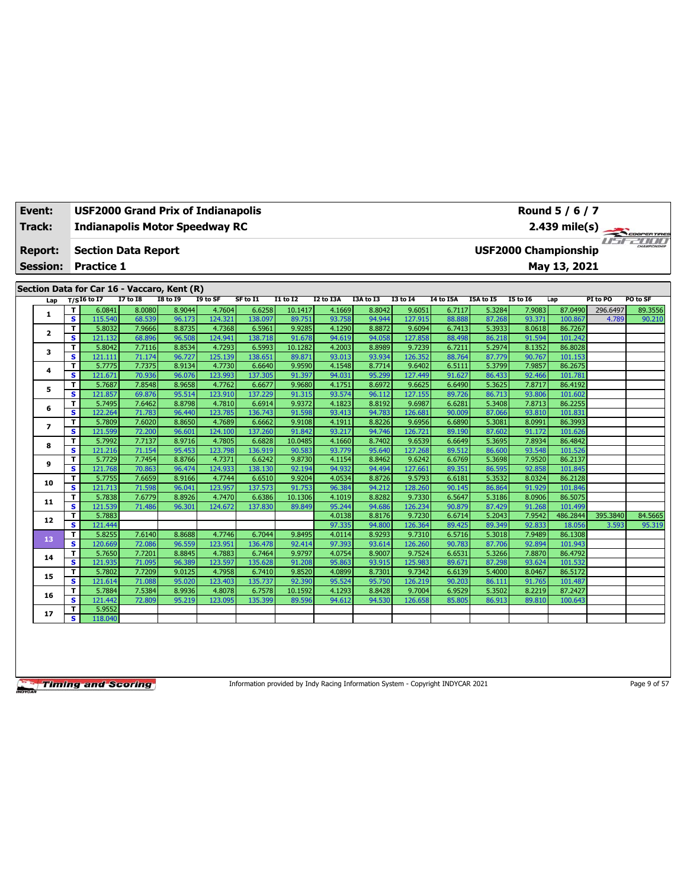| Event: | USF2000 Grand Prix of Indianapolis | Round 5 / 6 / 7 |
|---|---|---|
| Track: | Indianapolis Motor Speedway RC | 2.439 mile(s) |
| Report: | Section Data Report | USF2000 Championship |
| Session: | Practice 1 | May 13, 2021 |

## Section Data for Car 16 - Vaccaro, Kent (R)

| Lap | T/S | I6 to I7 | I7 to I8 | I8 to I9 | I9 to SF | SF to I1 | I1 to I2 | I2 to I3A | I3A to I3 | I3 to I4 | I4 to I5A | I5A to I5 | I5 to I6 | Lap | PI to PO | PO to SF |
|---|---|---|---|---|---|---|---|---|---|---|---|---|---|---|---|---|
| 1 | T | 6.0841 | 8.0080 | 8.9044 | 4.7604 | 6.6258 | 10.1417 | 4.1669 | 8.8042 | 9.6051 | 6.7117 | 5.3284 | 7.9083 | 87.0490 | 296.6497 | 89.3556 |
| | S | 115.540 | 68.539 | 96.173 | 124.321 | 138.097 | 89.751 | 93.758 | 94.944 | 127.915 | 88.888 | 87.268 | 93.371 | 100.867 | 4.789 | 90.210 |
| 2 | T | 5.8032 | 7.9666 | 8.8735 | 4.7368 | 6.5961 | 9.9285 | 4.1290 | 8.8872 | 9.6094 | 6.7413 | 5.3933 | 8.0618 | 86.7267 | | |
| | S | 121.132 | 68.896 | 96.508 | 124.941 | 138.718 | 91.678 | 94.619 | 94.058 | 127.858 | 88.498 | 86.218 | 91.594 | 101.242 | | |
| 3 | T | 5.8042 | 7.7116 | 8.8534 | 4.7293 | 6.5993 | 10.1282 | 4.2003 | 8.8989 | 9.7239 | 6.7211 | 5.2974 | 8.1352 | 86.8028 | | |
| | S | 121.111 | 71.174 | 96.727 | 125.139 | 138.651 | 89.871 | 93.013 | 93.934 | 126.352 | 88.764 | 87.779 | 90.767 | 101.153 | | |
| 4 | T | 5.7775 | 7.7375 | 8.9134 | 4.7730 | 6.6640 | 9.9590 | 4.1548 | 8.7714 | 9.6402 | 6.5111 | 5.3799 | 7.9857 | 86.2675 | | |
| | S | 121.671 | 70.936 | 96.076 | 123.993 | 137.305 | 91.397 | 94.031 | 95.299 | 127.449 | 91.627 | 86.433 | 92.466 | 101.781 | | |
| 5 | T | 5.7687 | 7.8548 | 8.9658 | 4.7762 | 6.6677 | 9.9680 | 4.1751 | 8.6972 | 9.6625 | 6.6490 | 5.3625 | 7.8717 | 86.4192 | | |
| | S | 121.857 | 69.876 | 95.514 | 123.910 | 137.229 | 91.315 | 93.574 | 96.112 | 127.155 | 89.726 | 86.713 | 93.806 | 101.602 | | |
| 6 | T | 5.7495 | 7.6462 | 8.8798 | 4.7810 | 6.6914 | 9.9372 | 4.1823 | 8.8192 | 9.6987 | 6.6281 | 5.3408 | 7.8713 | 86.2255 | | |
| | S | 122.264 | 71.783 | 96.440 | 123.785 | 136.743 | 91.598 | 93.413 | 94.783 | 126.681 | 90.009 | 87.066 | 93.810 | 101.831 | | |
| 7 | T | 5.7809 | 7.6020 | 8.8650 | 4.7689 | 6.6662 | 9.9108 | 4.1911 | 8.8226 | 9.6956 | 6.6890 | 5.3081 | 8.0991 | 86.3993 | | |
| | S | 121.599 | 72.200 | 96.601 | 124.100 | 137.260 | 91.842 | 93.217 | 94.746 | 126.721 | 89.190 | 87.602 | 91.172 | 101.626 | | |
| 8 | T | 5.7992 | 7.7137 | 8.9716 | 4.7805 | 6.6828 | 10.0485 | 4.1660 | 8.7402 | 9.6539 | 6.6649 | 5.3695 | 7.8934 | 86.4842 | | |
| | S | 121.216 | 71.154 | 95.453 | 123.798 | 136.919 | 90.583 | 93.779 | 95.640 | 127.268 | 89.512 | 86.600 | 93.548 | 101.526 | | |
| 9 | T | 5.7729 | 7.7454 | 8.8766 | 4.7371 | 6.6242 | 9.8730 | 4.1154 | 8.8462 | 9.6242 | 6.6769 | 5.3698 | 7.9520 | 86.2137 | | |
| | S | 121.768 | 70.863 | 96.474 | 124.933 | 138.130 | 92.194 | 94.932 | 94.494 | 127.661 | 89.351 | 86.595 | 92.858 | 101.845 | | |
| 10 | T | 5.7755 | 7.6659 | 8.9166 | 4.7744 | 6.6510 | 9.9204 | 4.0534 | 8.8726 | 9.5793 | 6.6181 | 5.3532 | 8.0324 | 86.2128 | | |
| | S | 121.713 | 71.598 | 96.041 | 123.957 | 137.573 | 91.753 | 96.384 | 94.212 | 128.260 | 90.145 | 86.864 | 91.929 | 101.846 | | |
| 11 | T | 5.7838 | 7.6779 | 8.8926 | 4.7470 | 6.6386 | 10.1306 | 4.1019 | 8.8282 | 9.7330 | 6.5647 | 5.3186 | 8.0906 | 86.5075 | | |
| | S | 121.539 | 71.486 | 96.301 | 124.672 | 137.830 | 89.849 | 95.244 | 94.686 | 126.234 | 90.879 | 87.429 | 91.268 | 101.499 | | |
| 12 | T | 5.7883 | | | | | | 4.0138 | 8.8176 | 9.7230 | 6.6714 | 5.2043 | 7.9542 | 486.2844 | 395.3840 | 84.5665 |
| | S | 121.444 | | | | | | 97.335 | 94.800 | 126.364 | 89.425 | 89.349 | 92.833 | 18.056 | 3.593 | 95.319 |
| 13 | T | 5.8255 | 7.6140 | 8.8688 | 4.7746 | 6.7044 | 9.8495 | 4.0114 | 8.9293 | 9.7310 | 6.5716 | 5.3018 | 7.9489 | 86.1308 | | |
| | S | 120.669 | 72.086 | 96.559 | 123.951 | 136.478 | 92.414 | 97.393 | 93.614 | 126.260 | 90.783 | 87.706 | 92.894 | 101.943 | | |
| 14 | T | 5.7650 | 7.7201 | 8.8845 | 4.7883 | 6.7464 | 9.9797 | 4.0754 | 8.9007 | 9.7524 | 6.6531 | 5.3266 | 7.8870 | 86.4792 | | |
| | S | 121.935 | 71.095 | 96.389 | 123.597 | 135.628 | 91.208 | 95.863 | 93.915 | 125.983 | 89.671 | 87.298 | 93.624 | 101.532 | | |
| 15 | T | 5.7802 | 7.7209 | 9.0125 | 4.7958 | 6.7410 | 9.8520 | 4.0899 | 8.7301 | 9.7342 | 6.6139 | 5.4000 | 8.0467 | 86.5172 | | |
| | S | 121.614 | 71.088 | 95.020 | 123.403 | 135.737 | 92.390 | 95.524 | 95.750 | 126.219 | 90.203 | 86.111 | 91.765 | 101.487 | | |
| 16 | T | 5.7884 | 7.5384 | 8.9936 | 4.8078 | 6.7578 | 10.1592 | 4.1293 | 8.8428 | 9.7004 | 6.9529 | 5.3502 | 8.2219 | 87.2427 | | |
| | S | 121.442 | 72.809 | 95.219 | 123.095 | 135.399 | 89.596 | 94.612 | 94.530 | 126.658 | 85.805 | 86.913 | 89.810 | 100.643 | | |
| 17 | T | 5.9552 | | | | | | | | | | | | | | |
| | S | 118.040 | | | | | | | | | | | | | | |

Information provided by Indy Racing Information System - Copyright INDYCAR 2021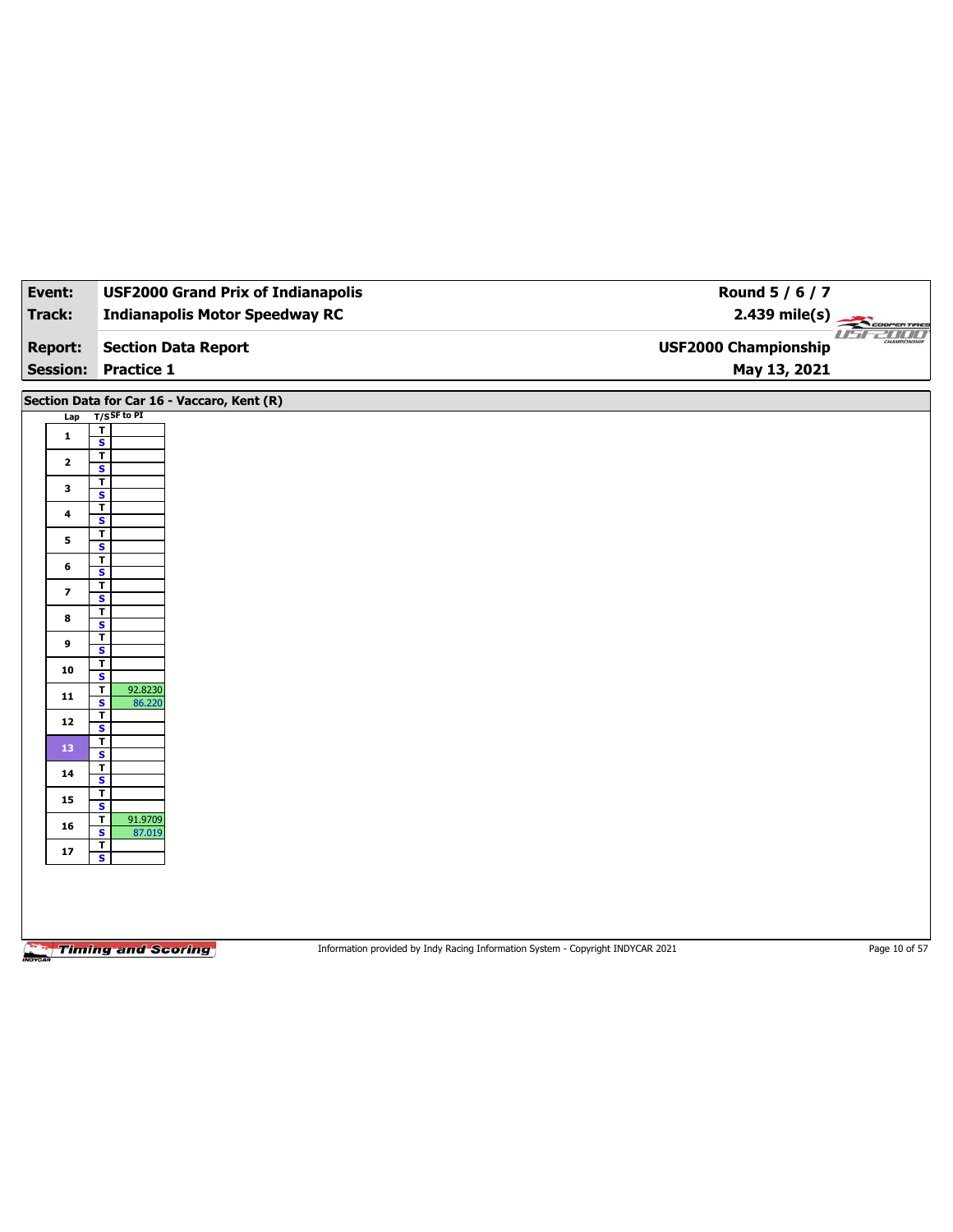| Event: | USF2000 Grand Prix of Indianapolis | Round 5 / 6 / 7 |
|---|---|---|
| Track: | Indianapolis Motor Speedway RC | 2.439 mile(s) |
| Report: | Section Data Report | USF2000 Championship |
| Session: | Practice 1 | May 13, 2021 |

## Section Data for Car 16 - Vaccaro, Kent (R)

| Lap | T/S | SF to PI |
|---|---|---|
| 1 | T | |
| | S | |
| 2 | T | |
| | S | |
| 3 | T | |
| | S | |
| 4 | T | |
| | S | |
| 5 | T | |
| | S | |
| 6 | T | |
| | S | |
| 7 | T | |
| | S | |
| 8 | T | |
| | S | |
| 9 | T | |
| | S | |
| 10 | T | |
| | S | |
| 11 | T | 92.8230 |
| | S | 86.220 |
| 12 | T | |
| | S | |
| 13 | T | |
| | S | |
| 14 | T | |
| | S | |
| 15 | T | |
| | S | |
| 16 | T | 91.9709 |
| | S | 87.019 |
| 17 | T | |
| | S | |

Information provided by Indy Racing Information System - Copyright INDYCAR 2021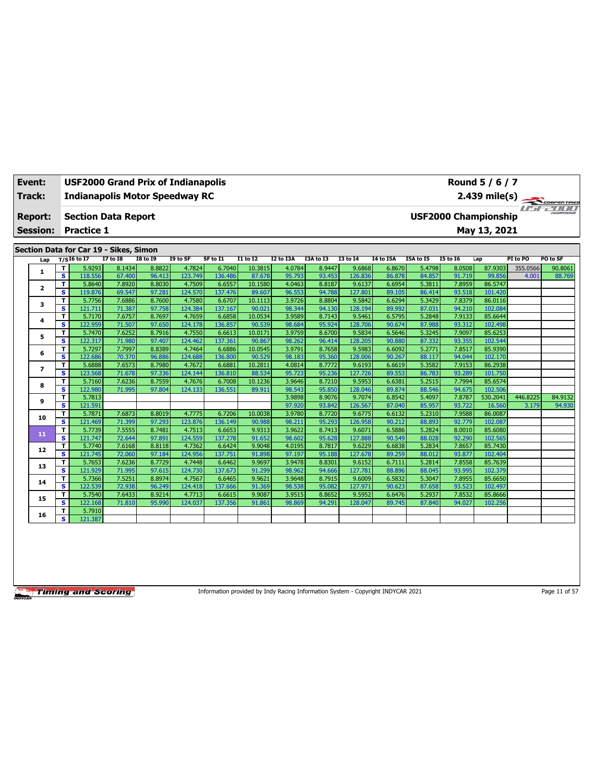| Event: | USF2000 Grand Prix of Indianapolis | Round 5 / 6 / 7 |
|---|---|---|
| Track: | Indianapolis Motor Speedway RC | 2.439 mile(s) |
| Report: | Section Data Report | USF2000 Championship |
| Session: | Practice 1 | May 13, 2021 |

## Section Data for Car 19 - Sikes, Simon

| Lap | T/S | I6 to I7 | I7 to I8 | I8 to I9 | I9 to SF | SF to I1 | I1 to I2 | I2 to I3A | I3A to I3 | I3 to I4 | I4 to I5A | I5A to I5 | I5 to I6 | Lap | PI to PO | PO to SF |
|---|---|---|---|---|---|---|---|---|---|---|---|---|---|---|---|---|
| 1 | T | 5.9293 | 8.1434 | 8.8822 | 4.7824 | 6.7040 | 10.3815 | 4.0784 | 8.9447 | 9.6868 | 6.8670 | 5.4798 | 8.0508 | 87.9303 | 355.0566 | 90.8061 |
| | S | 118.556 | 67.400 | 96.413 | 123.749 | 136.486 | 87.678 | 95.793 | 93.453 | 126.836 | 86.878 | 84.857 | 91.719 | 99.856 | 4.001 | 88.769 |
| 2 | T | 5.8640 | 7.8920 | 8.8030 | 4.7509 | 6.6557 | 10.1580 | 4.0463 | 8.8187 | 9.6137 | 6.6954 | 5.3811 | 7.8959 | 86.5747 | | |
| | S | 119.876 | 69.547 | 97.281 | 124.570 | 137.476 | 89.607 | 96.553 | 94.788 | 127.801 | 89.105 | 86.414 | 93.518 | 101.420 | | |
| 3 | T | 5.7756 | 7.6886 | 8.7600 | 4.7580 | 6.6707 | 10.1113 | 3.9726 | 8.8804 | 9.5842 | 6.6294 | 5.3429 | 7.8379 | 86.0116 | | |
| | S | 121.711 | 71.387 | 97.758 | 124.384 | 137.167 | 90.021 | 98.344 | 94.130 | 128.194 | 89.992 | 87.031 | 94.210 | 102.084 | | |
| 4 | T | 5.7170 | 7.6757 | 8.7697 | 4.7659 | 6.6858 | 10.0534 | 3.9589 | 8.7143 | 9.5461 | 6.5795 | 5.2848 | 7.9133 | 85.6644 | | |
| | S | 122.959 | 71.507 | 97.650 | 124.178 | 136.857 | 90.539 | 98.684 | 95.924 | 128.706 | 90.674 | 87.988 | 93.312 | 102.498 | | |
| 5 | T | 5.7470 | 7.6252 | 8.7916 | 4.7550 | 6.6613 | 10.0171 | 3.9759 | 8.6700 | 9.5834 | 6.5646 | 5.3245 | 7.9097 | 85.6253 | | |
| | S | 122.317 | 71.980 | 97.407 | 124.462 | 137.361 | 90.867 | 98.262 | 96.414 | 128.205 | 90.880 | 87.332 | 93.355 | 102.544 | | |
| 6 | T | 5.7297 | 7.7997 | 8.8389 | 4.7464 | 6.6886 | 10.0545 | 3.9791 | 8.7658 | 9.5983 | 6.6092 | 5.2771 | 7.8517 | 85.9390 | | |
| | S | 122.686 | 70.370 | 96.886 | 124.688 | 136.800 | 90.529 | 98.183 | 95.360 | 128.006 | 90.267 | 88.117 | 94.044 | 102.170 | | |
| 7 | T | 5.6888 | 7.6573 | 8.7980 | 4.7672 | 6.6881 | 10.2811 | 4.0814 | 8.7772 | 9.6193 | 6.6619 | 5.3582 | 7.9153 | 86.2938 | | |
| | S | 123.568 | 71.678 | 97.336 | 124.144 | 136.810 | 88.534 | 95.723 | 95.236 | 127.726 | 89.553 | 86.783 | 93.289 | 101.750 | | |
| 8 | T | 5.7160 | 7.6236 | 8.7559 | 4.7676 | 6.7008 | 10.1236 | 3.9646 | 8.7210 | 9.5953 | 6.6381 | 5.2515 | 7.7994 | 85.6574 | | |
| | S | 122.980 | 71.995 | 97.804 | 124.133 | 136.551 | 89.911 | 98.543 | 95.850 | 128.046 | 89.874 | 88.546 | 94.675 | 102.506 | | |
| 9 | T | 5.7813 | | | | | | 3.9898 | 8.9076 | 9.7074 | 6.8542 | 5.4097 | 7.8787 | 530.2041 | 446.8225 | 84.9132 |
| | S | 121.591 | | | | | | 97.920 | 93.842 | 126.567 | 87.040 | 85.957 | 93.722 | 16.560 | 3.179 | 94.930 |
| 10 | T | 5.7871 | 7.6873 | 8.8019 | 4.7775 | 6.7206 | 10.0038 | 3.9780 | 8.7720 | 9.6775 | 6.6132 | 5.2310 | 7.9588 | 86.0087 | | |
| | S | 121.469 | 71.399 | 97.293 | 123.876 | 136.149 | 90.988 | 98.211 | 95.293 | 126.958 | 90.212 | 88.893 | 92.779 | 102.087 | | |
| 11 | T | 5.7739 | 7.5555 | 8.7481 | 4.7513 | 6.6653 | 9.9313 | 3.9622 | 8.7413 | 9.6071 | 6.5886 | 5.2824 | 8.0010 | 85.6080 | | |
| | S | 121.747 | 72.644 | 97.891 | 124.559 | 137.278 | 91.652 | 98.602 | 95.628 | 127.888 | 90.549 | 88.028 | 92.290 | 102.565 | | |
| 12 | T | 5.7740 | 7.6168 | 8.8118 | 4.7362 | 6.6424 | 9.9048 | 4.0195 | 8.7817 | 9.6229 | 6.6838 | 5.2834 | 7.8657 | 85.7430 | | |
| | S | 121.745 | 72.060 | 97.184 | 124.956 | 137.751 | 91.898 | 97.197 | 95.188 | 127.678 | 89.259 | 88.012 | 93.877 | 102.404 | | |
| 13 | T | 5.7653 | 7.6236 | 8.7729 | 4.7448 | 6.6462 | 9.9697 | 3.9478 | 8.8301 | 9.6152 | 6.7111 | 5.2814 | 7.8558 | 85.7639 | | |
| | S | 121.929 | 71.995 | 97.615 | 124.730 | 137.673 | 91.299 | 98.962 | 94.666 | 127.781 | 88.896 | 88.045 | 93.995 | 102.379 | | |
| 14 | T | 5.7366 | 7.5251 | 8.8974 | 4.7567 | 6.6465 | 9.9621 | 3.9648 | 8.7915 | 9.6009 | 6.5832 | 5.3047 | 7.8955 | 85.6650 | | |
| | S | 122.539 | 72.938 | 96.249 | 124.418 | 137.666 | 91.369 | 98.538 | 95.082 | 127.971 | 90.623 | 87.658 | 93.523 | 102.497 | | |
| 15 | T | 5.7540 | 7.6433 | 8.9214 | 4.7713 | 6.6615 | 9.9087 | 3.9515 | 8.8652 | 9.5952 | 6.6476 | 5.2937 | 7.8532 | 85.8666 | | |
| | S | 122.168 | 71.810 | 95.990 | 124.037 | 137.356 | 91.861 | 98.869 | 94.291 | 128.047 | 89.745 | 87.840 | 94.027 | 102.256 | | |
| 16 | T | 5.7910 | | | | | | | | | | | | | | |
| | S | 121.387 | | | | | | | | | | | | | | |

Information provided by Indy Racing Information System - Copyright INDYCAR 2021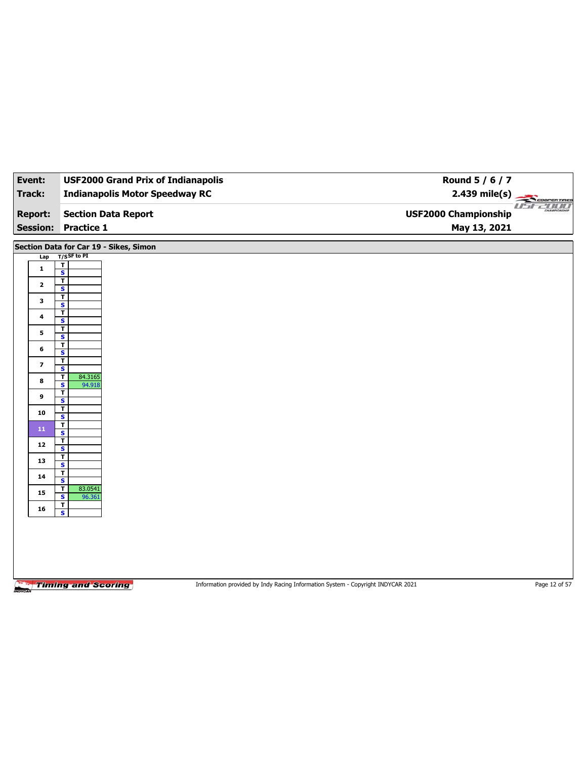| Event: | USF2000 Grand Prix of Indianapolis | Round 5 / 6 / 7 |
|---|---|---|
| Track: | Indianapolis Motor Speedway RC | 2.439 mile(s) |
| Report: | Section Data Report | USF2000 Championship |
| Session: | Practice 1 | May 13, 2021 |

## Section Data for Car 19 - Sikes, Simon

| Lap | T/S | SF to PI |
|---|---|---|
| 1 | T | |
| | S | |
| 2 | T | |
| | S | |
| 3 | T | |
| | S | |
| 4 | T | |
| | S | |
| 5 | T | |
| | S | |
| 6 | T | |
| | S | |
| 7 | T | |
| | S | |
| 8 | T | 84.3165 |
| | S | 94.918 |
| 9 | T | |
| | S | |
| 10 | T | |
| | S | |
| 11 | T | |
| | S | |
| 12 | T | |
| | S | |
| 13 | T | |
| | S | |
| 14 | T | |
| | S | |
| 15 | T | 83.0541 |
| | S | 96.361 |
| 16 | T | |
| | S | |

Information provided by Indy Racing Information System - Copyright INDYCAR 2021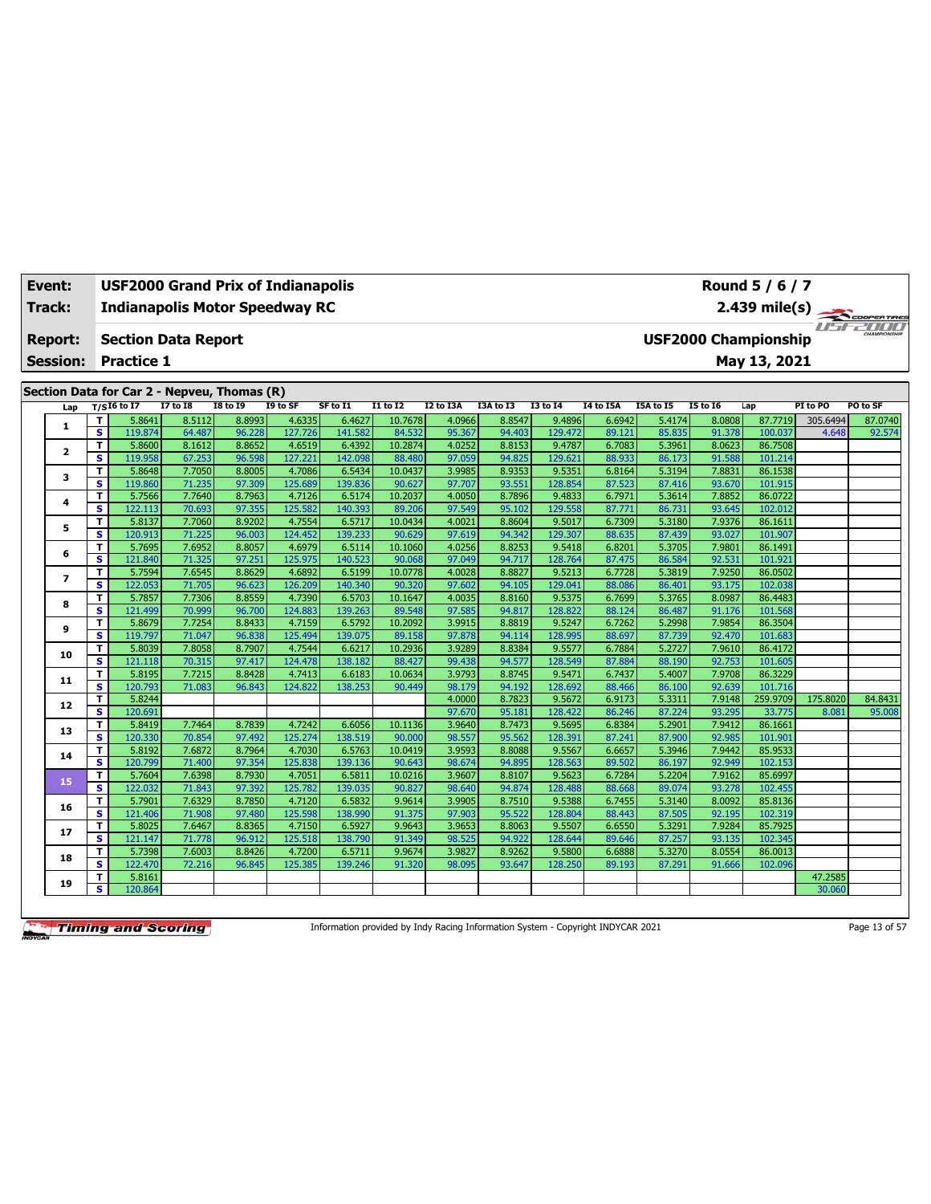| Event: | USF2000 Grand Prix of Indianapolis | Round 5 / 6 / 7 |
|---|---|---|
| Track: | Indianapolis Motor Speedway RC | 2.439 mile(s) |
| Report: | Section Data Report | USF2000 Championship |
| Session: | Practice 1 | May 13, 2021 |

## Section Data for Car 2 - Nepveu, Thomas (R)

| Lap | T/S | I6 to I7 | I7 to I8 | I8 to I9 | I9 to SF | SF to I1 | I1 to I2 | I2 to I3A | I3A to I3 | I3 to I4 | I4 to I5A | I5A to I5 | I5 to I6 | Lap | PI to PO | PO to SF |
|---|---|---|---|---|---|---|---|---|---|---|---|---|---|---|---|---|
| 1 | T | 5.8641 | 8.5112 | 8.8993 | 4.6335 | 6.4627 | 10.7678 | 4.0966 | 8.8547 | 9.4896 | 6.6942 | 5.4174 | 8.0808 | 87.7719 | 305.6494 | 87.0740 |
|  | S | 119.874 | 64.487 | 96.228 | 127.726 | 141.582 | 84.532 | 95.367 | 94.403 | 129.472 | 89.121 | 85.835 | 91.378 | 100.037 | 4.648 | 92.574 |
| 2 | T | 5.8600 | 8.1612 | 8.8652 | 4.6519 | 6.4392 | 10.2874 | 4.0252 | 8.8153 | 9.4787 | 6.7083 | 5.3961 | 8.0623 | 86.7508 |  |  |
|  | S | 119.958 | 67.253 | 96.598 | 127.221 | 142.098 | 88.480 | 97.059 | 94.825 | 129.621 | 88.933 | 86.173 | 91.588 | 101.214 |  |  |
| 3 | T | 5.8648 | 7.7050 | 8.8005 | 4.7086 | 6.5434 | 10.0437 | 3.9985 | 8.9353 | 9.5351 | 6.8164 | 5.3194 | 7.8831 | 86.1538 |  |  |
|  | S | 119.860 | 71.235 | 97.309 | 125.689 | 139.836 | 90.627 | 97.707 | 93.551 | 128.854 | 87.523 | 87.416 | 93.670 | 101.915 |  |  |
| 4 | T | 5.7566 | 7.7640 | 8.7963 | 4.7126 | 6.5174 | 10.2037 | 4.0050 | 8.7896 | 9.4833 | 6.7971 | 5.3614 | 7.8852 | 86.0722 |  |  |
|  | S | 122.113 | 70.693 | 97.355 | 125.582 | 140.393 | 89.206 | 97.549 | 95.102 | 129.558 | 87.771 | 86.731 | 93.645 | 102.012 |  |  |
| 5 | T | 5.8137 | 7.7060 | 8.9202 | 4.7554 | 6.5717 | 10.0434 | 4.0021 | 8.8604 | 9.5017 | 6.7309 | 5.3180 | 7.9376 | 86.1611 |  |  |
|  | S | 120.913 | 71.225 | 96.003 | 124.452 | 139.233 | 90.629 | 97.619 | 94.342 | 129.307 | 88.635 | 87.439 | 93.027 | 101.907 |  |  |
| 6 | T | 5.7695 | 7.6952 | 8.8057 | 4.6979 | 6.5114 | 10.1060 | 4.0256 | 8.8253 | 9.5418 | 6.8201 | 5.3705 | 7.9801 | 86.1491 |  |  |
|  | S | 121.840 | 71.325 | 97.251 | 125.975 | 140.523 | 90.068 | 97.049 | 94.717 | 128.764 | 87.475 | 86.584 | 92.531 | 101.921 |  |  |
| 7 | T | 5.7594 | 7.6545 | 8.8629 | 4.6892 | 6.5199 | 10.0778 | 4.0028 | 8.8827 | 9.5213 | 6.7728 | 5.3819 | 7.9250 | 86.0502 |  |  |
|  | S | 122.053 | 71.705 | 96.623 | 126.209 | 140.340 | 90.320 | 97.602 | 94.105 | 129.041 | 88.086 | 86.401 | 93.175 | 102.038 |  |  |
| 8 | T | 5.7857 | 7.7306 | 8.8559 | 4.7390 | 6.5703 | 10.1647 | 4.0035 | 8.8160 | 9.5375 | 6.7699 | 5.3765 | 8.0987 | 86.4483 |  |  |
|  | S | 121.499 | 70.999 | 96.700 | 124.883 | 139.263 | 89.548 | 97.585 | 94.817 | 128.822 | 88.124 | 86.487 | 91.176 | 101.568 |  |  |
| 9 | T | 5.8679 | 7.7254 | 8.8433 | 4.7159 | 6.5792 | 10.2092 | 3.9915 | 8.8819 | 9.5247 | 6.7262 | 5.2998 | 7.9854 | 86.3504 |  |  |
|  | S | 119.797 | 71.047 | 96.838 | 125.494 | 139.075 | 89.158 | 97.878 | 94.114 | 128.995 | 88.697 | 87.739 | 92.470 | 101.683 |  |  |
| 10 | T | 5.8039 | 7.8058 | 8.7907 | 4.7544 | 6.6217 | 10.2936 | 3.9289 | 8.8384 | 9.5577 | 6.7884 | 5.2727 | 7.9610 | 86.4172 |  |  |
|  | S | 121.118 | 70.315 | 97.417 | 124.478 | 138.182 | 88.427 | 99.438 | 94.577 | 128.549 | 87.884 | 88.190 | 92.753 | 101.605 |  |  |
| 11 | T | 5.8195 | 7.7215 | 8.8428 | 4.7413 | 6.6183 | 10.0634 | 3.9793 | 8.8745 | 9.5471 | 6.7437 | 5.4007 | 7.9708 | 86.3229 |  |  |
|  | S | 120.793 | 71.083 | 96.843 | 124.822 | 138.253 | 90.449 | 98.179 | 94.192 | 128.692 | 88.466 | 86.100 | 92.639 | 101.716 |  |  |
| 12 | T | 5.8244 |  |  |  |  |  | 4.0000 | 8.7823 | 9.5672 | 6.9173 | 5.3311 | 7.9148 | 259.9709 | 175.8020 | 84.8431 |
|  | S | 120.691 |  |  |  |  |  | 97.670 | 95.181 | 128.422 | 86.246 | 87.224 | 93.295 | 33.775 | 8.081 | 95.008 |
| 13 | T | 5.8419 | 7.7464 | 8.7839 | 4.7242 | 6.6056 | 10.1136 | 3.9640 | 8.7473 | 9.5695 | 6.8384 | 5.2901 | 7.9412 | 86.1661 |  |  |
|  | S | 120.330 | 70.854 | 97.492 | 125.274 | 138.519 | 90.000 | 98.557 | 95.562 | 128.391 | 87.241 | 87.900 | 92.985 | 101.901 |  |  |
| 14 | T | 5.8192 | 7.6872 | 8.7964 | 4.7030 | 6.5763 | 10.0419 | 3.9593 | 8.8088 | 9.5567 | 6.6657 | 5.3946 | 7.9442 | 85.9533 |  |  |
|  | S | 120.799 | 71.400 | 97.354 | 125.838 | 139.136 | 90.643 | 98.674 | 94.895 | 128.563 | 89.502 | 86.197 | 92.949 | 102.153 |  |  |
| 15 | T | 5.7604 | 7.6398 | 8.7930 | 4.7051 | 6.5811 | 10.0216 | 3.9607 | 8.8107 | 9.5623 | 6.7284 | 5.2204 | 7.9162 | 85.6997 |  |  |
|  | S | 122.032 | 71.843 | 97.392 | 125.782 | 139.035 | 90.827 | 98.640 | 94.874 | 128.488 | 88.668 | 89.074 | 93.278 | 102.455 |  |  |
| 16 | T | 5.7901 | 7.6329 | 8.7850 | 4.7120 | 6.5832 | 9.9614 | 3.9905 | 8.7510 | 9.5388 | 6.7455 | 5.3140 | 8.0092 | 85.8136 |  |  |
|  | S | 121.406 | 71.908 | 97.480 | 125.598 | 138.990 | 91.375 | 97.903 | 95.522 | 128.804 | 88.443 | 87.505 | 92.195 | 102.319 |  |  |
| 17 | T | 5.8025 | 7.6467 | 8.8365 | 4.7150 | 6.5927 | 9.9643 | 3.9653 | 8.8063 | 9.5507 | 6.6550 | 5.3291 | 7.9284 | 85.7925 |  |  |
|  | S | 121.147 | 71.778 | 96.912 | 125.518 | 138.790 | 91.349 | 98.525 | 94.922 | 128.644 | 89.646 | 87.257 | 93.135 | 102.345 |  |  |
| 18 | T | 5.7398 | 7.6003 | 8.8426 | 4.7200 | 6.5711 | 9.9674 | 3.9827 | 8.9262 | 9.5800 | 6.6888 | 5.3270 | 8.0554 | 86.0013 |  |  |
|  | S | 122.470 | 72.216 | 96.845 | 125.385 | 139.246 | 91.320 | 98.095 | 93.647 | 128.250 | 89.193 | 87.291 | 91.666 | 102.096 |  |  |
| 19 | T | 5.8161 |  |  |  |  |  |  |  |  |  |  |  |  | 47.2585 |  |
|  | S | 120.864 |  |  |  |  |  |  |  |  |  |  |  |  | 30.060 |  |

Information provided by Indy Racing Information System - Copyright INDYCAR 2021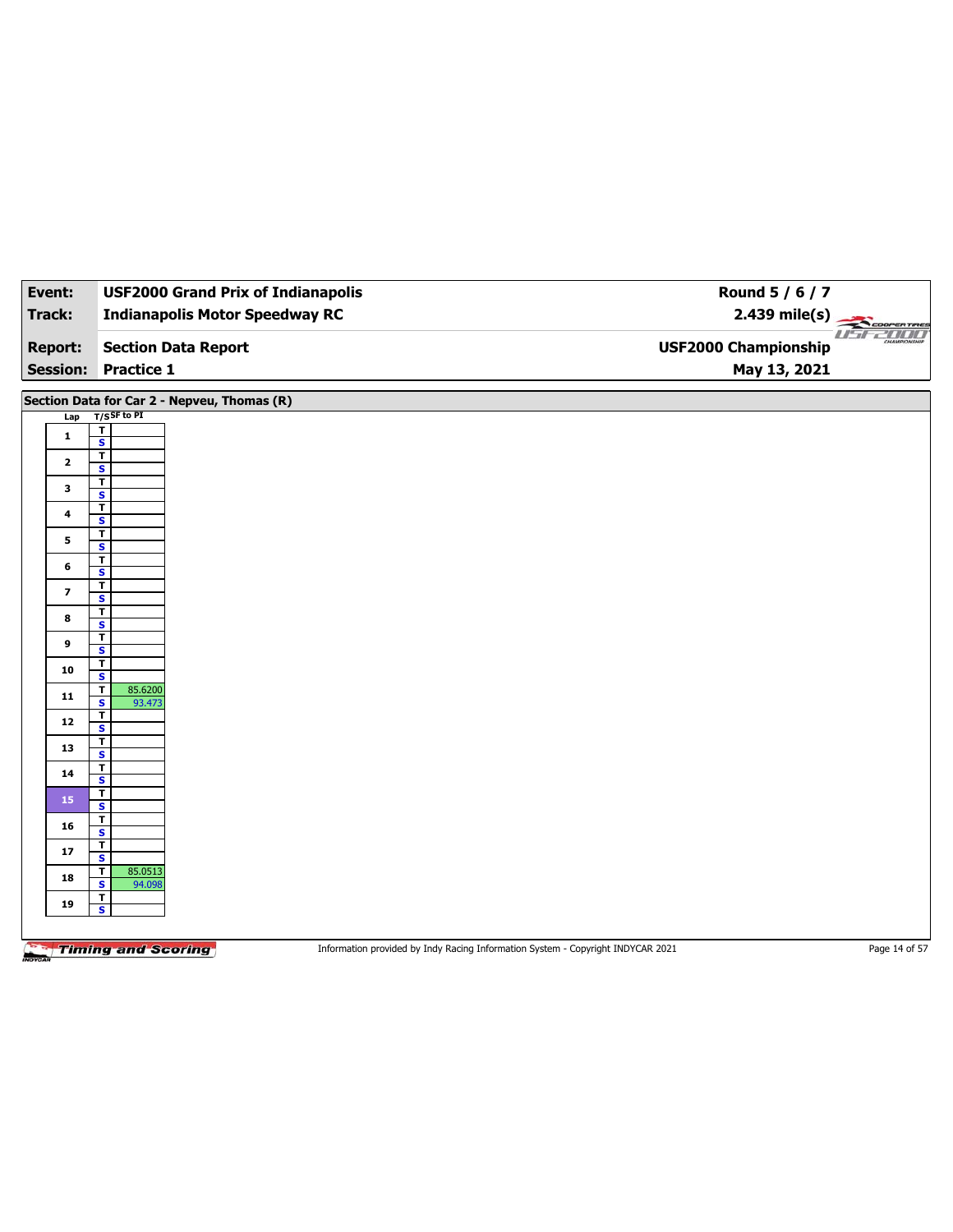| Event: | USF2000 Grand Prix of Indianapolis | Round 5 / 6 / 7 |
|---|---|---|
| Track: | Indianapolis Motor Speedway RC | 2.439 mile(s) |
| Report: | Section Data Report | USF2000 Championship |
| Session: | Practice 1 | May 13, 2021 |

## Section Data for Car 2 - Nepveu, Thomas (R)

| Lap | T/S | SF to PI |
|---|---|---|
| 1 | T | |
| | S | |
| 2 | T | |
| | S | |
| 3 | T | |
| | S | |
| 4 | T | |
| | S | |
| 5 | T | |
| | S | |
| 6 | T | |
| | S | |
| 7 | T | |
| | S | |
| 8 | T | |
| | S | |
| 9 | T | |
| | S | |
| 10 | T | |
| | S | |
| 11 | T | 85.6200 |
| | S | 93.473 |
| 12 | T | |
| | S | |
| 13 | T | |
| | S | |
| 14 | T | |
| | S | |
| 15 | T | |
| | S | |
| 16 | T | |
| | S | |
| 17 | T | |
| | S | |
| 18 | T | 85.0513 |
| | S | 94.098 |
| 19 | T | |
| | S | |

Information provided by Indy Racing Information System - Copyright INDYCAR 2021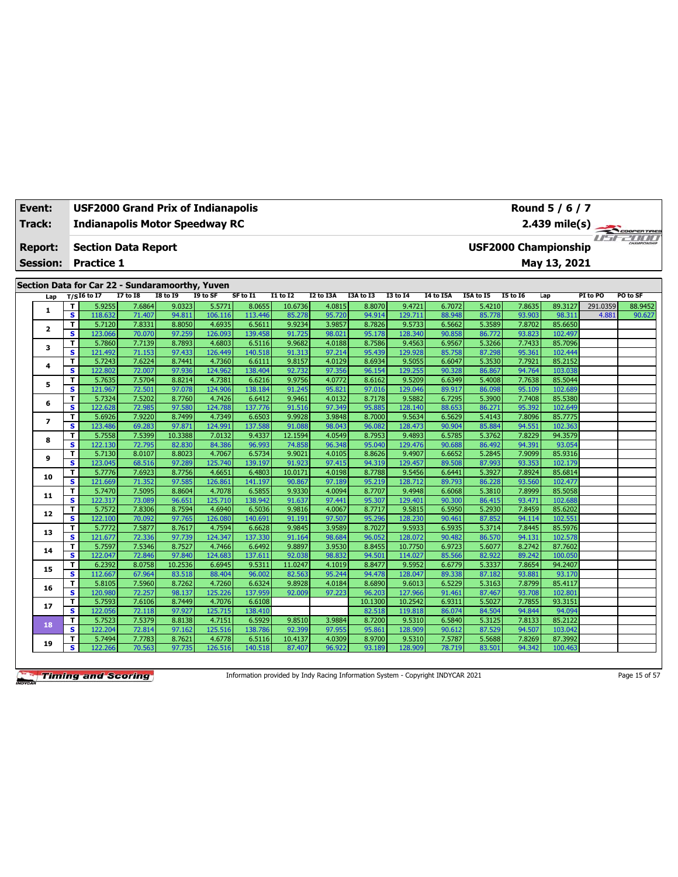| Event: | USF2000 Grand Prix of Indianapolis | Round 5 / 6 / 7 |
|---|---|---|
| Track: | Indianapolis Motor Speedway RC | 2.439 mile(s) |
| Report: | Section Data Report | USF2000 Championship |
| Session: | Practice 1 | May 13, 2021 |

## Section Data for Car 22 - Sundaramoorthy, Yuven

| Lap | T/S | I6 to I7 | I7 to I8 | I8 to I9 | I9 to SF | SF to I1 | I1 to I2 | I2 to I3A | I3A to I3 | I3 to I4 | I4 to I5A | I5A to I5 | I5 to I6 | Lap | PI to PO | PO to SF |
|---|---|---|---|---|---|---|---|---|---|---|---|---|---|---|---|---|
| 1 | T | 5.9255 | 7.6864 | 9.0323 | 5.5771 | 8.0655 | 10.6736 | 4.0815 | 8.8070 | 9.4721 | 6.7072 | 5.4210 | 7.8635 | 89.3127 | 291.0359 | 88.9452 |
| | S | 118.632 | 71.407 | 94.811 | 106.116 | 113.446 | 85.278 | 95.720 | 94.914 | 129.711 | 88.948 | 85.778 | 93.903 | 98.311 | 4.881 | 90.627 |
| 2 | T | 5.7120 | 7.8331 | 8.8050 | 4.6935 | 6.5611 | 9.9234 | 3.9857 | 8.7826 | 9.5733 | 6.5662 | 5.3589 | 7.8702 | 85.6650 | | |
| | S | 123.066 | 70.070 | 97.259 | 126.093 | 139.458 | 91.725 | 98.021 | 95.178 | 128.340 | 90.858 | 86.772 | 93.823 | 102.497 | | |
| 3 | T | 5.7860 | 7.7139 | 8.7893 | 4.6803 | 6.5116 | 9.9682 | 4.0188 | 8.7586 | 9.4563 | 6.9567 | 5.3266 | 7.7433 | 85.7096 | | |
| | S | 121.492 | 71.153 | 97.433 | 126.449 | 140.518 | 91.313 | 97.214 | 95.439 | 129.928 | 85.758 | 87.298 | 95.361 | 102.444 | | |
| 4 | T | 5.7243 | 7.6224 | 8.7441 | 4.7360 | 6.6111 | 9.8157 | 4.0129 | 8.6934 | 9.5055 | 6.6047 | 5.3530 | 7.7921 | 85.2152 | | |
| | S | 122.802 | 72.007 | 97.936 | 124.962 | 138.404 | 92.732 | 97.356 | 96.154 | 129.255 | 90.328 | 86.867 | 94.764 | 103.038 | | |
| 5 | T | 5.7635 | 7.5704 | 8.8214 | 4.7381 | 6.6216 | 9.9756 | 4.0772 | 8.6162 | 9.5209 | 6.6349 | 5.4008 | 7.7638 | 85.5044 | | |
| | S | 121.967 | 72.501 | 97.078 | 124.906 | 138.184 | 91.245 | 95.821 | 97.016 | 129.046 | 89.917 | 86.098 | 95.109 | 102.689 | | |
| 6 | T | 5.7324 | 7.5202 | 8.7760 | 4.7426 | 6.6412 | 9.9461 | 4.0132 | 8.7178 | 9.5882 | 6.7295 | 5.3900 | 7.7408 | 85.5380 | | |
| | S | 122.628 | 72.985 | 97.580 | 124.788 | 137.776 | 91.516 | 97.349 | 95.885 | 128.140 | 88.653 | 86.271 | 95.392 | 102.649 | | |
| 7 | T | 5.6926 | 7.9220 | 8.7499 | 4.7349 | 6.6503 | 9.9928 | 3.9848 | 8.7000 | 9.5634 | 6.5629 | 5.4143 | 7.8096 | 85.7775 | | |
| | S | 123.486 | 69.283 | 97.871 | 124.991 | 137.588 | 91.088 | 98.043 | 96.082 | 128.473 | 90.904 | 85.884 | 94.551 | 102.363 | | |
| 8 | T | 5.7558 | 7.5399 | 10.3388 | 7.0132 | 9.4337 | 12.1594 | 4.0549 | 8.7953 | 9.4893 | 6.5785 | 5.3762 | 7.8229 | 94.3579 | | |
| | S | 122.130 | 72.795 | 82.830 | 84.386 | 96.993 | 74.858 | 96.348 | 95.040 | 129.476 | 90.688 | 86.492 | 94.391 | 93.054 | | |
| 9 | T | 5.7130 | 8.0107 | 8.8023 | 4.7067 | 6.5734 | 9.9021 | 4.0105 | 8.8626 | 9.4907 | 6.6652 | 5.2845 | 7.9099 | 85.9316 | | |
| | S | 123.045 | 68.516 | 97.289 | 125.740 | 139.197 | 91.923 | 97.415 | 94.319 | 129.457 | 89.508 | 87.993 | 93.353 | 102.179 | | |
| 10 | T | 5.7776 | 7.6923 | 8.7756 | 4.6651 | 6.4803 | 10.0171 | 4.0198 | 8.7788 | 9.5456 | 6.6441 | 5.3927 | 7.8924 | 85.6814 | | |
| | S | 121.669 | 71.352 | 97.585 | 126.861 | 141.197 | 90.867 | 97.189 | 95.219 | 128.712 | 89.793 | 86.228 | 93.560 | 102.477 | | |
| 11 | T | 5.7470 | 7.5095 | 8.8604 | 4.7078 | 6.5855 | 9.9330 | 4.0094 | 8.7707 | 9.4948 | 6.6068 | 5.3810 | 7.8999 | 85.5058 | | |
| | S | 122.317 | 73.089 | 96.651 | 125.710 | 138.942 | 91.637 | 97.441 | 95.307 | 129.401 | 90.300 | 86.415 | 93.471 | 102.688 | | |
| 12 | T | 5.7572 | 7.8306 | 8.7594 | 4.6940 | 6.5036 | 9.9816 | 4.0067 | 8.7717 | 9.5815 | 6.5950 | 5.2930 | 7.8459 | 85.6202 | | |
| | S | 122.100 | 70.092 | 97.765 | 126.080 | 140.691 | 91.191 | 97.507 | 95.296 | 128.230 | 90.461 | 87.852 | 94.114 | 102.551 | | |
| 13 | T | 5.7772 | 7.5877 | 8.7617 | 4.7594 | 6.6628 | 9.9845 | 3.9589 | 8.7027 | 9.5933 | 6.5935 | 5.3714 | 7.8445 | 85.5976 | | |
| | S | 121.677 | 72.336 | 97.739 | 124.347 | 137.330 | 91.164 | 98.684 | 96.052 | 128.072 | 90.482 | 86.570 | 94.131 | 102.578 | | |
| 14 | T | 5.7597 | 7.5346 | 8.7527 | 4.7466 | 6.6492 | 9.8897 | 3.9530 | 8.8455 | 10.7750 | 6.9723 | 5.6077 | 8.2742 | 87.7602 | | |
| | S | 122.047 | 72.846 | 97.840 | 124.683 | 137.611 | 92.038 | 98.832 | 94.501 | 114.027 | 85.566 | 82.922 | 89.242 | 100.050 | | |
| 15 | T | 6.2392 | 8.0758 | 10.2536 | 6.6945 | 9.5311 | 11.0247 | 4.1019 | 8.8477 | 9.5952 | 6.6779 | 5.3337 | 7.8654 | 94.2407 | | |
| | S | 112.667 | 67.964 | 83.518 | 88.404 | 96.002 | 82.563 | 95.244 | 94.478 | 128.047 | 89.338 | 87.182 | 93.881 | 93.170 | | |
| 16 | T | 5.8105 | 7.5960 | 8.7262 | 4.7260 | 6.6324 | 9.8928 | 4.0184 | 8.6890 | 9.6013 | 6.5229 | 5.3163 | 7.8799 | 85.4117 | | |
| | S | 120.980 | 72.257 | 98.137 | 125.226 | 137.959 | 92.009 | 97.223 | 96.203 | 127.966 | 91.461 | 87.467 | 93.708 | 102.801 | | |
| 17 | T | 5.7593 | 7.6106 | 8.7449 | 4.7076 | 6.6108 | | | 10.1300 | 10.2542 | 6.9311 | 5.5027 | 7.7855 | 93.3151 | | |
| | S | 122.056 | 72.118 | 97.927 | 125.715 | 138.410 | | | 82.518 | 119.818 | 86.074 | 84.504 | 94.844 | 94.094 | | |
| 18 | T | 5.7523 | 7.5379 | 8.8138 | 4.7151 | 6.5929 | 9.8510 | 3.9884 | 8.7200 | 9.5310 | 6.5840 | 5.3125 | 7.8133 | 85.2122 | | |
| | S | 122.204 | 72.814 | 97.162 | 125.516 | 138.786 | 92.399 | 97.955 | 95.861 | 128.909 | 90.612 | 87.529 | 94.507 | 103.042 | | |
| 19 | T | 5.7494 | 7.7783 | 8.7621 | 4.6778 | 6.5116 | 10.4137 | 4.0309 | 8.9700 | 9.5310 | 7.5787 | 5.5688 | 7.8269 | 87.3992 | | |
| | S | 122.266 | 70.563 | 97.735 | 126.516 | 140.518 | 87.407 | 96.922 | 93.189 | 128.909 | 78.719 | 83.501 | 94.342 | 100.463 | | |

Information provided by Indy Racing Information System - Copyright INDYCAR 2021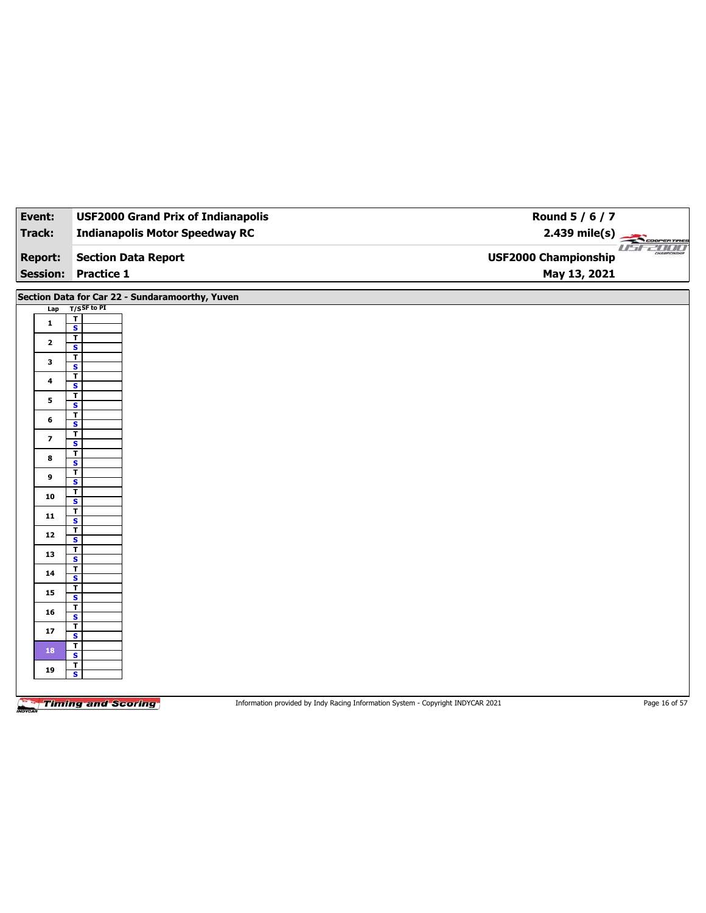| Event: | USF2000 Grand Prix of Indianapolis | Round 5 / 6 / 7 |
|---|---|---|
| Track: | Indianapolis Motor Speedway RC | 2.439 mile(s) |
| Report: | Section Data Report | USF2000 Championship |
| Session: | Practice 1 | May 13, 2021 |

## Section Data for Car 22 - Sundaramoorthy, Yuven

| Lap | T/S | SF to PI |
|---|---|---|
| 1 | T | |
| | S | |
| 2 | T | |
| | S | |
| 3 | T | |
| | S | |
| 4 | T | |
| | S | |
| 5 | T | |
| | S | |
| 6 | T | |
| | S | |
| 7 | T | |
| | S | |
| 8 | T | |
| | S | |
| 9 | T | |
| | S | |
| 10 | T | |
| | S | |
| 11 | T | |
| | S | |
| 12 | T | |
| | S | |
| 13 | T | |
| | S | |
| 14 | T | |
| | S | |
| 15 | T | |
| | S | |
| 16 | T | |
| | S | |
| 17 | T | |
| | S | |
| 18 | T | |
| | S | |
| 19 | T | |
| | S | |

Information provided by Indy Racing Information System - Copyright INDYCAR 2021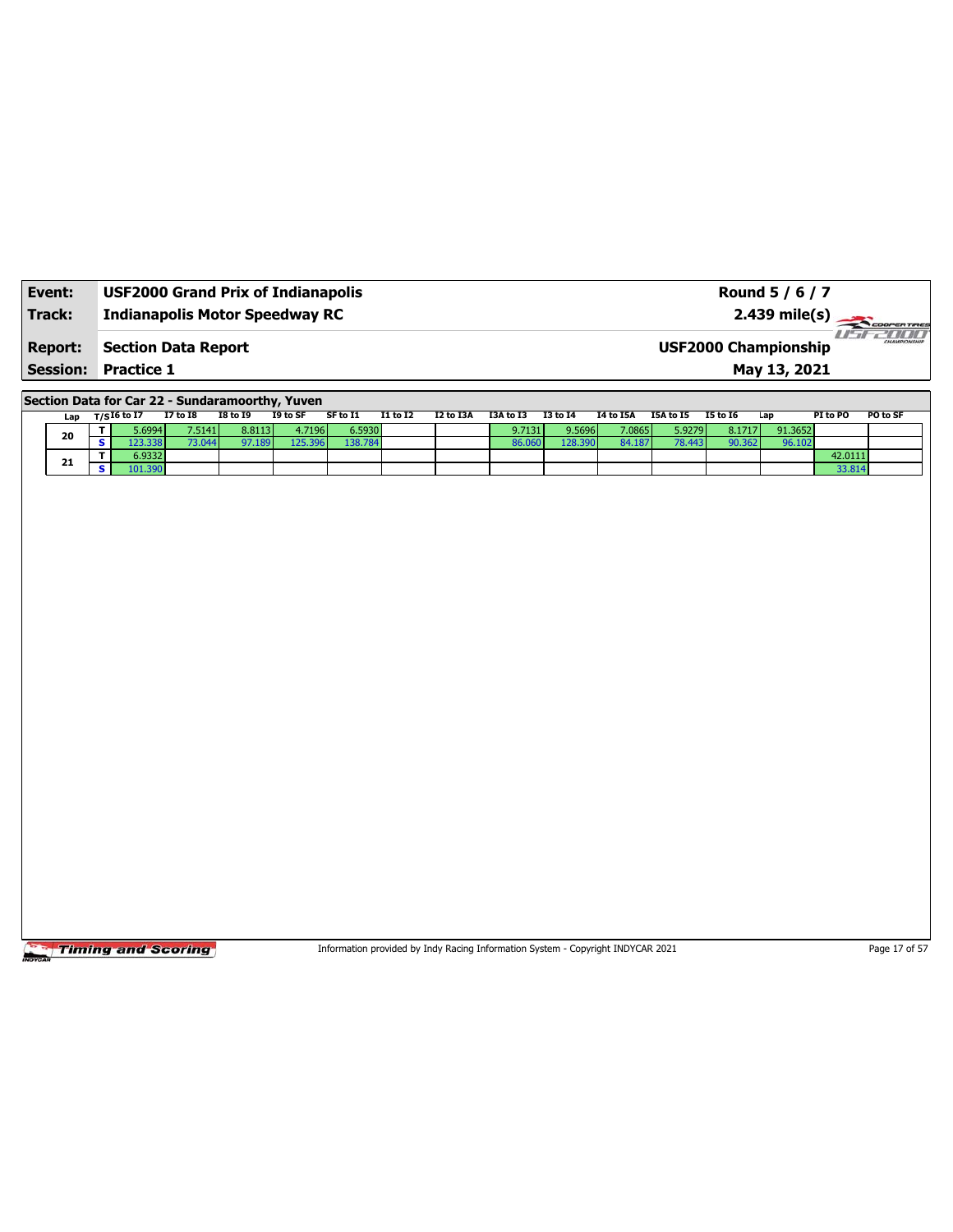| Event: | USF2000 Grand Prix of Indianapolis | Round 5 / 6 / 7 |
|---|---|---|
| Track: | Indianapolis Motor Speedway RC | 2.439 mile(s) |
| Report: | Section Data Report | USF2000 Championship |
| Session: | Practice 1 | May 13, 2021 |

## Section Data for Car 22 - Sundaramoorthy, Yuven

| Lap | T/S | I6 to I7 | I7 to I8 | I8 to I9 | I9 to SF | SF to I1 | I1 to I2 | I2 to I3A | I3A to I3 | I3 to I4 | I4 to I5A | I5A to I5 | I5 to I6 | Lap | PI to PO | PO to SF |
|---|---|---|---|---|---|---|---|---|---|---|---|---|---|---|---|---|
| 20 | T | 5.6994 | 7.5141 | 8.8113 | 4.7196 | 6.5930 | | | 9.7131 | 9.5696 | 7.0865 | 5.9279 | 8.1717 | 91.3652 | | |
| | S | 123.338 | 73.044 | 97.189 | 125.396 | 138.784 | | | 86.060 | 128.390 | 84.187 | 78.443 | 90.362 | 96.102 | | |
| 21 | T | 6.9332 | | | | | | | | | | | | | 42.0111 | |
| | S | 101.390 | | | | | | | | | | | | | 33.814 | |

Information provided by Indy Racing Information System - Copyright INDYCAR 2021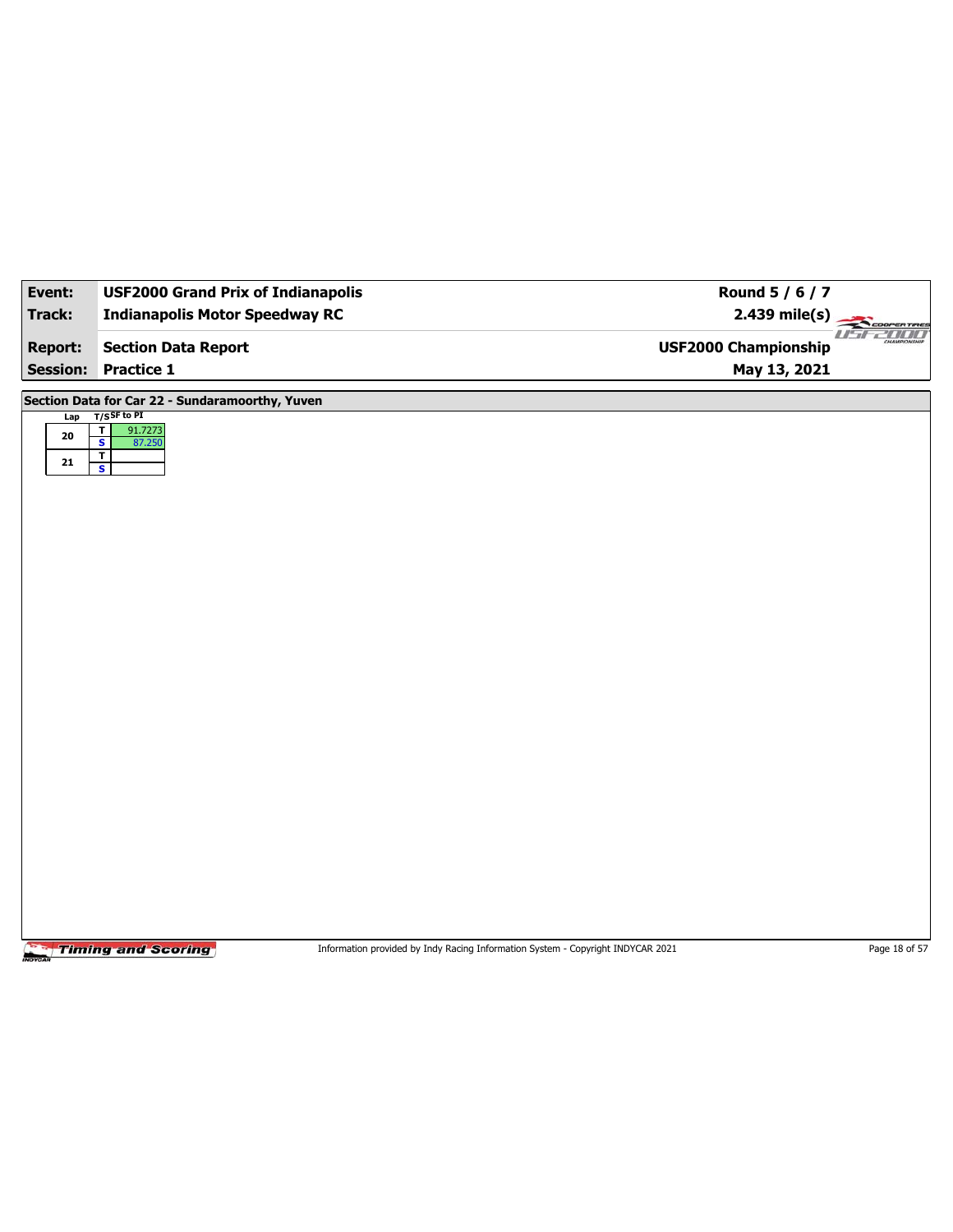| Event: | USF2000 Grand Prix of Indianapolis | Round 5 / 6 / 7 |
|---|---|---|
| Track: | Indianapolis Motor Speedway RC | 2.439 mile(s) |
| Report: | Section Data Report | USF2000 Championship |
| Session: | Practice 1 | May 13, 2021 |

## Section Data for Car 22 - Sundaramoorthy, Yuven

| Lap | T/S | SF to PI |
|---|---|---|
| 20 | T | 91.7273 |
| | S | 87.250 |
| 21 | T | |
| | S | |

Information provided by Indy Racing Information System - Copyright INDYCAR 2021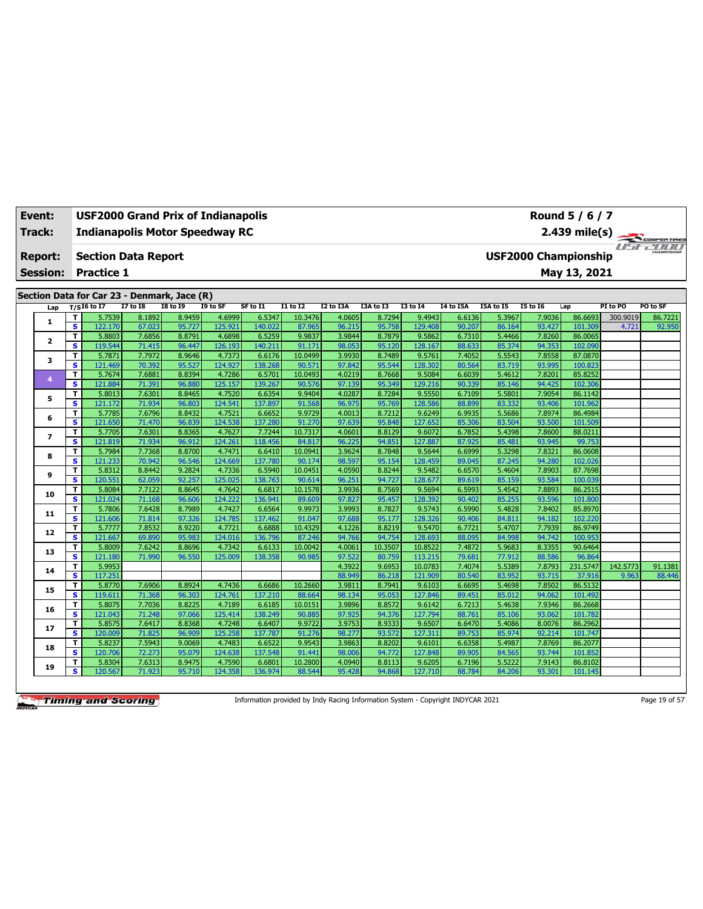| Event: | USF2000 Grand Prix of Indianapolis | Round 5 / 6 / 7 |
|---|---|---|
| Track: | Indianapolis Motor Speedway RC | 2.439 mile(s) |
| Report: | Section Data Report | USF2000 Championship |
| Session: | Practice 1 | May 13, 2021 |

## Section Data for Car 23 - Denmark, Jace (R)

| Lap | T/S | I6 to I7 | I7 to I8 | I8 to I9 | I9 to SF | SF to I1 | I1 to I2 | I2 to I3A | I3A to I3 | I3 to I4 | I4 to I5A | I5A to I5 | I5 to I6 | Lap | PI to PO | PO to SF |
|---|---|---|---|---|---|---|---|---|---|---|---|---|---|---|---|---|
| 1 | T | 5.7539 | 8.1892 | 8.9459 | 4.6999 | 6.5347 | 10.3476 | 4.0605 | 8.7294 | 9.4943 | 6.6136 | 5.3967 | 7.9036 | 86.6693 | 300.9019 | 86.7221 |
| | S | 122.170 | 67.023 | 95.727 | 125.921 | 140.022 | 87.965 | 96.215 | 95.758 | 129.408 | 90.207 | 86.164 | 93.427 | 101.309 | 4.721 | 92.950 |
| 2 | T | 5.8803 | 7.6856 | 8.8791 | 4.6898 | 6.5259 | 9.9837 | 3.9844 | 8.7879 | 9.5862 | 6.7310 | 5.4466 | 7.8260 | 86.0065 | | |
| | S | 119.544 | 71.415 | 96.447 | 126.193 | 140.211 | 91.171 | 98.053 | 95.120 | 128.167 | 88.633 | 85.374 | 94.353 | 102.090 | | |
| 3 | T | 5.7871 | 7.7972 | 8.9646 | 4.7373 | 6.6176 | 10.0499 | 3.9930 | 8.7489 | 9.5761 | 7.4052 | 5.5543 | 7.8558 | 87.0870 | | |
| | S | 121.469 | 70.392 | 95.527 | 124.927 | 138.268 | 90.571 | 97.842 | 95.544 | 128.302 | 80.564 | 83.719 | 93.995 | 100.823 | | |
| 4 | T | 5.7674 | 7.6881 | 8.8394 | 4.7286 | 6.5701 | 10.0493 | 4.0219 | 8.7668 | 9.5084 | 6.6039 | 5.4612 | 7.8201 | 85.8252 | | |
| | S | 121.884 | 71.391 | 96.880 | 125.157 | 139.267 | 90.576 | 97.139 | 95.349 | 129.216 | 90.339 | 85.146 | 94.425 | 102.306 | | |
| 5 | T | 5.8013 | 7.6301 | 8.8465 | 4.7520 | 6.6354 | 9.9404 | 4.0287 | 8.7284 | 9.5550 | 6.7109 | 5.5801 | 7.9054 | 86.1142 | | |
| | S | 121.172 | 71.934 | 96.803 | 124.541 | 137.897 | 91.568 | 96.975 | 95.769 | 128.586 | 88.899 | 83.332 | 93.406 | 101.962 | | |
| 6 | T | 5.7785 | 7.6796 | 8.8432 | 4.7521 | 6.6652 | 9.9729 | 4.0013 | 8.7212 | 9.6249 | 6.9935 | 5.5686 | 7.8974 | 86.4984 | | |
| | S | 121.650 | 71.470 | 96.839 | 124.538 | 137.280 | 91.270 | 97.639 | 95.848 | 127.652 | 85.306 | 83.504 | 93.500 | 101.509 | | |
| 7 | T | 5.7705 | 7.6301 | 8.8365 | 4.7627 | 7.7244 | 10.7317 | 4.0601 | 8.8129 | 9.6072 | 6.7852 | 5.4398 | 7.8600 | 88.0211 | | |
| | S | 121.819 | 71.934 | 96.912 | 124.261 | 118.456 | 84.817 | 96.225 | 94.851 | 127.887 | 87.925 | 85.481 | 93.945 | 99.753 | | |
| 8 | T | 5.7984 | 7.7368 | 8.8700 | 4.7471 | 6.6410 | 10.0941 | 3.9624 | 8.7848 | 9.5644 | 6.6999 | 5.3298 | 7.8321 | 86.0608 | | |
| | S | 121.233 | 70.942 | 96.546 | 124.669 | 137.780 | 90.174 | 98.597 | 95.154 | 128.459 | 89.045 | 87.245 | 94.280 | 102.026 | | |
| 9 | T | 5.8312 | 8.8442 | 9.2824 | 4.7336 | 6.5940 | 10.0451 | 4.0590 | 8.8244 | 9.5482 | 6.6570 | 5.4604 | 7.8903 | 87.7698 | | |
| | S | 120.551 | 62.059 | 92.257 | 125.025 | 138.763 | 90.614 | 96.251 | 94.727 | 128.677 | 89.619 | 85.159 | 93.584 | 100.039 | | |
| 10 | T | 5.8084 | 7.7122 | 8.8645 | 4.7642 | 6.6817 | 10.1578 | 3.9936 | 8.7569 | 9.5694 | 6.5993 | 5.4542 | 7.8893 | 86.2515 | | |
| | S | 121.024 | 71.168 | 96.606 | 124.222 | 136.941 | 89.609 | 97.827 | 95.457 | 128.392 | 90.402 | 85.255 | 93.596 | 101.800 | | |
| 11 | T | 5.7806 | 7.6428 | 8.7989 | 4.7427 | 6.6564 | 9.9973 | 3.9993 | 8.7827 | 9.5743 | 6.5990 | 5.4828 | 7.8402 | 85.8970 | | |
| | S | 121.606 | 71.814 | 97.326 | 124.785 | 137.462 | 91.047 | 97.688 | 95.177 | 128.326 | 90.406 | 84.811 | 94.182 | 102.220 | | |
| 12 | T | 5.7777 | 7.8532 | 8.9220 | 4.7721 | 6.6888 | 10.4329 | 4.1226 | 8.8219 | 9.5470 | 6.7721 | 5.4707 | 7.7939 | 86.9749 | | |
| | S | 121.667 | 69.890 | 95.983 | 124.016 | 136.796 | 87.246 | 94.766 | 94.754 | 128.693 | 88.095 | 84.998 | 94.742 | 100.953 | | |
| 13 | T | 5.8009 | 7.6242 | 8.8696 | 4.7342 | 6.6133 | 10.0042 | 4.0061 | 10.3507 | 10.8522 | 7.4872 | 5.9683 | 8.3355 | 90.6464 | | |
| | S | 121.180 | 71.990 | 96.550 | 125.009 | 138.358 | 90.985 | 97.522 | 80.759 | 113.215 | 79.681 | 77.912 | 88.586 | 96.864 | | |
| 14 | T | 5.9953 | | | | | | 4.3922 | 9.6953 | 10.0783 | 7.4074 | 5.5389 | 7.8793 | 231.5747 | 142.5773 | 91.1381 |
| | S | 117.251 | | | | | | 88.949 | 86.218 | 121.909 | 80.540 | 83.952 | 93.715 | 37.916 | 9.963 | 88.446 |
| 15 | T | 5.8770 | 7.6906 | 8.8924 | 4.7436 | 6.6686 | 10.2660 | 3.9811 | 8.7941 | 9.6103 | 6.6695 | 5.4698 | 7.8502 | 86.5132 | | |
| | S | 119.611 | 71.368 | 96.303 | 124.761 | 137.210 | 88.664 | 98.134 | 95.053 | 127.846 | 89.451 | 85.012 | 94.062 | 101.492 | | |
| 16 | T | 5.8075 | 7.7036 | 8.8225 | 4.7189 | 6.6185 | 10.0151 | 3.9896 | 8.8572 | 9.6142 | 6.7213 | 5.4638 | 7.9346 | 86.2668 | | |
| | S | 121.043 | 71.248 | 97.066 | 125.414 | 138.249 | 90.885 | 97.925 | 94.376 | 127.794 | 88.761 | 85.106 | 93.062 | 101.782 | | |
| 17 | T | 5.8575 | 7.6417 | 8.8368 | 4.7248 | 6.6407 | 9.9722 | 3.9753 | 8.9333 | 9.6507 | 6.6470 | 5.4086 | 8.0076 | 86.2962 | | |
| | S | 120.009 | 71.825 | 96.909 | 125.258 | 137.787 | 91.276 | 98.277 | 93.572 | 127.311 | 89.753 | 85.974 | 92.214 | 101.747 | | |
| 18 | T | 5.8237 | 7.5943 | 9.0069 | 4.7483 | 6.6522 | 9.9543 | 3.9863 | 8.8202 | 9.6101 | 6.6358 | 5.4987 | 7.8769 | 86.2077 | | |
| | S | 120.706 | 72.273 | 95.079 | 124.638 | 137.548 | 91.441 | 98.006 | 94.772 | 127.848 | 89.905 | 84.565 | 93.744 | 101.852 | | |
| 19 | T | 5.8304 | 7.6313 | 8.9475 | 4.7590 | 6.6801 | 10.2800 | 4.0940 | 8.8113 | 9.6205 | 6.7196 | 5.5222 | 7.9143 | 86.8102 | | |
| | S | 120.567 | 71.923 | 95.710 | 124.358 | 136.974 | 88.544 | 95.428 | 94.868 | 127.710 | 88.784 | 84.206 | 93.301 | 101.145 | | |

Information provided by Indy Racing Information System - Copyright INDYCAR 2021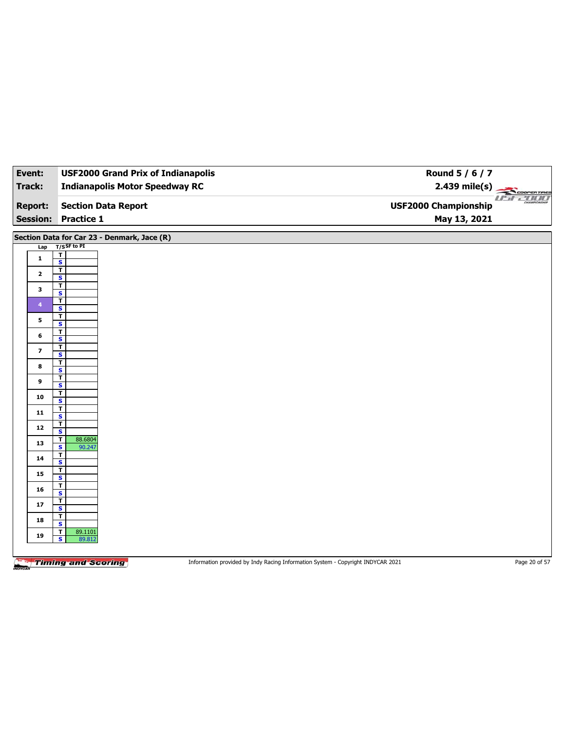| Event: | USF2000 Grand Prix of Indianapolis | Round 5 / 6 / 7 |
|---|---|---|
| Track: | Indianapolis Motor Speedway RC | 2.439 mile(s) |
| Report: | Section Data Report | USF2000 Championship |
| Session: | Practice 1 | May 13, 2021 |

## Section Data for Car 23 - Denmark, Jace (R)

| Lap | T/S | SF to PI |
|---|---|---|
| 1 | T | |
| | S | |
| 2 | T | |
| | S | |
| 3 | T | |
| | S | |
| 4 | T | |
| | S | |
| 5 | T | |
| | S | |
| 6 | T | |
| | S | |
| 7 | T | |
| | S | |
| 8 | T | |
| | S | |
| 9 | T | |
| | S | |
| 10 | T | |
| | S | |
| 11 | T | |
| | S | |
| 12 | T | |
| | S | |
| 13 | T | 88.6804 |
| | S | 90.247 |
| 14 | T | |
| | S | |
| 15 | T | |
| | S | |
| 16 | T | |
| | S | |
| 17 | T | |
| | S | |
| 18 | T | |
| | S | |
| 19 | T | 89.1101 |
| | S | 89.812 |

Information provided by Indy Racing Information System - Copyright INDYCAR 2021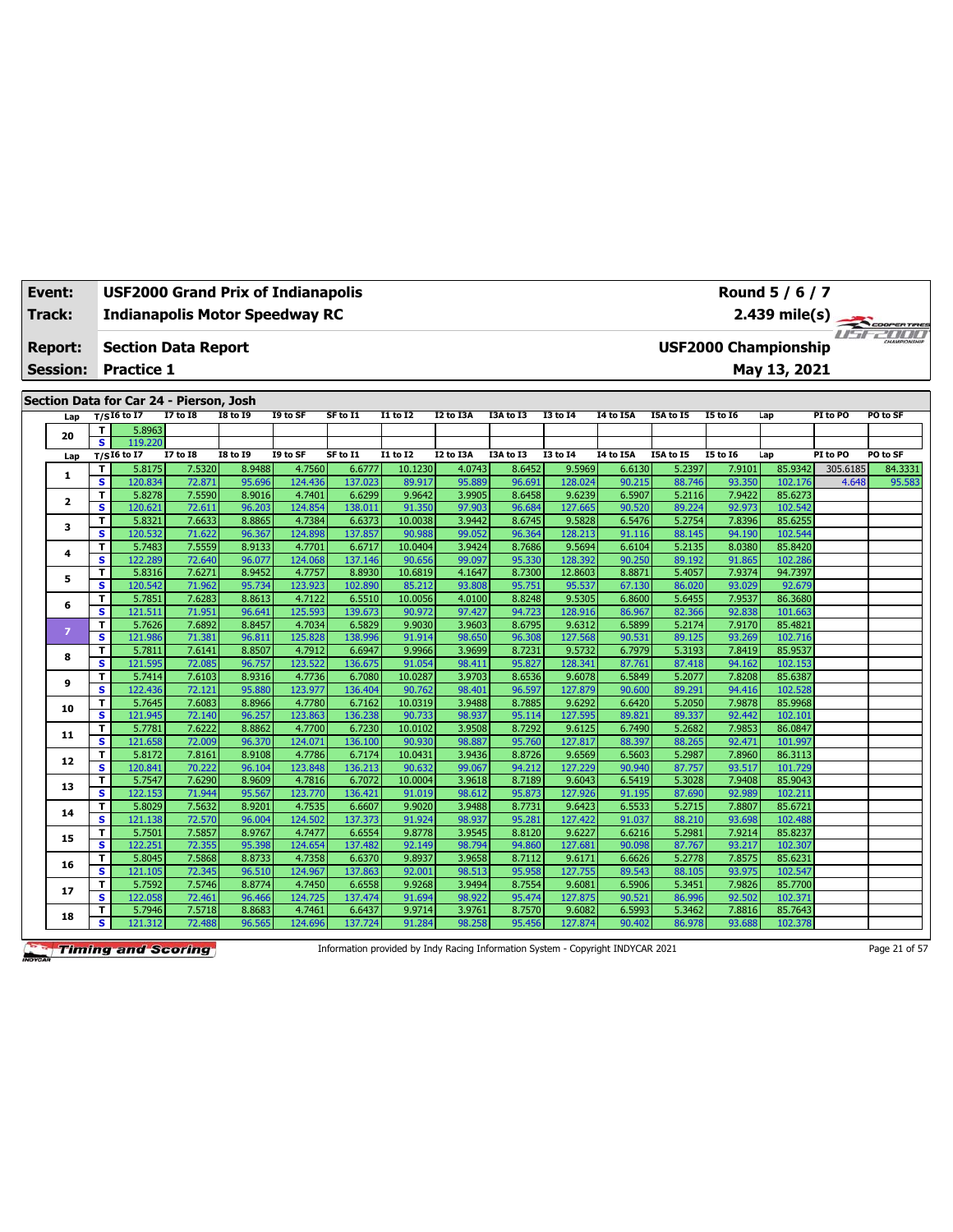| Event: | USF2000 Grand Prix of Indianapolis | Round 5 / 6 / 7 |
|---|---|---|
| Track: | Indianapolis Motor Speedway RC | 2.439 mile(s) |
| Report: | Section Data Report | USF2000 Championship |
| Session: | Practice 1 | May 13, 2021 |

## Section Data for Car 24 - Pierson, Josh

| Lap | T/S | I6 to I7 | I7 to I8 | I8 to I9 | I9 to SF | SF to I1 | I1 to I2 | I2 to I3A | I3A to I3 | I3 to I4 | I4 to I5A | I5A to I5 | I5 to I6 | Lap | PI to PO | PO to SF |
|---|---|---|---|---|---|---|---|---|---|---|---|---|---|---|---|---|
| 20 | T | 5.8963 | | | | | | | | | | | | | | |
| | S | 119.220 | | | | | | | | | | | | | | |
| 1 | T | 5.8175 | 7.5320 | 8.9488 | 4.7560 | 6.6777 | 10.1230 | 4.0743 | 8.6452 | 9.5969 | 6.6130 | 5.2397 | 7.9101 | 85.9342 | 305.6185 | 84.3331 |
| | S | 120.834 | 72.871 | 95.696 | 124.436 | 137.023 | 89.917 | 95.889 | 96.691 | 128.024 | 90.215 | 88.746 | 93.350 | 102.176 | 4.648 | 95.583 |
| 2 | T | 5.8278 | 7.5590 | 8.9016 | 4.7401 | 6.6299 | 9.9642 | 3.9905 | 8.6458 | 9.6239 | 6.5907 | 5.2116 | 7.9422 | 85.6273 | | |
| | S | 120.621 | 72.611 | 96.203 | 124.854 | 138.011 | 91.350 | 97.903 | 96.684 | 127.665 | 90.520 | 89.224 | 92.973 | 102.542 | | |
| 3 | T | 5.8321 | 7.6633 | 8.8865 | 4.7384 | 6.6373 | 10.0038 | 3.9442 | 8.6745 | 9.5828 | 6.5476 | 5.2754 | 7.8396 | 85.6255 | | |
| | S | 120.532 | 71.622 | 96.367 | 124.898 | 137.857 | 90.988 | 99.052 | 96.364 | 128.213 | 91.116 | 88.145 | 94.190 | 102.544 | | |
| 4 | T | 5.7483 | 7.5559 | 8.9133 | 4.7701 | 6.6717 | 10.0404 | 3.9424 | 8.7686 | 9.5694 | 6.6104 | 5.2135 | 8.0380 | 85.8420 | | |
| | S | 122.289 | 72.640 | 96.077 | 124.068 | 137.146 | 90.656 | 99.097 | 95.330 | 128.392 | 90.250 | 89.192 | 91.865 | 102.286 | | |
| 5 | T | 5.8316 | 7.6271 | 8.9452 | 4.7757 | 8.8930 | 10.6819 | 4.1647 | 8.7300 | 12.8603 | 8.8871 | 5.4057 | 7.9374 | 94.7397 | | |
| | S | 120.542 | 71.962 | 95.734 | 123.923 | 102.890 | 85.212 | 93.808 | 95.751 | 95.537 | 67.130 | 86.020 | 93.029 | 92.679 | | |
| 6 | T | 5.7851 | 7.6283 | 8.8613 | 4.7122 | 6.5510 | 10.0056 | 4.0100 | 8.8248 | 9.5305 | 6.8600 | 5.6455 | 7.9537 | 86.3680 | | |
| | S | 121.511 | 71.951 | 96.641 | 125.593 | 139.673 | 90.972 | 97.427 | 94.723 | 128.916 | 86.967 | 82.366 | 92.838 | 101.663 | | |
| 7 | T | 5.7626 | 7.6892 | 8.8457 | 4.7034 | 6.5829 | 9.9030 | 3.9603 | 8.6795 | 9.6312 | 6.5899 | 5.2174 | 7.9170 | 85.4821 | | |
| | S | 121.986 | 71.381 | 96.811 | 125.828 | 138.996 | 91.914 | 98.650 | 96.308 | 127.568 | 90.531 | 89.125 | 93.269 | 102.716 | | |
| 8 | T | 5.7811 | 7.6141 | 8.8507 | 4.7912 | 6.6947 | 9.9966 | 3.9699 | 8.7231 | 9.5732 | 6.7979 | 5.3193 | 7.8419 | 85.9537 | | |
| | S | 121.595 | 72.085 | 96.757 | 123.522 | 136.675 | 91.054 | 98.411 | 95.827 | 128.341 | 87.761 | 87.418 | 94.162 | 102.153 | | |
| 9 | T | 5.7414 | 7.6103 | 8.9316 | 4.7736 | 6.7080 | 10.0287 | 3.9703 | 8.6536 | 9.6078 | 6.5849 | 5.2077 | 7.8208 | 85.6387 | | |
| | S | 122.436 | 72.121 | 95.880 | 123.977 | 136.404 | 90.762 | 98.401 | 96.597 | 127.879 | 90.600 | 89.291 | 94.416 | 102.528 | | |
| 10 | T | 5.7645 | 7.6083 | 8.8966 | 4.7780 | 6.7162 | 10.0319 | 3.9488 | 8.7885 | 9.6292 | 6.6420 | 5.2050 | 7.9878 | 85.9968 | | |
| | S | 121.945 | 72.140 | 96.257 | 123.863 | 136.238 | 90.733 | 98.937 | 95.114 | 127.595 | 89.821 | 89.337 | 92.442 | 102.101 | | |
| 11 | T | 5.7781 | 7.6222 | 8.8862 | 4.7700 | 6.7230 | 10.0102 | 3.9508 | 8.7292 | 9.6125 | 6.7490 | 5.2682 | 7.9853 | 86.0847 | | |
| | S | 121.658 | 72.009 | 96.370 | 124.071 | 136.100 | 90.930 | 98.887 | 95.760 | 127.817 | 88.397 | 88.265 | 92.471 | 101.997 | | |
| 12 | T | 5.8172 | 7.8161 | 8.9108 | 4.7786 | 6.7174 | 10.0431 | 3.9436 | 8.8726 | 9.6569 | 6.5603 | 5.2987 | 7.8960 | 86.3113 | | |
| | S | 120.841 | 70.222 | 96.104 | 123.848 | 136.213 | 90.632 | 99.067 | 94.212 | 127.229 | 90.940 | 87.757 | 93.517 | 101.729 | | |
| 13 | T | 5.7547 | 7.6290 | 8.9609 | 4.7816 | 6.7072 | 10.0004 | 3.9618 | 8.7189 | 9.6043 | 6.5419 | 5.3028 | 7.9408 | 85.9043 | | |
| | S | 122.153 | 71.944 | 95.567 | 123.770 | 136.421 | 91.019 | 98.612 | 95.873 | 127.926 | 91.195 | 87.690 | 92.989 | 102.211 | | |
| 14 | T | 5.8029 | 7.5632 | 8.9201 | 4.7535 | 6.6607 | 9.9020 | 3.9488 | 8.7731 | 9.6423 | 6.5533 | 5.2715 | 7.8807 | 85.6721 | | |
| | S | 121.138 | 72.570 | 96.004 | 124.502 | 137.373 | 91.924 | 98.937 | 95.281 | 127.422 | 91.037 | 88.210 | 93.698 | 102.488 | | |
| 15 | T | 5.7501 | 7.5857 | 8.9767 | 4.7477 | 6.6554 | 9.8778 | 3.9545 | 8.8120 | 9.6227 | 6.6216 | 5.2981 | 7.9214 | 85.8237 | | |
| | S | 122.251 | 72.355 | 95.398 | 124.654 | 137.482 | 92.149 | 98.794 | 94.860 | 127.681 | 90.098 | 87.767 | 93.217 | 102.307 | | |
| 16 | T | 5.8045 | 7.5868 | 8.8733 | 4.7358 | 6.6370 | 9.8937 | 3.9658 | 8.7112 | 9.6171 | 6.6626 | 5.2778 | 7.8575 | 85.6231 | | |
| | S | 121.105 | 72.345 | 96.510 | 124.967 | 137.863 | 92.001 | 98.513 | 95.958 | 127.755 | 89.543 | 88.105 | 93.975 | 102.547 | | |
| 17 | T | 5.7592 | 7.5746 | 8.8774 | 4.7450 | 6.6558 | 9.9268 | 3.9494 | 8.7554 | 9.6081 | 6.5906 | 5.3451 | 7.9826 | 85.7700 | | |
| | S | 122.058 | 72.461 | 96.466 | 124.725 | 137.474 | 91.694 | 98.922 | 95.474 | 127.875 | 90.521 | 86.996 | 92.502 | 102.371 | | |
| 18 | T | 5.7946 | 7.5718 | 8.8683 | 4.7461 | 6.6437 | 9.9714 | 3.9761 | 8.7570 | 9.6082 | 6.5993 | 5.3462 | 7.8816 | 85.7643 | | |
| | S | 121.312 | 72.488 | 96.565 | 124.696 | 137.724 | 91.284 | 98.258 | 95.456 | 127.874 | 90.402 | 86.978 | 93.688 | 102.378 | | |

Information provided by Indy Racing Information System - Copyright INDYCAR 2021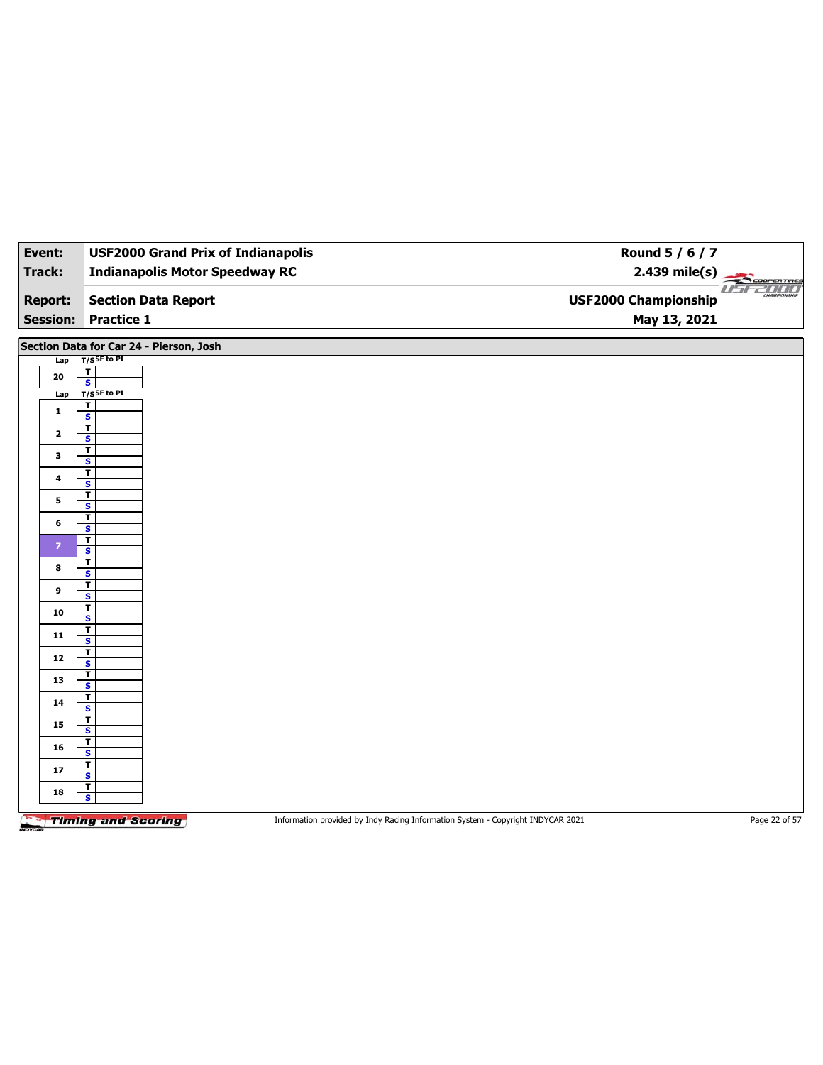| Event: | USF2000 Grand Prix of Indianapolis | Round 5 / 6 / 7 |
|---|---|---|
| Track: | Indianapolis Motor Speedway RC | 2.439 mile(s) |
| Report: | Section Data Report | USF2000 Championship |
| Session: | Practice 1 | May 13, 2021 |

## Section Data for Car 24 - Pierson, Josh

| Lap | T/S | SF to PI |
|---|---|---|
| 20 | T | |
| | S | |

| Lap | T/S | SF to PI |
|---|---|---|
| 1 | T | |
| | S | |
| 2 | T | |
| | S | |
| 3 | T | |
| | S | |
| 4 | T | |
| | S | |
| 5 | T | |
| | S | |
| 6 | T | |
| | S | |
| 7 | T | |
| | S | |
| 8 | T | |
| | S | |
| 9 | T | |
| | S | |
| 10 | T | |
| | S | |
| 11 | T | |
| | S | |
| 12 | T | |
| | S | |
| 13 | T | |
| | S | |
| 14 | T | |
| | S | |
| 15 | T | |
| | S | |
| 16 | T | |
| | S | |
| 17 | T | |
| | S | |
| 18 | T | |
| | S | |

Information provided by Indy Racing Information System - Copyright INDYCAR 2021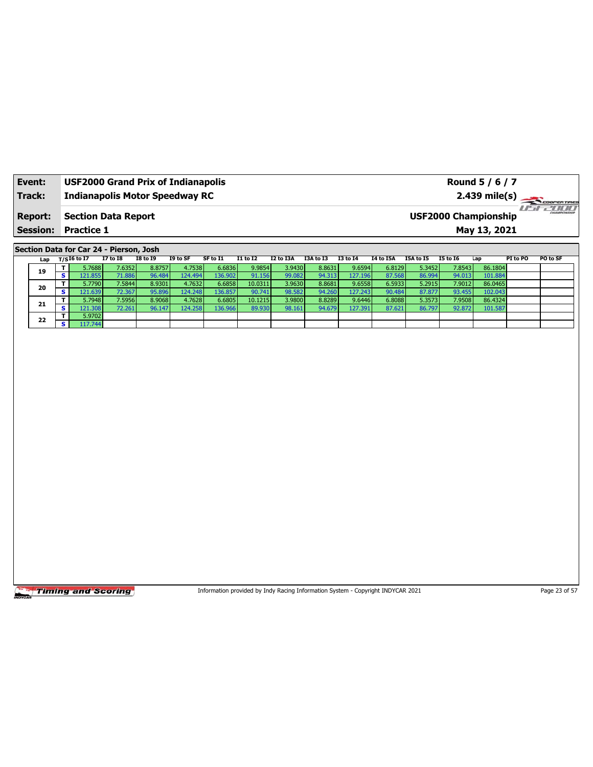| **Event:** | **USF2000 Grand Prix of Indianapolis** | **Round 5 / 6 / 7** |
|---|---|---|
| **Track:** | **Indianapolis Motor Speedway RC** | **2.439 mile(s)** |
| **Report:** | **Section Data Report** | **USF2000 Championship** |
| **Session:** | **Practice 1** | **May 13, 2021** |

**Section Data for Car 24 - Pierson, Josh**

| Lap | T/S | I6 to I7 | I7 to I8 | I8 to I9 | I9 to SF | SF to I1 | I1 to I2 | I2 to I3A | I3A to I3 | I3 to I4 | I4 to I5A | I5A to I5 | I5 to I6 | Lap | PI to PO | PO to SF |
|---|---|---|---|---|---|---|---|---|---|---|---|---|---|---|---|---|
| 19 | T | 5.7688 | 7.6352 | 8.8757 | 4.7538 | 6.6836 | 9.9854 | 3.9430 | 8.8631 | 9.6594 | 6.8129 | 5.3452 | 7.8543 | 86.1804 | | |
| | S | 121.855 | 71.886 | 96.484 | 124.494 | 136.902 | 91.156 | 99.082 | 94.313 | 127.196 | 87.568 | 86.994 | 94.013 | 101.884 | | |
| 20 | T | 5.7790 | 7.5844 | 8.9301 | 4.7632 | 6.6858 | 10.0311 | 3.9630 | 8.8681 | 9.6558 | 6.5933 | 5.2915 | 7.9012 | 86.0465 | | |
| | S | 121.639 | 72.367 | 95.896 | 124.248 | 136.857 | 90.741 | 98.582 | 94.260 | 127.243 | 90.484 | 87.877 | 93.455 | 102.043 | | |
| 21 | T | 5.7948 | 7.5956 | 8.9068 | 4.7628 | 6.6805 | 10.1215 | 3.9800 | 8.8289 | 9.6446 | 6.8088 | 5.3573 | 7.9508 | 86.4324 | | |
| | S | 121.308 | 72.261 | 96.147 | 124.258 | 136.966 | 89.930 | 98.161 | 94.679 | 127.391 | 87.621 | 86.797 | 92.872 | 101.587 | | |
| 22 | T | 5.9702 | | | | | | | | | | | | | | |
| | S | 117.744 | | | | | | | | | | | | | | |

Information provided by Indy Racing Information System - Copyright INDYCAR 2021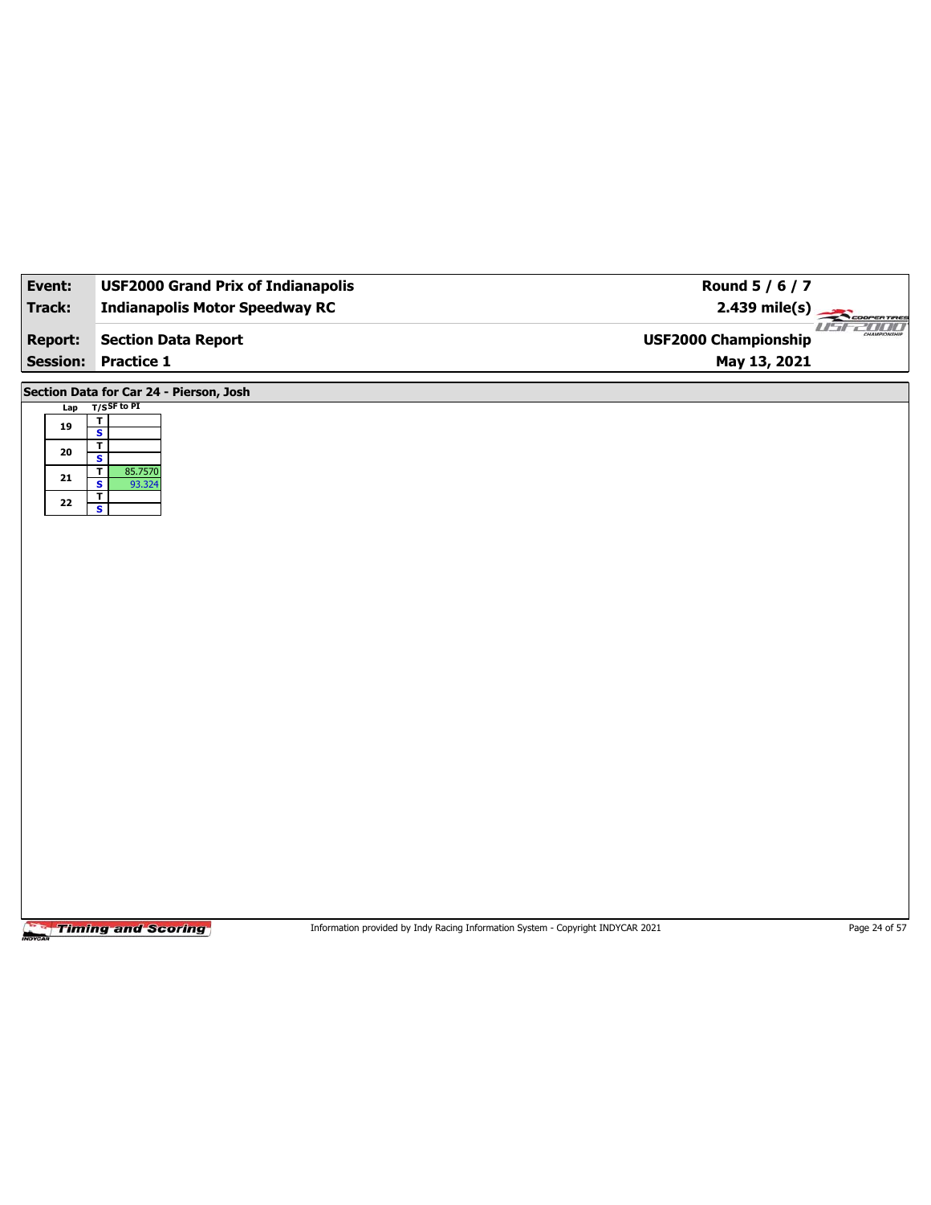| Event: | USF2000 Grand Prix of Indianapolis | Round 5 / 6 / 7 |
|---|---|---|
| Track: | Indianapolis Motor Speedway RC | 2.439 mile(s) |
| Report: | Section Data Report | USF2000 Championship |
| Session: | Practice 1 | May 13, 2021 |

## Section Data for Car 24 - Pierson, Josh

| Lap | T/S | SF to PI |
|---|---|---|
| 19 | T | |
| | S | |
| 20 | T | |
| | S | |
| 21 | T | 85.7570 |
| | S | 93.324 |
| 22 | T | |
| | S | |

Information provided by Indy Racing Information System - Copyright INDYCAR 2021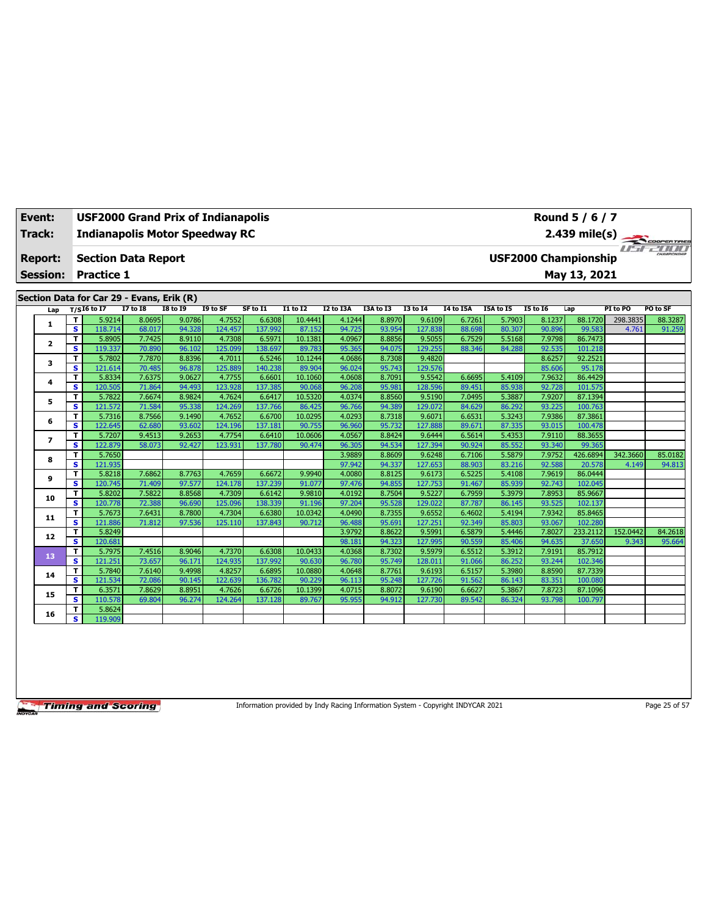| Event: | USF2000 Grand Prix of Indianapolis | Round 5 / 6 / 7 |
|---|---|---|
| Track: | Indianapolis Motor Speedway RC | 2.439 mile(s) |
| Report: | Section Data Report | USF2000 Championship |
| Session: | Practice 1 | May 13, 2021 |

## Section Data for Car 29 - Evans, Erik (R)

| Lap | T/S | I6 to I7 | I7 to I8 | I8 to I9 | I9 to SF | SF to I1 | I1 to I2 | I2 to I3A | I3A to I3 | I3 to I4 | I4 to I5A | I5A to I5 | I5 to I6 | Lap | PI to PO | PO to SF |
|---|---|---|---|---|---|---|---|---|---|---|---|---|---|---|---|---|
| 1 | T | 5.9214 | 8.0695 | 9.0786 | 4.7552 | 6.6308 | 10.4441 | 4.1244 | 8.8970 | 9.6109 | 6.7261 | 5.7903 | 8.1237 | 88.1720 | 298.3835 | 88.3287 |
| | S | 118.714 | 68.017 | 94.328 | 124.457 | 137.992 | 87.152 | 94.725 | 93.954 | 127.838 | 88.698 | 80.307 | 90.896 | 99.583 | 4.761 | 91.259 |
| 2 | T | 5.8905 | 7.7425 | 8.9110 | 4.7308 | 6.5971 | 10.1381 | 4.0967 | 8.8856 | 9.5055 | 6.7529 | 5.5168 | 7.9798 | 86.7473 | | |
| | S | 119.337 | 70.890 | 96.102 | 125.099 | 138.697 | 89.783 | 95.365 | 94.075 | 129.255 | 88.346 | 84.288 | 92.535 | 101.218 | | |
| 3 | T | 5.7802 | 7.7870 | 8.8396 | 4.7011 | 6.5246 | 10.1244 | 4.0686 | 8.7308 | 9.4820 | | | 8.6257 | 92.2521 | | |
| | S | 121.614 | 70.485 | 96.878 | 125.889 | 140.238 | 89.904 | 96.024 | 95.743 | 129.576 | | | 85.606 | 95.178 | | |
| 4 | T | 5.8334 | 7.6375 | 9.0627 | 4.7755 | 6.6601 | 10.1060 | 4.0608 | 8.7091 | 9.5542 | 6.6695 | 5.4109 | 7.9632 | 86.4429 | | |
| | S | 120.505 | 71.864 | 94.493 | 123.928 | 137.385 | 90.068 | 96.208 | 95.981 | 128.596 | 89.451 | 85.938 | 92.728 | 101.575 | | |
| 5 | T | 5.7822 | 7.6674 | 8.9824 | 4.7624 | 6.6417 | 10.5320 | 4.0374 | 8.8560 | 9.5190 | 7.0495 | 5.3887 | 7.9207 | 87.1394 | | |
| | S | 121.572 | 71.584 | 95.338 | 124.269 | 137.766 | 86.425 | 96.766 | 94.389 | 129.072 | 84.629 | 86.292 | 93.225 | 100.763 | | |
| 6 | T | 5.7316 | 8.7566 | 9.1490 | 4.7652 | 6.6700 | 10.0295 | 4.0293 | 8.7318 | 9.6071 | 6.6531 | 5.3243 | 7.9386 | 87.3861 | | |
| | S | 122.645 | 62.680 | 93.602 | 124.196 | 137.181 | 90.755 | 96.960 | 95.732 | 127.888 | 89.671 | 87.335 | 93.015 | 100.478 | | |
| 7 | T | 5.7207 | 9.4513 | 9.2653 | 4.7754 | 6.6410 | 10.0606 | 4.0567 | 8.8424 | 9.6444 | 6.5614 | 5.4353 | 7.9110 | 88.3655 | | |
| | S | 122.879 | 58.073 | 92.427 | 123.931 | 137.780 | 90.474 | 96.305 | 94.534 | 127.394 | 90.924 | 85.552 | 93.340 | 99.365 | | |
| 8 | T | 5.7650 | | | | | | 3.9889 | 8.8609 | 9.6248 | 6.7106 | 5.5879 | 7.9752 | 426.6894 | 342.3660 | 85.0182 |
| | S | 121.935 | | | | | | 97.942 | 94.337 | 127.653 | 88.903 | 83.216 | 92.588 | 20.578 | 4.149 | 94.813 |
| 9 | T | 5.8218 | 7.6862 | 8.7763 | 4.7659 | 6.6672 | 9.9940 | 4.0080 | 8.8125 | 9.6173 | 6.5225 | 5.4108 | 7.9619 | 86.0444 | | |
| | S | 120.745 | 71.409 | 97.577 | 124.178 | 137.239 | 91.077 | 97.476 | 94.855 | 127.753 | 91.467 | 85.939 | 92.743 | 102.045 | | |
| 10 | T | 5.8202 | 7.5822 | 8.8568 | 4.7309 | 6.6142 | 9.9810 | 4.0192 | 8.7504 | 9.5227 | 6.7959 | 5.3979 | 7.8953 | 85.9667 | | |
| | S | 120.778 | 72.388 | 96.690 | 125.096 | 138.339 | 91.196 | 97.204 | 95.528 | 129.022 | 87.787 | 86.145 | 93.525 | 102.137 | | |
| 11 | T | 5.7673 | 7.6431 | 8.7800 | 4.7304 | 6.6380 | 10.0342 | 4.0490 | 8.7355 | 9.6552 | 6.4602 | 5.4194 | 7.9342 | 85.8465 | | |
| | S | 121.886 | 71.812 | 97.536 | 125.110 | 137.843 | 90.712 | 96.488 | 95.691 | 127.251 | 92.349 | 85.803 | 93.067 | 102.280 | | |
| 12 | T | 5.8249 | | | | | | 3.9792 | 8.8622 | 9.5991 | 6.5879 | 5.4446 | 7.8027 | 233.2112 | 152.0442 | 84.2618 |
| | S | 120.681 | | | | | | 98.181 | 94.323 | 127.995 | 90.559 | 85.406 | 94.635 | 37.650 | 9.343 | 95.664 |
| 13 | T | 5.7975 | 7.4516 | 8.9046 | 4.7370 | 6.6308 | 10.0433 | 4.0368 | 8.7302 | 9.5979 | 6.5512 | 5.3912 | 7.9191 | 85.7912 | | |
| | S | 121.251 | 73.657 | 96.171 | 124.935 | 137.992 | 90.630 | 96.780 | 95.749 | 128.011 | 91.066 | 86.252 | 93.244 | 102.346 | | |
| 14 | T | 5.7840 | 7.6140 | 9.4998 | 4.8257 | 6.6895 | 10.0880 | 4.0648 | 8.7761 | 9.6193 | 6.5157 | 5.3980 | 8.8590 | 87.7339 | | |
| | S | 121.534 | 72.086 | 90.145 | 122.639 | 136.782 | 90.229 | 96.113 | 95.248 | 127.726 | 91.562 | 86.143 | 83.351 | 100.080 | | |
| 15 | T | 6.3571 | 7.8629 | 8.8951 | 4.7626 | 6.6726 | 10.1399 | 4.0715 | 8.8072 | 9.6190 | 6.6627 | 5.3867 | 7.8723 | 87.1096 | | |
| | S | 110.578 | 69.804 | 96.274 | 124.264 | 137.128 | 89.767 | 95.955 | 94.912 | 127.730 | 89.542 | 86.324 | 93.798 | 100.797 | | |
| 16 | T | 5.8624 | | | | | | | | | | | | | | |
| | S | 119.909 | | | | | | | | | | | | | | |

Information provided by Indy Racing Information System - Copyright INDYCAR 2021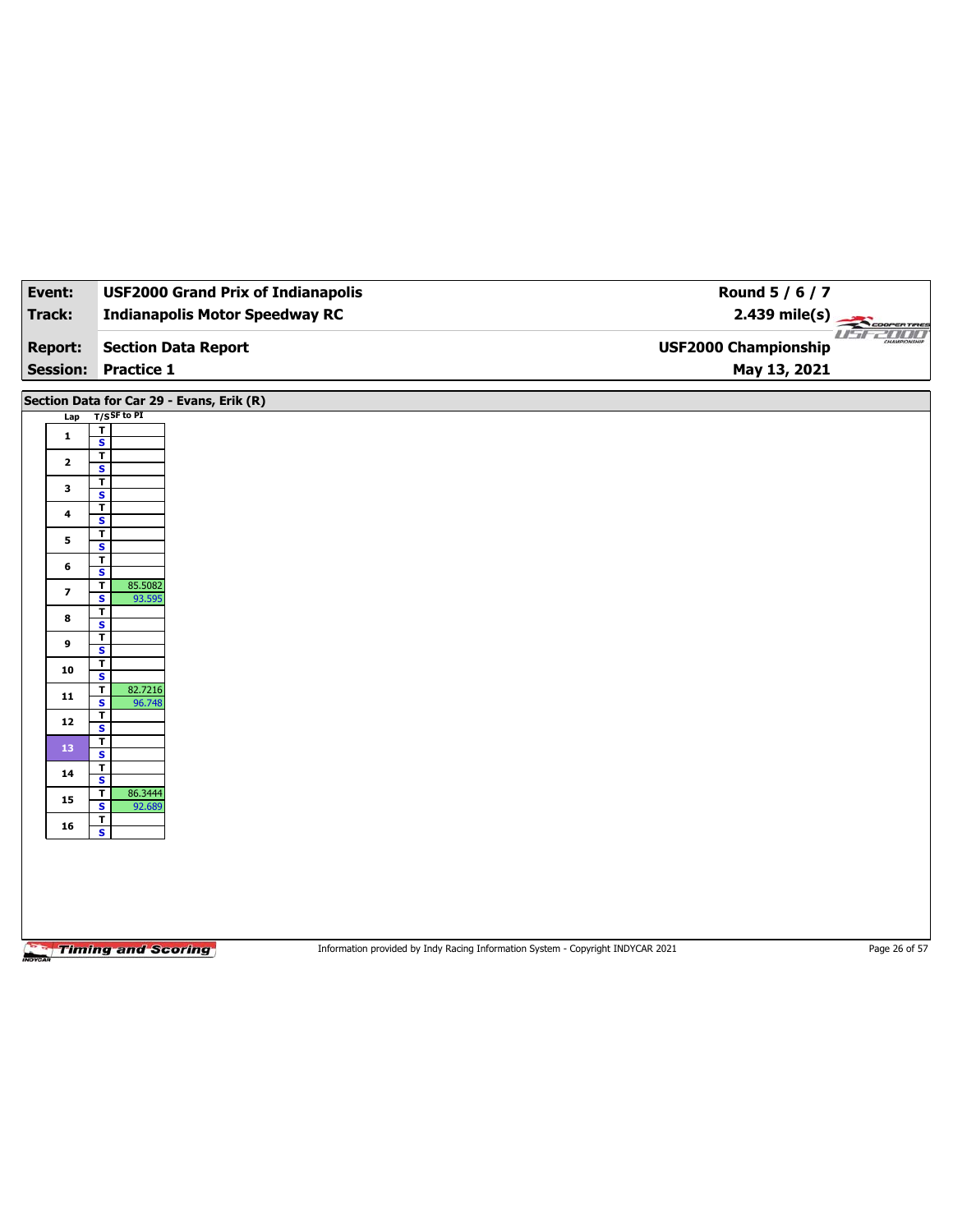| Event: | USF2000 Grand Prix of Indianapolis | Round 5 / 6 / 7 |
|---|---|---|
| Track: | Indianapolis Motor Speedway RC | 2.439 mile(s) |
| Report: | Section Data Report | USF2000 Championship |
| Session: | Practice 1 | May 13, 2021 |

## Section Data for Car 29 - Evans, Erik (R)

| Lap | T/S | SF to PI |
|---|---|---|
| 1 | T | |
| | S | |
| 2 | T | |
| | S | |
| 3 | T | |
| | S | |
| 4 | T | |
| | S | |
| 5 | T | |
| | S | |
| 6 | T | |
| | S | |
| 7 | T | 85.5082 |
| | S | 93.595 |
| 8 | T | |
| | S | |
| 9 | T | |
| | S | |
| 10 | T | |
| | S | |
| 11 | T | 82.7216 |
| | S | 96.748 |
| 12 | T | |
| | S | |
| 13 | T | |
| | S | |
| 14 | T | |
| | S | |
| 15 | T | 86.3444 |
| | S | 92.689 |
| 16 | T | |
| | S | |

Information provided by Indy Racing Information System - Copyright INDYCAR 2021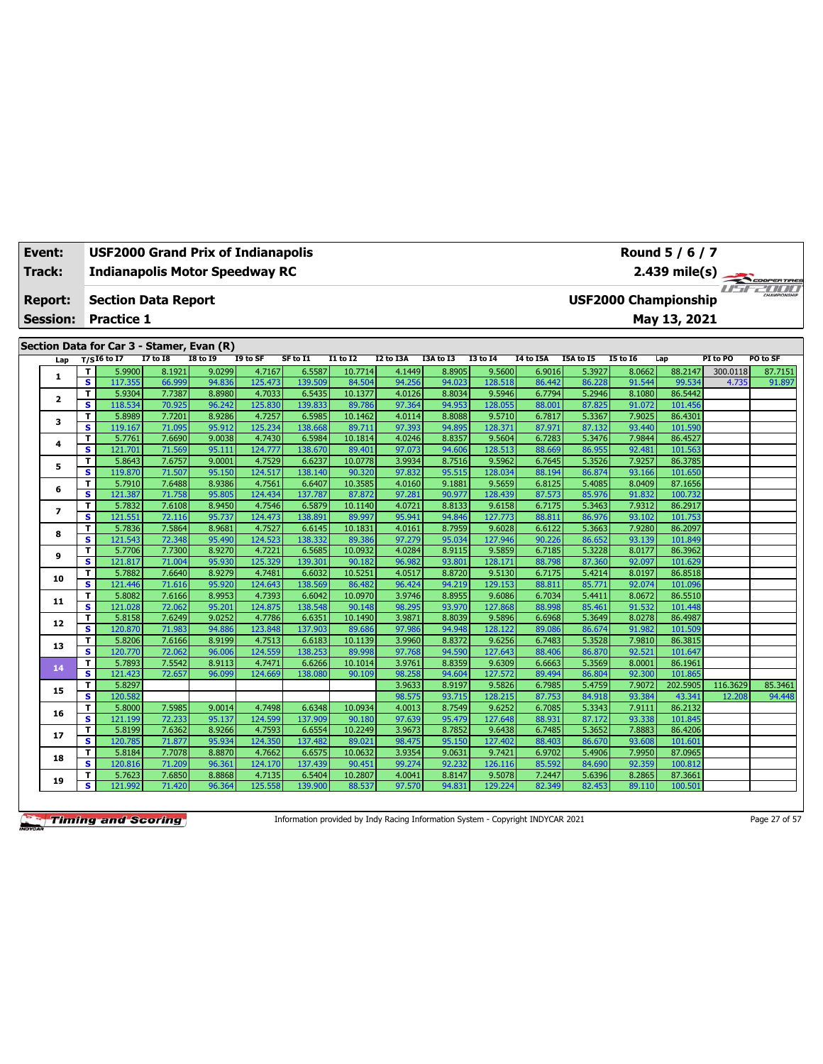| Event: | USF2000 Grand Prix of Indianapolis | Round 5 / 6 / 7 |
|---|---|---|
| Track: | Indianapolis Motor Speedway RC | 2.439 mile(s) |
| Report: | Section Data Report | USF2000 Championship |
| Session: | Practice 1 | May 13, 2021 |

## Section Data for Car 3 - Stamer, Evan (R)

| Lap | T/S | I6 to I7 | I7 to I8 | I8 to I9 | I9 to SF | SF to I1 | I1 to I2 | I2 to I3A | I3A to I3 | I3 to I4 | I4 to I5A | I5A to I5 | I5 to I6 | Lap | PI to PO | PO to SF |
|---|---|---|---|---|---|---|---|---|---|---|---|---|---|---|---|---|
| 1 | T | 5.9900 | 8.1921 | 9.0299 | 4.7167 | 6.5587 | 10.7714 | 4.1449 | 8.8905 | 9.5600 | 6.9016 | 5.3927 | 8.0662 | 88.2147 | 300.0118 | 87.7151 |
| | S | 117.355 | 66.999 | 94.836 | 125.473 | 139.509 | 84.504 | 94.256 | 94.023 | 128.518 | 86.442 | 86.228 | 91.544 | 99.534 | 4.735 | 91.897 |
| 2 | T | 5.9304 | 7.7387 | 8.8980 | 4.7033 | 6.5435 | 10.1377 | 4.0126 | 8.8034 | 9.5946 | 6.7794 | 5.2946 | 8.1080 | 86.5442 | | |
| | S | 118.534 | 70.925 | 96.242 | 125.830 | 139.833 | 89.786 | 97.364 | 94.953 | 128.055 | 88.001 | 87.825 | 91.072 | 101.456 | | |
| 3 | T | 5.8989 | 7.7201 | 8.9286 | 4.7257 | 6.5985 | 10.1462 | 4.0114 | 8.8088 | 9.5710 | 6.7817 | 5.3367 | 7.9025 | 86.4301 | | |
| | S | 119.167 | 71.095 | 95.912 | 125.234 | 138.668 | 89.711 | 97.393 | 94.895 | 128.371 | 87.971 | 87.132 | 93.440 | 101.590 | | |
| 4 | T | 5.7761 | 7.6690 | 9.0038 | 4.7430 | 6.5984 | 10.1814 | 4.0246 | 8.8357 | 9.5604 | 6.7283 | 5.3476 | 7.9844 | 86.4527 | | |
| | S | 121.701 | 71.569 | 95.111 | 124.777 | 138.670 | 89.401 | 97.073 | 94.606 | 128.513 | 88.669 | 86.955 | 92.481 | 101.563 | | |
| 5 | T | 5.8643 | 7.6757 | 9.0001 | 4.7529 | 6.6237 | 10.0778 | 3.9934 | 8.7516 | 9.5962 | 6.7645 | 5.3526 | 7.9257 | 86.3785 | | |
| | S | 119.870 | 71.507 | 95.150 | 124.517 | 138.140 | 90.320 | 97.832 | 95.515 | 128.034 | 88.194 | 86.874 | 93.166 | 101.650 | | |
| 6 | T | 5.7910 | 7.6488 | 8.9386 | 4.7561 | 6.6407 | 10.3585 | 4.0160 | 9.1881 | 9.5659 | 6.8125 | 5.4085 | 8.0409 | 87.1656 | | |
| | S | 121.387 | 71.758 | 95.805 | 124.434 | 137.787 | 87.872 | 97.281 | 90.977 | 128.439 | 87.573 | 85.976 | 91.832 | 100.732 | | |
| 7 | T | 5.7832 | 7.6108 | 8.9450 | 4.7546 | 6.5879 | 10.1140 | 4.0721 | 8.8133 | 9.6158 | 6.7175 | 5.3463 | 7.9312 | 86.2917 | | |
| | S | 121.551 | 72.116 | 95.737 | 124.473 | 138.891 | 89.997 | 95.941 | 94.846 | 127.773 | 88.811 | 86.976 | 93.102 | 101.753 | | |
| 8 | T | 5.7836 | 7.5864 | 8.9681 | 4.7527 | 6.6145 | 10.1831 | 4.0161 | 8.7959 | 9.6028 | 6.6122 | 5.3663 | 7.9280 | 86.2097 | | |
| | S | 121.543 | 72.348 | 95.490 | 124.523 | 138.332 | 89.386 | 97.279 | 95.034 | 127.946 | 90.226 | 86.652 | 93.139 | 101.849 | | |
| 9 | T | 5.7706 | 7.7300 | 8.9270 | 4.7221 | 6.5685 | 10.0932 | 4.0284 | 8.9115 | 9.5859 | 6.7185 | 5.3228 | 8.0177 | 86.3962 | | |
| | S | 121.817 | 71.004 | 95.930 | 125.329 | 139.301 | 90.182 | 96.982 | 93.801 | 128.171 | 88.798 | 87.360 | 92.097 | 101.629 | | |
| 10 | T | 5.7882 | 7.6640 | 8.9279 | 4.7481 | 6.6032 | 10.5251 | 4.0517 | 8.8720 | 9.5130 | 6.7175 | 5.4214 | 8.0197 | 86.8518 | | |
| | S | 121.446 | 71.616 | 95.920 | 124.643 | 138.569 | 86.482 | 96.424 | 94.219 | 129.153 | 88.811 | 85.771 | 92.074 | 101.096 | | |
| 11 | T | 5.8082 | 7.6166 | 8.9953 | 4.7393 | 6.6042 | 10.0970 | 3.9746 | 8.8955 | 9.6086 | 6.7034 | 5.4411 | 8.0672 | 86.5510 | | |
| | S | 121.028 | 72.062 | 95.201 | 124.875 | 138.548 | 90.148 | 98.295 | 93.970 | 127.868 | 88.998 | 85.461 | 91.532 | 101.448 | | |
| 12 | T | 5.8158 | 7.6249 | 9.0252 | 4.7786 | 6.6351 | 10.1490 | 3.9871 | 8.8039 | 9.5896 | 6.6968 | 5.3649 | 8.0278 | 86.4987 | | |
| | S | 120.870 | 71.983 | 94.886 | 123.848 | 137.903 | 89.686 | 97.986 | 94.948 | 128.122 | 89.086 | 86.674 | 91.982 | 101.509 | | |
| 13 | T | 5.8206 | 7.6166 | 8.9199 | 4.7513 | 6.6183 | 10.1139 | 3.9960 | 8.8372 | 9.6256 | 6.7483 | 5.3528 | 7.9810 | 86.3815 | | |
| | S | 120.770 | 72.062 | 96.006 | 124.559 | 138.253 | 89.998 | 97.768 | 94.590 | 127.643 | 88.406 | 86.870 | 92.521 | 101.647 | | |
| 14 | T | 5.7893 | 7.5542 | 8.9113 | 4.7471 | 6.6266 | 10.1014 | 3.9761 | 8.8359 | 9.6309 | 6.6663 | 5.3569 | 8.0001 | 86.1961 | | |
| | S | 121.423 | 72.657 | 96.099 | 124.669 | 138.080 | 90.109 | 98.258 | 94.604 | 127.572 | 89.494 | 86.804 | 92.300 | 101.865 | | |
| 15 | T | 5.8297 | | | | | | 3.9633 | 8.9197 | 9.5826 | 6.7985 | 5.4759 | 7.9072 | 202.5905 | 116.3629 | 85.3461 |
| | S | 120.582 | | | | | | 98.575 | 93.715 | 128.215 | 87.753 | 84.918 | 93.384 | 43.341 | 12.208 | 94.448 |
| 16 | T | 5.8000 | 7.5985 | 9.0014 | 4.7498 | 6.6348 | 10.0934 | 4.0013 | 8.7549 | 9.6252 | 6.7085 | 5.3343 | 7.9111 | 86.2132 | | |
| | S | 121.199 | 72.233 | 95.137 | 124.599 | 137.909 | 90.180 | 97.639 | 95.479 | 127.648 | 88.931 | 87.172 | 93.338 | 101.845 | | |
| 17 | T | 5.8199 | 7.6362 | 8.9266 | 4.7593 | 6.6554 | 10.2249 | 3.9673 | 8.7852 | 9.6438 | 6.7485 | 5.3652 | 7.8883 | 86.4206 | | |
| | S | 120.785 | 71.877 | 95.934 | 124.350 | 137.482 | 89.021 | 98.475 | 95.150 | 127.402 | 88.403 | 86.670 | 93.608 | 101.601 | | |
| 18 | T | 5.8184 | 7.7078 | 8.8870 | 4.7662 | 6.6575 | 10.0632 | 3.9354 | 9.0631 | 9.7421 | 6.9702 | 5.4906 | 7.9950 | 87.0965 | | |
| | S | 120.816 | 71.209 | 96.361 | 124.170 | 137.439 | 90.451 | 99.274 | 92.232 | 126.116 | 85.592 | 84.690 | 92.359 | 100.812 | | |
| 19 | T | 5.7623 | 7.6850 | 8.8868 | 4.7135 | 6.5404 | 10.2807 | 4.0041 | 8.8147 | 9.5078 | 7.2447 | 5.6396 | 8.2865 | 87.3661 | | |
| | S | 121.992 | 71.420 | 96.364 | 125.558 | 139.900 | 88.537 | 97.570 | 94.831 | 129.224 | 82.349 | 82.453 | 89.110 | 100.501 | | |

Information provided by Indy Racing Information System - Copyright INDYCAR 2021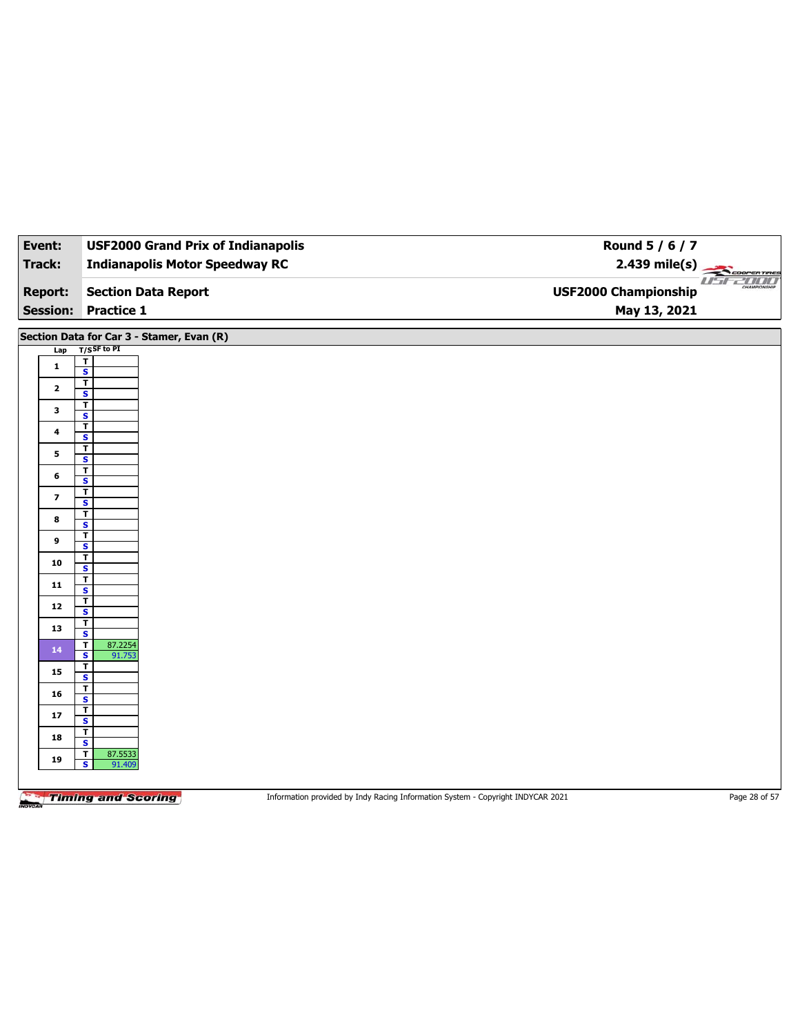| Event: | USF2000 Grand Prix of Indianapolis | Round 5 / 6 / 7 |
|---|---|---|
| Track: | Indianapolis Motor Speedway RC | 2.439 mile(s) |
| Report: | Section Data Report | USF2000 Championship |
| Session: | Practice 1 | May 13, 2021 |

## Section Data for Car 3 - Stamer, Evan (R)

| Lap | T/S | SF to PI |
|---|---|---|
| 1 | T | |
| | S | |
| 2 | T | |
| | S | |
| 3 | T | |
| | S | |
| 4 | T | |
| | S | |
| 5 | T | |
| | S | |
| 6 | T | |
| | S | |
| 7 | T | |
| | S | |
| 8 | T | |
| | S | |
| 9 | T | |
| | S | |
| 10 | T | |
| | S | |
| 11 | T | |
| | S | |
| 12 | T | |
| | S | |
| 13 | T | |
| | S | |
| 14 | T | 87.2254 |
| | S | 91.753 |
| 15 | T | |
| | S | |
| 16 | T | |
| | S | |
| 17 | T | |
| | S | |
| 18 | T | |
| | S | |
| 19 | T | 87.5533 |
| | S | 91.409 |

Information provided by Indy Racing Information System - Copyright INDYCAR 2021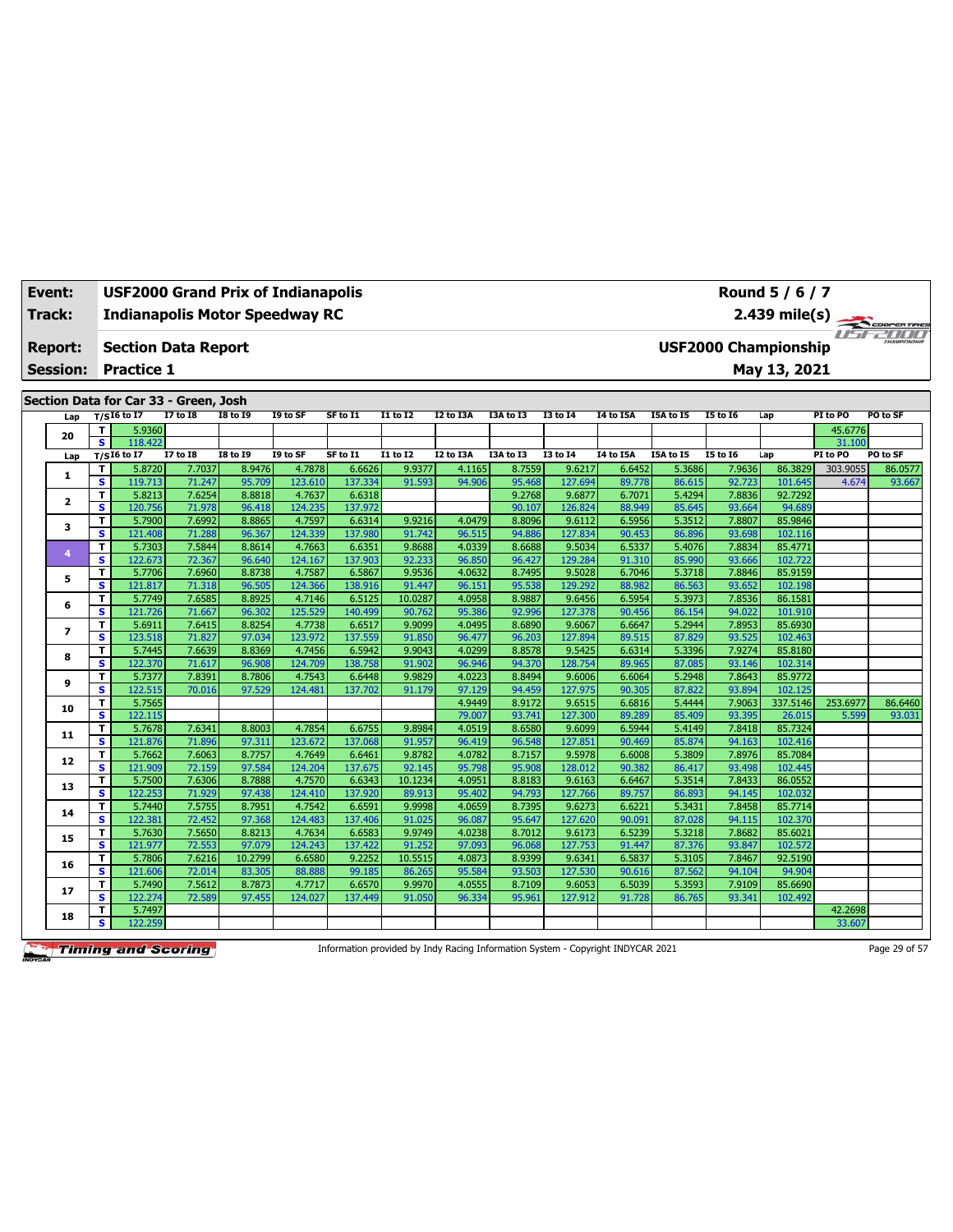| Event: | USF2000 Grand Prix of Indianapolis | Round 5 / 6 / 7 |
|---|---|---|
| Track: | Indianapolis Motor Speedway RC | 2.439 mile(s) |
| Report: | Section Data Report | USF2000 Championship |
| Session: | Practice 1 | May 13, 2021 |

## Section Data for Car 33 - Green, Josh

| Lap | T/S | I6 to I7 | I7 to I8 | I8 to I9 | I9 to SF | SF to I1 | I1 to I2 | I2 to I3A | I3A to I3 | I3 to I4 | I4 to I5A | I5A to I5 | I5 to I6 | Lap | PI to PO | PO to SF |
|---|---|---|---|---|---|---|---|---|---|---|---|---|---|---|---|---|
| 20 | T | 5.9360 | | | | | | | | | | | | | 45.6776 | |
| | S | 118.422 | | | | | | | | | | | | | 31.100 | |
| 1 | T | 5.8720 | 7.7037 | 8.9476 | 4.7878 | 6.6626 | 9.9377 | 4.1165 | 8.7559 | 9.6217 | 6.6452 | 5.3686 | 7.9636 | 86.3829 | 303.9055 | 86.0577 |
| | S | 119.713 | 71.247 | 95.709 | 123.610 | 137.334 | 91.593 | 94.906 | 95.468 | 127.694 | 89.778 | 86.615 | 92.723 | 101.645 | 4.674 | 93.667 |
| 2 | T | 5.8213 | 7.6254 | 8.8818 | 4.7637 | 6.6318 | | | 9.2768 | 9.6877 | 6.7071 | 5.4294 | 7.8836 | 92.7292 | | |
| | S | 120.756 | 71.978 | 96.418 | 124.235 | 137.972 | | | 90.107 | 126.824 | 88.949 | 85.645 | 93.664 | 94.689 | | |
| 3 | T | 5.7900 | 7.6992 | 8.8865 | 4.7597 | 6.6314 | 9.9216 | 4.0479 | 8.8096 | 9.6112 | 6.5956 | 5.3512 | 7.8807 | 85.9846 | | |
| | S | 121.408 | 71.288 | 96.367 | 124.339 | 137.980 | 91.742 | 96.515 | 94.886 | 127.834 | 90.453 | 86.896 | 93.698 | 102.116 | | |
| 4 | T | 5.7303 | 7.5844 | 8.8614 | 4.7663 | 6.6351 | 9.8688 | 4.0339 | 8.6688 | 9.5034 | 6.5337 | 5.4076 | 7.8834 | 85.4771 | | |
| | S | 122.673 | 72.367 | 96.640 | 124.167 | 137.903 | 92.233 | 96.850 | 96.427 | 129.284 | 91.310 | 85.990 | 93.666 | 102.722 | | |
| 5 | T | 5.7706 | 7.6960 | 8.8738 | 4.7587 | 6.5867 | 9.9536 | 4.0632 | 8.7495 | 9.5028 | 6.7046 | 5.3718 | 7.8846 | 85.9159 | | |
| | S | 121.817 | 71.318 | 96.505 | 124.366 | 138.916 | 91.447 | 96.151 | 95.538 | 129.292 | 88.982 | 86.563 | 93.652 | 102.198 | | |
| 6 | T | 5.7749 | 7.6585 | 8.8925 | 4.7146 | 6.5125 | 10.0287 | 4.0958 | 8.9887 | 9.6456 | 6.5954 | 5.3973 | 7.8536 | 86.1581 | | |
| | S | 121.726 | 71.667 | 96.302 | 125.529 | 140.499 | 90.762 | 95.386 | 92.996 | 127.378 | 90.456 | 86.154 | 94.022 | 101.910 | | |
| 7 | T | 5.6911 | 7.6415 | 8.8254 | 4.7738 | 6.6517 | 9.9099 | 4.0495 | 8.6890 | 9.6067 | 6.6647 | 5.2944 | 7.8953 | 85.6930 | | |
| | S | 123.518 | 71.827 | 97.034 | 123.972 | 137.559 | 91.850 | 96.477 | 96.203 | 127.894 | 89.515 | 87.829 | 93.525 | 102.463 | | |
| 8 | T | 5.7445 | 7.6639 | 8.8369 | 4.7456 | 6.5942 | 9.9043 | 4.0299 | 8.8578 | 9.5425 | 6.6314 | 5.3396 | 7.9274 | 85.8180 | | |
| | S | 122.370 | 71.617 | 96.908 | 124.709 | 138.758 | 91.902 | 96.946 | 94.370 | 128.754 | 89.965 | 87.085 | 93.146 | 102.314 | | |
| 9 | T | 5.7377 | 7.8391 | 8.7806 | 4.7543 | 6.6448 | 9.9829 | 4.0223 | 8.8494 | 9.6006 | 6.6064 | 5.2948 | 7.8643 | 85.9772 | | |
| | S | 122.515 | 70.016 | 97.529 | 124.481 | 137.702 | 91.179 | 97.129 | 94.459 | 127.975 | 90.305 | 87.822 | 93.894 | 102.125 | | |
| 10 | T | 5.7565 | | | | | | 4.9449 | 8.9172 | 9.6515 | 6.6816 | 5.4444 | 7.9063 | 337.5146 | 253.6977 | 86.6460 |
| | S | 122.115 | | | | | | 79.007 | 93.741 | 127.300 | 89.289 | 85.409 | 93.395 | 26.015 | 5.599 | 93.031 |
| 11 | T | 5.7678 | 7.6341 | 8.8003 | 4.7854 | 6.6755 | 9.8984 | 4.0519 | 8.6580 | 9.6099 | 6.5944 | 5.4149 | 7.8418 | 85.7324 | | |
| | S | 121.876 | 71.896 | 97.311 | 123.672 | 137.068 | 91.957 | 96.419 | 96.548 | 127.851 | 90.469 | 85.874 | 94.163 | 102.416 | | |
| 12 | T | 5.7662 | 7.6063 | 8.7757 | 4.7649 | 6.6461 | 9.8782 | 4.0782 | 8.7157 | 9.5978 | 6.6008 | 5.3809 | 7.8976 | 85.7084 | | |
| | S | 121.909 | 72.159 | 97.584 | 124.204 | 137.675 | 92.145 | 95.798 | 95.908 | 128.012 | 90.382 | 86.417 | 93.498 | 102.445 | | |
| 13 | T | 5.7500 | 7.6306 | 8.7888 | 4.7570 | 6.6343 | 10.1234 | 4.0951 | 8.8183 | 9.6163 | 6.6467 | 5.3514 | 7.8433 | 86.0552 | | |
| | S | 122.253 | 71.929 | 97.438 | 124.410 | 137.920 | 89.913 | 95.402 | 94.793 | 127.766 | 89.757 | 86.893 | 94.145 | 102.032 | | |
| 14 | T | 5.7440 | 7.5755 | 8.7951 | 4.7542 | 6.6591 | 9.9998 | 4.0659 | 8.7395 | 9.6273 | 6.6221 | 5.3431 | 7.8458 | 85.7714 | | |
| | S | 122.381 | 72.452 | 97.368 | 124.483 | 137.406 | 91.025 | 96.087 | 95.647 | 127.620 | 90.091 | 87.028 | 94.115 | 102.370 | | |
| 15 | T | 5.7630 | 7.5650 | 8.8213 | 4.7634 | 6.6583 | 9.9749 | 4.0238 | 8.7012 | 9.6173 | 6.5239 | 5.3218 | 7.8682 | 85.6021 | | |
| | S | 121.977 | 72.553 | 97.079 | 124.243 | 137.422 | 91.252 | 97.093 | 96.068 | 127.753 | 91.447 | 87.376 | 93.847 | 102.572 | | |
| 16 | T | 5.7806 | 7.6216 | 10.2799 | 6.6580 | 9.2252 | 10.5515 | 4.0873 | 8.9399 | 9.6341 | 6.5837 | 5.3105 | 7.8467 | 92.5190 | | |
| | S | 121.606 | 72.014 | 83.305 | 88.888 | 99.185 | 86.265 | 95.584 | 93.503 | 127.530 | 90.616 | 87.562 | 94.104 | 94.904 | | |
| 17 | T | 5.7490 | 7.5612 | 8.7873 | 4.7717 | 6.6570 | 9.9970 | 4.0555 | 8.7109 | 9.6053 | 6.5039 | 5.3593 | 7.9109 | 85.6690 | | |
| | S | 122.274 | 72.589 | 97.455 | 124.027 | 137.449 | 91.050 | 96.334 | 95.961 | 127.912 | 91.728 | 86.765 | 93.341 | 102.492 | | |
| 18 | T | 5.7497 | | | | | | | | | | | | | 42.2698 | |
| | S | 122.259 | | | | | | | | | | | | | 33.607 | |

Information provided by Indy Racing Information System - Copyright INDYCAR 2021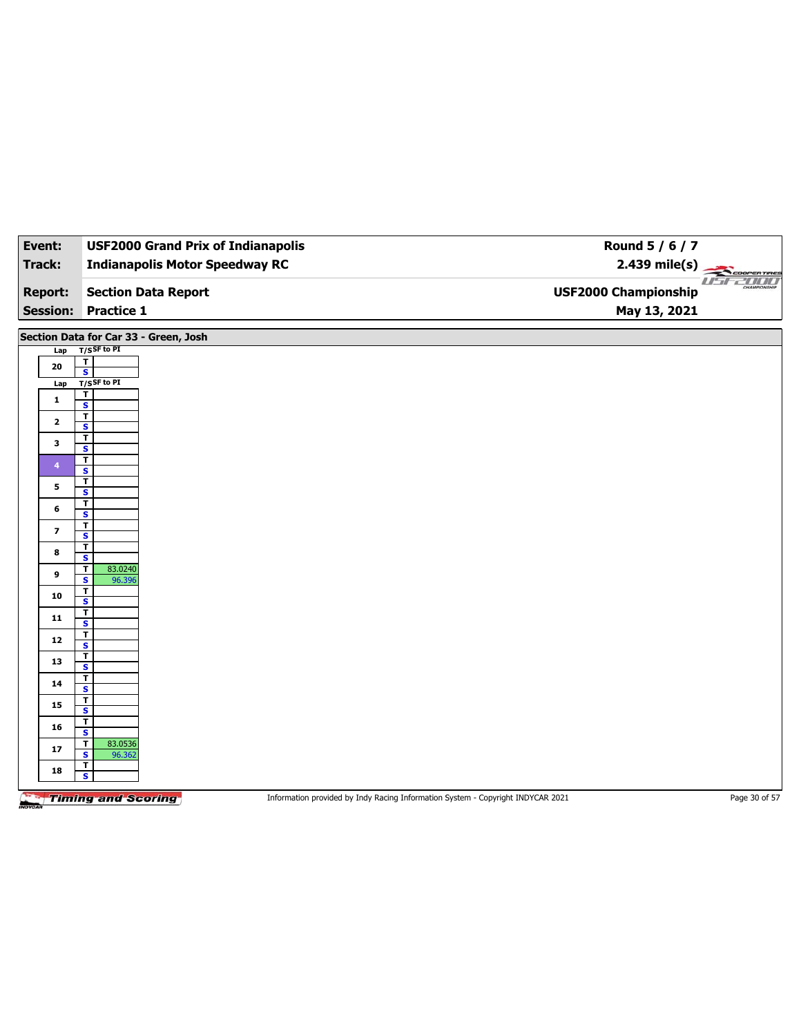| Event: | USF2000 Grand Prix of Indianapolis | Round 5 / 6 / 7 |
|---|---|---|
| Track: | Indianapolis Motor Speedway RC | 2.439 mile(s) |
| Report: | Section Data Report | USF2000 Championship |
| Session: | Practice 1 | May 13, 2021 |

## Section Data for Car 33 - Green, Josh

| Lap | T/S | SF to PI |
|---|---|---|
| 20 | T | |
| | S | |

| Lap | T/S | SF to PI |
|---|---|---|
| 1 | T | |
| | S | |
| 2 | T | |
| | S | |
| 3 | T | |
| | S | |
| 4 | T | |
| | S | |
| 5 | T | |
| | S | |
| 6 | T | |
| | S | |
| 7 | T | |
| | S | |
| 8 | T | |
| | S | |
| 9 | T | 83.0240 |
| | S | 96.396 |
| 10 | T | |
| | S | |
| 11 | T | |
| | S | |
| 12 | T | |
| | S | |
| 13 | T | |
| | S | |
| 14 | T | |
| | S | |
| 15 | T | |
| | S | |
| 16 | T | |
| | S | |
| 17 | T | 83.0536 |
| | S | 96.362 |
| 18 | T | |
| | S | |

Information provided by Indy Racing Information System - Copyright INDYCAR 2021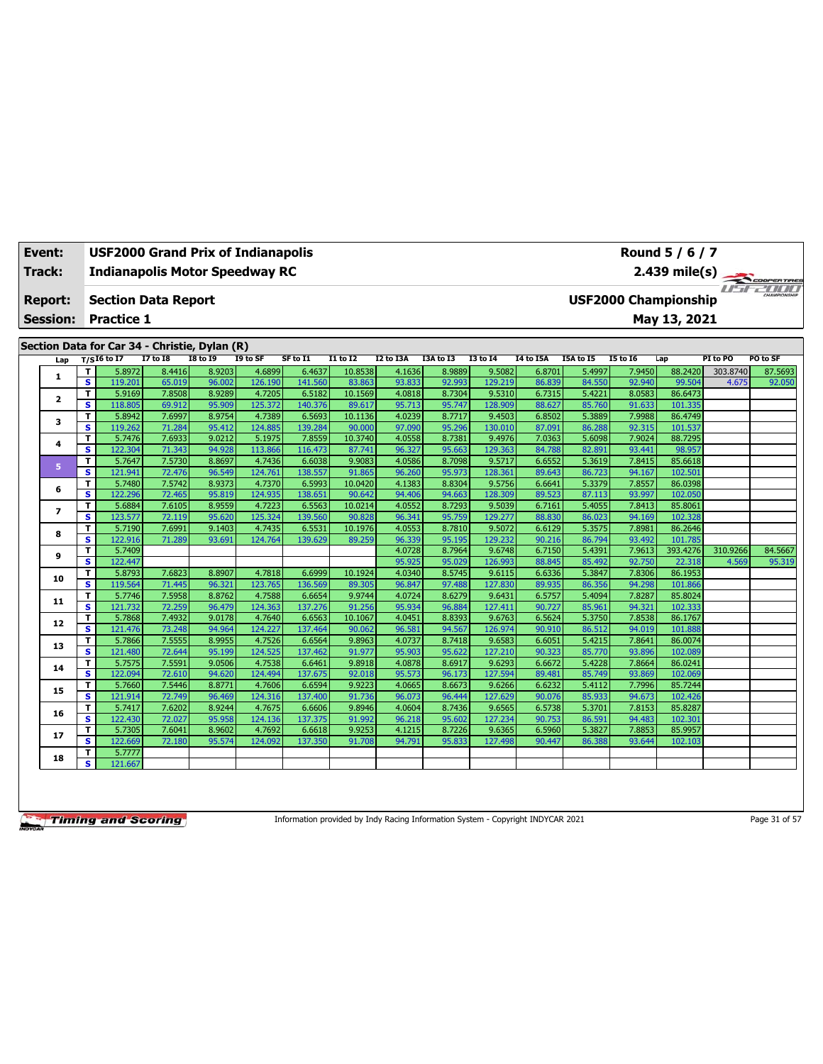| Event: | USF2000 Grand Prix of Indianapolis | Round 5 / 6 / 7 |
|---|---|---|
| Track: | Indianapolis Motor Speedway RC | 2.439 mile(s) |
| Report: | Section Data Report | USF2000 Championship |
| Session: | Practice 1 | May 13, 2021 |

## Section Data for Car 34 - Christie, Dylan (R)

| Lap | T/S | I6 to I7 | I7 to I8 | I8 to I9 | I9 to SF | SF to I1 | I1 to I2 | I2 to I3A | I3A to I3 | I3 to I4 | I4 to I5A | I5A to I5 | I5 to I6 | Lap | PI to PO | PO to SF |
|---|---|---|---|---|---|---|---|---|---|---|---|---|---|---|---|---|
| 1 | T | 5.8972 | 8.4416 | 8.9203 | 4.6899 | 6.4637 | 10.8538 | 4.1636 | 8.9889 | 9.5082 | 6.8701 | 5.4997 | 7.9450 | 88.2420 | 303.8740 | 87.5693 |
| | S | 119.201 | 65.019 | 96.002 | 126.190 | 141.560 | 83.863 | 93.833 | 92.993 | 129.219 | 86.839 | 84.550 | 92.940 | 99.504 | 4.675 | 92.050 |
| 2 | T | 5.9169 | 7.8508 | 8.9289 | 4.7205 | 6.5182 | 10.1569 | 4.0818 | 8.7304 | 9.5310 | 6.7315 | 5.4221 | 8.0583 | 86.6473 | | |
| | S | 118.805 | 69.912 | 95.909 | 125.372 | 140.376 | 89.617 | 95.713 | 95.747 | 128.909 | 88.627 | 85.760 | 91.633 | 101.335 | | |
| 3 | T | 5.8942 | 7.6997 | 8.9754 | 4.7389 | 6.5693 | 10.1136 | 4.0239 | 8.7717 | 9.4503 | 6.8502 | 5.3889 | 7.9988 | 86.4749 | | |
| | S | 119.262 | 71.284 | 95.412 | 124.885 | 139.284 | 90.000 | 97.090 | 95.296 | 130.010 | 87.091 | 86.288 | 92.315 | 101.537 | | |
| 4 | T | 5.7476 | 7.6933 | 9.0212 | 5.1975 | 7.8559 | 10.3740 | 4.0558 | 8.7381 | 9.4976 | 7.0363 | 5.6098 | 7.9024 | 88.7295 | | |
| | S | 122.304 | 71.343 | 94.928 | 113.866 | 116.473 | 87.741 | 96.327 | 95.663 | 129.363 | 84.788 | 82.891 | 93.441 | 98.957 | | |
| 5 | T | 5.7647 | 7.5730 | 8.8697 | 4.7436 | 6.6038 | 9.9083 | 4.0586 | 8.7098 | 9.5717 | 6.6552 | 5.3619 | 7.8415 | 85.6618 | | |
| | S | 121.941 | 72.476 | 96.549 | 124.761 | 138.557 | 91.865 | 96.260 | 95.973 | 128.361 | 89.643 | 86.723 | 94.167 | 102.501 | | |
| 6 | T | 5.7480 | 7.5742 | 8.9373 | 4.7370 | 6.5993 | 10.0420 | 4.1383 | 8.8304 | 9.5756 | 6.6641 | 5.3379 | 7.8557 | 86.0398 | | |
| | S | 122.296 | 72.465 | 95.819 | 124.935 | 138.651 | 90.642 | 94.406 | 94.663 | 128.309 | 89.523 | 87.113 | 93.997 | 102.050 | | |
| 7 | T | 5.6884 | 7.6105 | 8.9559 | 4.7223 | 6.5563 | 10.0214 | 4.0552 | 8.7293 | 9.5039 | 6.7161 | 5.4055 | 7.8413 | 85.8061 | | |
| | S | 123.577 | 72.119 | 95.620 | 125.324 | 139.560 | 90.828 | 96.341 | 95.759 | 129.277 | 88.830 | 86.023 | 94.169 | 102.328 | | |
| 8 | T | 5.7190 | 7.6991 | 9.1403 | 4.7435 | 6.5531 | 10.1976 | 4.0553 | 8.7810 | 9.5072 | 6.6129 | 5.3575 | 7.8981 | 86.2646 | | |
| | S | 122.916 | 71.289 | 93.691 | 124.764 | 139.629 | 89.259 | 96.339 | 95.195 | 129.232 | 90.216 | 86.794 | 93.492 | 101.785 | | |
| 9 | T | 5.7409 | | | | | | 4.0728 | 8.7964 | 9.6748 | 6.7150 | 5.4391 | 7.9613 | 393.4276 | 310.9266 | 84.5667 |
| | S | 122.447 | | | | | | 95.925 | 95.029 | 126.993 | 88.845 | 85.492 | 92.750 | 22.318 | 4.569 | 95.319 |
| 10 | T | 5.8793 | 7.6823 | 8.8907 | 4.7818 | 6.6999 | 10.1924 | 4.0340 | 8.5745 | 9.6115 | 6.6336 | 5.3847 | 7.8306 | 86.1953 | | |
| | S | 119.564 | 71.445 | 96.321 | 123.765 | 136.569 | 89.305 | 96.847 | 97.488 | 127.830 | 89.935 | 86.356 | 94.298 | 101.866 | | |
| 11 | T | 5.7746 | 7.5958 | 8.8762 | 4.7588 | 6.6654 | 9.9744 | 4.0724 | 8.6279 | 9.6431 | 6.5757 | 5.4094 | 7.8287 | 85.8024 | | |
| | S | 121.732 | 72.259 | 96.479 | 124.363 | 137.276 | 91.256 | 95.934 | 96.884 | 127.411 | 90.727 | 85.961 | 94.321 | 102.333 | | |
| 12 | T | 5.7868 | 7.4932 | 9.0178 | 4.7640 | 6.6563 | 10.1067 | 4.0451 | 8.8393 | 9.6763 | 6.5624 | 5.3750 | 7.8538 | 86.1767 | | |
| | S | 121.476 | 73.248 | 94.964 | 124.227 | 137.464 | 90.062 | 96.581 | 94.567 | 126.974 | 90.910 | 86.512 | 94.019 | 101.888 | | |
| 13 | T | 5.7866 | 7.5555 | 8.9955 | 4.7526 | 6.6564 | 9.8963 | 4.0737 | 8.7418 | 9.6583 | 6.6051 | 5.4215 | 7.8641 | 86.0074 | | |
| | S | 121.480 | 72.644 | 95.199 | 124.525 | 137.462 | 91.977 | 95.903 | 95.622 | 127.210 | 90.323 | 85.770 | 93.896 | 102.089 | | |
| 14 | T | 5.7575 | 7.5591 | 9.0506 | 4.7538 | 6.6461 | 9.8918 | 4.0878 | 8.6917 | 9.6293 | 6.6672 | 5.4228 | 7.8664 | 86.0241 | | |
| | S | 122.094 | 72.610 | 94.620 | 124.494 | 137.675 | 92.018 | 95.573 | 96.173 | 127.594 | 89.481 | 85.749 | 93.869 | 102.069 | | |
| 15 | T | 5.7660 | 7.5446 | 8.8771 | 4.7606 | 6.6594 | 9.9223 | 4.0665 | 8.6673 | 9.6266 | 6.6232 | 5.4112 | 7.7996 | 85.7244 | | |
| | S | 121.914 | 72.749 | 96.469 | 124.316 | 137.400 | 91.736 | 96.073 | 96.444 | 127.629 | 90.076 | 85.933 | 94.673 | 102.426 | | |
| 16 | T | 5.7417 | 7.6202 | 8.9244 | 4.7675 | 6.6606 | 9.8946 | 4.0604 | 8.7436 | 9.6565 | 6.5738 | 5.3701 | 7.8153 | 85.8287 | | |
| | S | 122.430 | 72.027 | 95.958 | 124.136 | 137.375 | 91.992 | 96.218 | 95.602 | 127.234 | 90.753 | 86.591 | 94.483 | 102.301 | | |
| 17 | T | 5.7305 | 7.6041 | 8.9602 | 4.7692 | 6.6618 | 9.9253 | 4.1215 | 8.7226 | 9.6365 | 6.5960 | 5.3827 | 7.8853 | 85.9957 | | |
| | S | 122.669 | 72.180 | 95.574 | 124.092 | 137.350 | 91.708 | 94.791 | 95.833 | 127.498 | 90.447 | 86.388 | 93.644 | 102.103 | | |
| 18 | T | 5.7777 | | | | | | | | | | | | | | |
| | S | 121.667 | | | | | | | | | | | | | | |

Information provided by Indy Racing Information System - Copyright INDYCAR 2021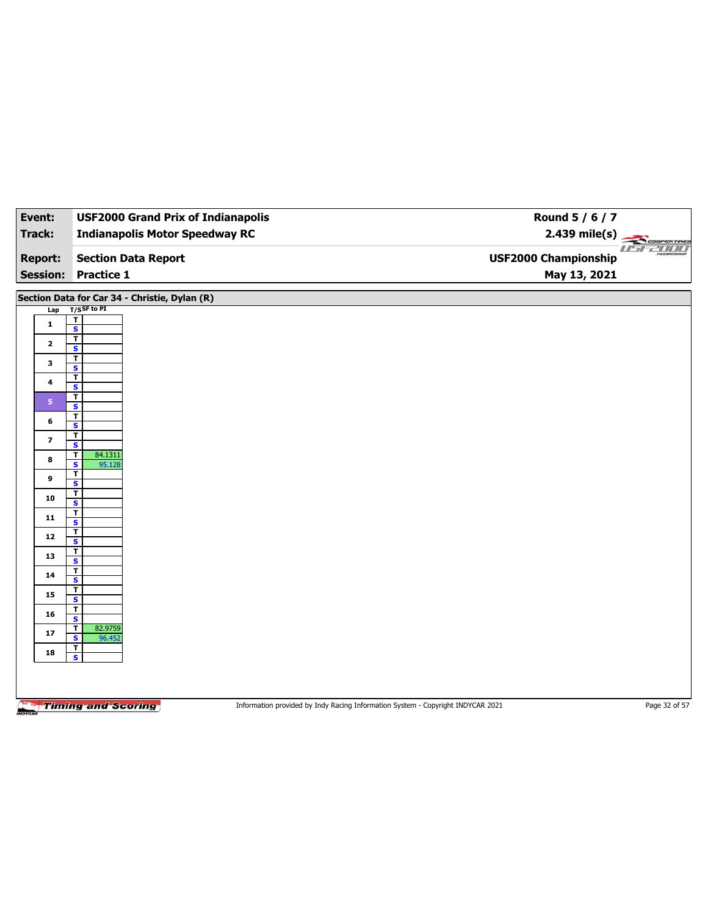| Event: | USF2000 Grand Prix of Indianapolis | Round 5 / 6 / 7 |
|---|---|---|
| Track: | Indianapolis Motor Speedway RC | 2.439 mile(s) |
| Report: | Section Data Report | USF2000 Championship |
| Session: | Practice 1 | May 13, 2021 |

## Section Data for Car 34 - Christie, Dylan (R)

| Lap | T/S | SF to PI |
|---|---|---|
| 1 | T | |
| | S | |
| 2 | T | |
| | S | |
| 3 | T | |
| | S | |
| 4 | T | |
| | S | |
| 5 | T | |
| | S | |
| 6 | T | |
| | S | |
| 7 | T | |
| | S | |
| 8 | T | 84.1311 |
| | S | 95.128 |
| 9 | T | |
| | S | |
| 10 | T | |
| | S | |
| 11 | T | |
| | S | |
| 12 | T | |
| | S | |
| 13 | T | |
| | S | |
| 14 | T | |
| | S | |
| 15 | T | |
| | S | |
| 16 | T | |
| | S | |
| 17 | T | 82.9759 |
| | S | 96.452 |
| 18 | T | |
| | S | |

Information provided by Indy Racing Information System - Copyright INDYCAR 2021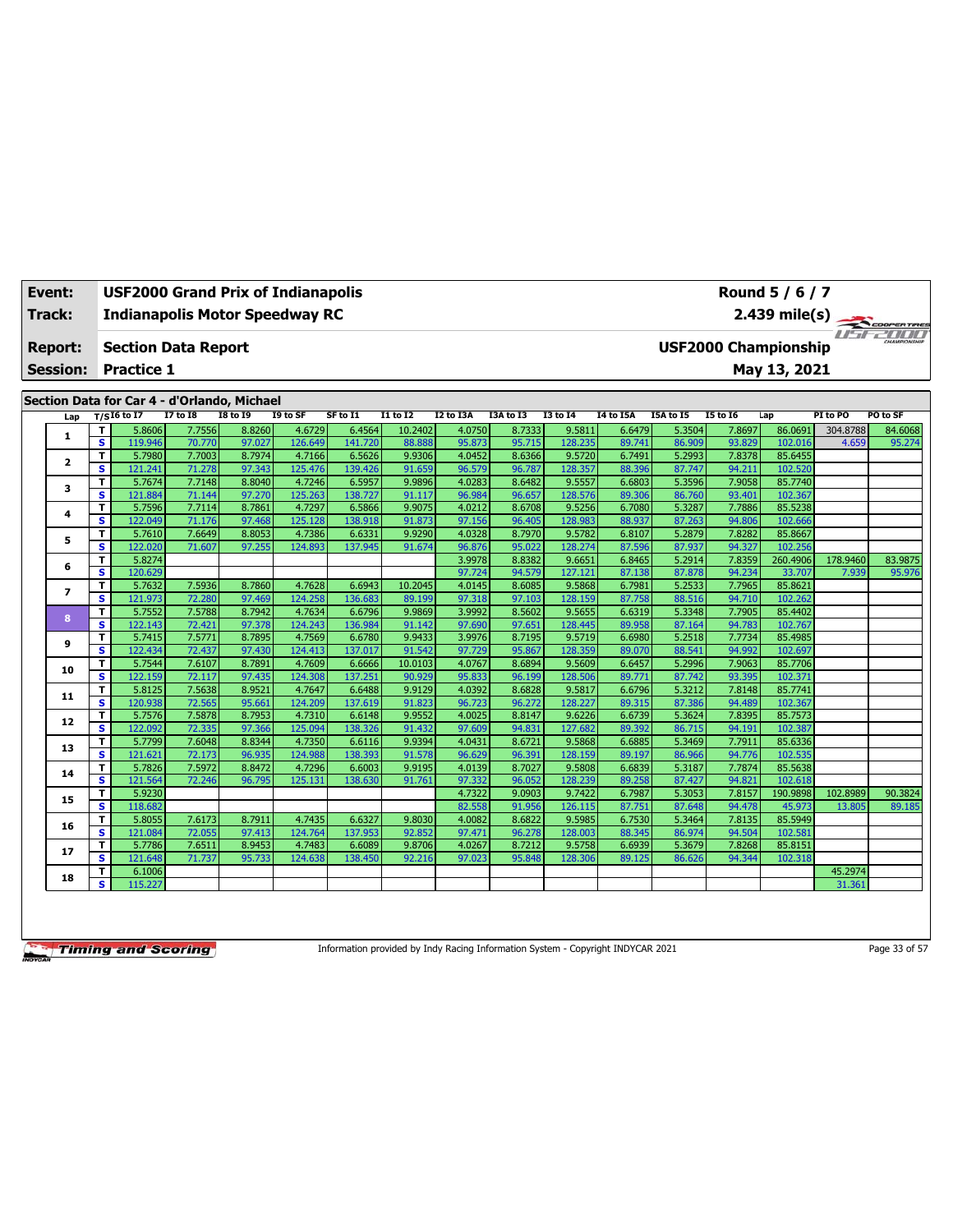| Event: | USF2000 Grand Prix of Indianapolis | Round 5 / 6 / 7 |
|---|---|---|
| Track: | Indianapolis Motor Speedway RC | 2.439 mile(s) |
| Report: | Section Data Report | USF2000 Championship |
| Session: | Practice 1 | May 13, 2021 |

## Section Data for Car 4 - d'Orlando, Michael

| Lap | T/S | I6 to I7 | I7 to I8 | I8 to I9 | I9 to SF | SF to I1 | I1 to I2 | I2 to I3A | I3A to I3 | I3 to I4 | I4 to I5A | I5A to I5 | I5 to I6 | Lap | PI to PO | PO to SF |
|---|---|---|---|---|---|---|---|---|---|---|---|---|---|---|---|---|
| 1 | T | 5.8606 | 7.7556 | 8.8260 | 4.6729 | 6.4564 | 10.2402 | 4.0750 | 8.7333 | 9.5811 | 6.6479 | 5.3504 | 7.8697 | 86.0691 | 304.8788 | 84.6068 |
| | S | 119.946 | 70.770 | 97.027 | 126.649 | 141.720 | 88.888 | 95.873 | 95.715 | 128.235 | 89.741 | 86.909 | 93.829 | 102.016 | 4.659 | 95.274 |
| 2 | T | 5.7980 | 7.7003 | 8.7974 | 4.7166 | 6.5626 | 9.9306 | 4.0452 | 8.6366 | 9.5720 | 6.7491 | 5.2993 | 7.8378 | 85.6455 | | |
| | S | 121.241 | 71.278 | 97.343 | 125.476 | 139.426 | 91.659 | 96.579 | 96.787 | 128.357 | 88.396 | 87.747 | 94.211 | 102.520 | | |
| 3 | T | 5.7674 | 7.7148 | 8.8040 | 4.7246 | 6.5957 | 9.9896 | 4.0283 | 8.6482 | 9.5557 | 6.6803 | 5.3596 | 7.9058 | 85.7740 | | |
| | S | 121.884 | 71.144 | 97.270 | 125.263 | 138.727 | 91.117 | 96.984 | 96.657 | 128.576 | 89.306 | 86.760 | 93.401 | 102.367 | | |
| 4 | T | 5.7596 | 7.7114 | 8.7861 | 4.7297 | 6.5866 | 9.9075 | 4.0212 | 8.6708 | 9.5256 | 6.7080 | 5.3287 | 7.7886 | 85.5238 | | |
| | S | 122.049 | 71.176 | 97.468 | 125.128 | 138.918 | 91.873 | 97.156 | 96.405 | 128.983 | 88.937 | 87.263 | 94.806 | 102.666 | | |
| 5 | T | 5.7610 | 7.6649 | 8.8053 | 4.7386 | 6.6331 | 9.9290 | 4.0328 | 8.7970 | 9.5782 | 6.8107 | 5.2879 | 7.8282 | 85.8667 | | |
| | S | 122.020 | 71.607 | 97.255 | 124.893 | 137.945 | 91.674 | 96.876 | 95.022 | 128.274 | 87.596 | 87.937 | 94.327 | 102.256 | | |
| 6 | T | 5.8274 | | | | | | 3.9978 | 8.8382 | 9.6651 | 6.8465 | 5.2914 | 7.8359 | 260.4906 | 178.9460 | 83.9875 |
| | S | 120.629 | | | | | | 97.724 | 94.579 | 127.121 | 87.138 | 87.878 | 94.234 | 33.707 | 7.939 | 95.976 |
| 7 | T | 5.7632 | 7.5936 | 8.7860 | 4.7628 | 6.6943 | 10.2045 | 4.0145 | 8.6085 | 9.5868 | 6.7981 | 5.2533 | 7.7965 | 85.8621 | | |
| | S | 121.973 | 72.280 | 97.469 | 124.258 | 136.683 | 89.199 | 97.318 | 97.103 | 128.159 | 87.758 | 88.516 | 94.710 | 102.262 | | |
| 8 | T | 5.7552 | 7.5788 | 8.7942 | 4.7634 | 6.6796 | 9.9869 | 3.9992 | 8.5602 | 9.5655 | 6.6319 | 5.3348 | 7.7905 | 85.4402 | | |
| | S | 122.143 | 72.421 | 97.378 | 124.243 | 136.984 | 91.142 | 97.690 | 97.651 | 128.445 | 89.958 | 87.164 | 94.783 | 102.767 | | |
| 9 | T | 5.7415 | 7.5771 | 8.7895 | 4.7569 | 6.6780 | 9.9433 | 3.9976 | 8.7195 | 9.5719 | 6.6980 | 5.2518 | 7.7734 | 85.4985 | | |
| | S | 122.434 | 72.437 | 97.430 | 124.413 | 137.017 | 91.542 | 97.729 | 95.867 | 128.359 | 89.070 | 88.541 | 94.992 | 102.697 | | |
| 10 | T | 5.7544 | 7.6107 | 8.7891 | 4.7609 | 6.6666 | 10.0103 | 4.0767 | 8.6894 | 9.5609 | 6.6457 | 5.2996 | 7.9063 | 85.7706 | | |
| | S | 122.159 | 72.117 | 97.435 | 124.308 | 137.251 | 90.929 | 95.833 | 96.199 | 128.506 | 89.771 | 87.742 | 93.395 | 102.371 | | |
| 11 | T | 5.8125 | 7.5638 | 8.9521 | 4.7647 | 6.6488 | 9.9129 | 4.0392 | 8.6828 | 9.5817 | 6.6796 | 5.3212 | 7.8148 | 85.7741 | | |
| | S | 120.938 | 72.565 | 95.661 | 124.209 | 137.619 | 91.823 | 96.723 | 96.272 | 128.227 | 89.315 | 87.386 | 94.489 | 102.367 | | |
| 12 | T | 5.7576 | 7.5878 | 8.7953 | 4.7310 | 6.6148 | 9.9552 | 4.0025 | 8.8147 | 9.6226 | 6.6739 | 5.3624 | 7.8395 | 85.7573 | | |
| | S | 122.092 | 72.335 | 97.366 | 125.094 | 138.326 | 91.432 | 97.609 | 94.831 | 127.682 | 89.392 | 86.715 | 94.191 | 102.387 | | |
| 13 | T | 5.7799 | 7.6048 | 8.8344 | 4.7350 | 6.6116 | 9.9394 | 4.0431 | 8.6721 | 9.5868 | 6.6885 | 5.3469 | 7.7911 | 85.6336 | | |
| | S | 121.621 | 72.173 | 96.935 | 124.988 | 138.393 | 91.578 | 96.629 | 96.391 | 128.159 | 89.197 | 86.966 | 94.776 | 102.535 | | |
| 14 | T | 5.7826 | 7.5972 | 8.8472 | 4.7296 | 6.6003 | 9.9195 | 4.0139 | 8.7027 | 9.5808 | 6.6839 | 5.3187 | 7.7874 | 85.5638 | | |
| | S | 121.564 | 72.246 | 96.795 | 125.131 | 138.630 | 91.761 | 97.332 | 96.052 | 128.239 | 89.258 | 87.427 | 94.821 | 102.618 | | |
| 15 | T | 5.9230 | | | | | | 4.7322 | 9.0903 | 9.7422 | 6.7987 | 5.3053 | 7.8157 | 190.9898 | 102.8989 | 90.3824 |
| | S | 118.682 | | | | | | 82.558 | 91.956 | 126.115 | 87.751 | 87.648 | 94.478 | 45.973 | 13.805 | 89.185 |
| 16 | T | 5.8055 | 7.6173 | 8.7911 | 4.7435 | 6.6327 | 9.8030 | 4.0082 | 8.6822 | 9.5985 | 6.7530 | 5.3464 | 7.8135 | 85.5949 | | |
| | S | 121.084 | 72.055 | 97.413 | 124.764 | 137.953 | 92.852 | 97.471 | 96.278 | 128.003 | 88.345 | 86.974 | 94.504 | 102.581 | | |
| 17 | T | 5.7786 | 7.6511 | 8.9453 | 4.7483 | 6.6089 | 9.8706 | 4.0267 | 8.7212 | 9.5758 | 6.6939 | 5.3679 | 7.8268 | 85.8151 | | |
| | S | 121.648 | 71.737 | 95.733 | 124.638 | 138.450 | 92.216 | 97.023 | 95.848 | 128.306 | 89.125 | 86.626 | 94.344 | 102.318 | | |
| 18 | T | 6.1006 | | | | | | | | | | | | | 45.2974 | |
| | S | 115.227 | | | | | | | | | | | | | 31.361 | |

Information provided by Indy Racing Information System - Copyright INDYCAR 2021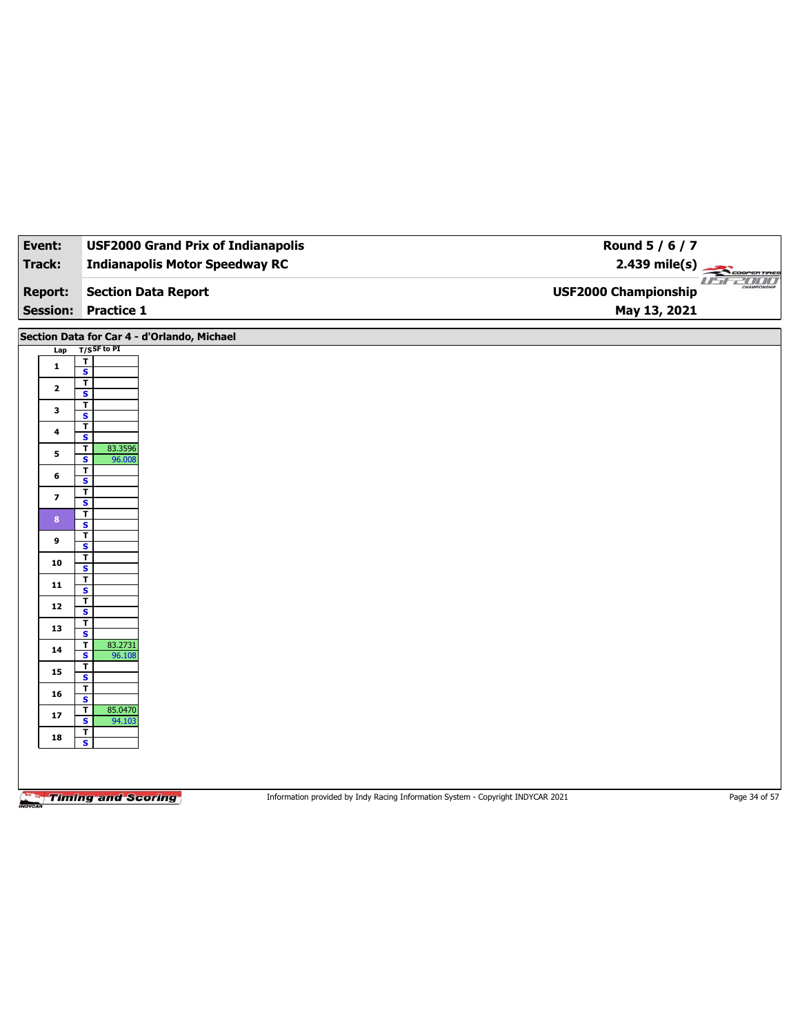| **Event:** | **USF2000 Grand Prix of Indianapolis** | **Round 5 / 6 / 7** |
|---|---|---|
| **Track:** | **Indianapolis Motor Speedway RC** | **2.439 mile(s)** |
| **Report:** | **Section Data Report** | **USF2000 Championship** |
| **Session:** | **Practice 1** | **May 13, 2021** |

## Section Data for Car 4 - d'Orlando, Michael

| Lap | T/S | SF to PI |
|---|---|---|
| 1 | T | |
| | S | |
| 2 | T | |
| | S | |
| 3 | T | |
| | S | |
| 4 | T | |
| | S | |
| 5 | T | 83.3596 |
| | S | 96.008 |
| 6 | T | |
| | S | |
| 7 | T | |
| | S | |
| 8 | T | |
| | S | |
| 9 | T | |
| | S | |
| 10 | T | |
| | S | |
| 11 | T | |
| | S | |
| 12 | T | |
| | S | |
| 13 | T | |
| | S | |
| 14 | T | 83.2731 |
| | S | 96.108 |
| 15 | T | |
| | S | |
| 16 | T | |
| | S | |
| 17 | T | 85.0470 |
| | S | 94.103 |
| 18 | T | |
| | S | |

Information provided by Indy Racing Information System - Copyright INDYCAR 2021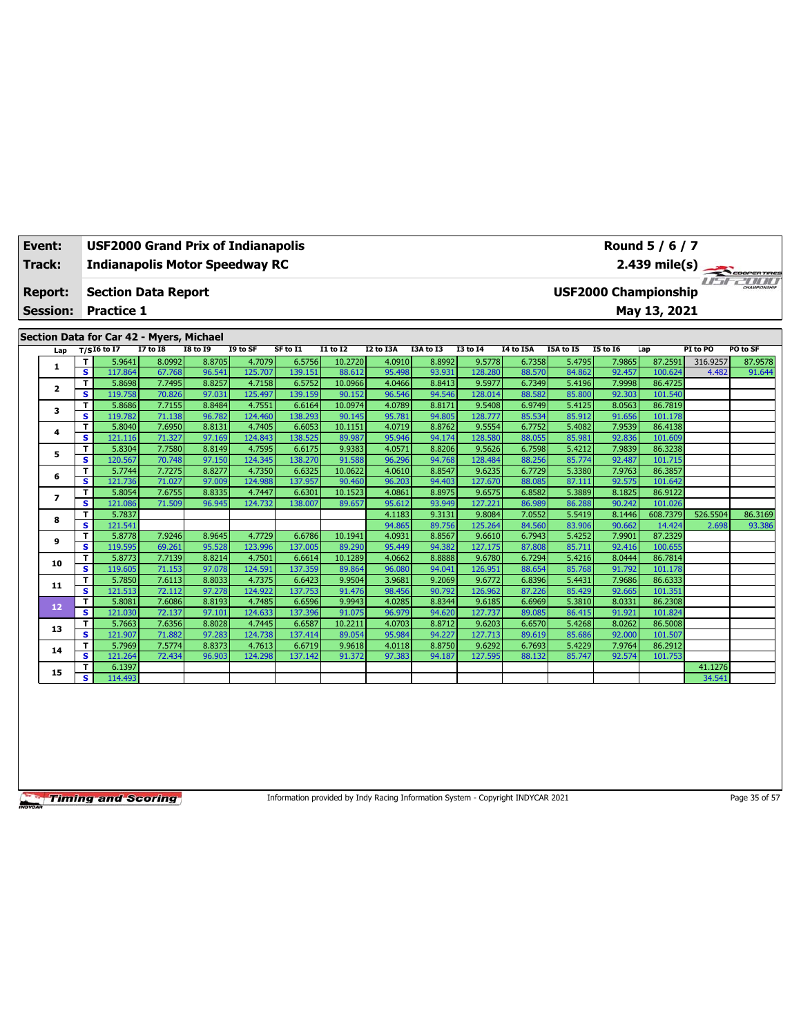| Event: | USF2000 Grand Prix of Indianapolis | Round 5 / 6 / 7 |
|---|---|---|
| Track: | Indianapolis Motor Speedway RC | 2.439 mile(s) |
| Report: | Section Data Report | USF2000 Championship |
| Session: | Practice 1 | May 13, 2021 |

## Section Data for Car 42 - Myers, Michael

| Lap | T/S | I6 to I7 | I7 to I8 | I8 to I9 | I9 to SF | SF to I1 | I1 to I2 | I2 to I3A | I3A to I3 | I3 to I4 | I4 to I5A | I5A to I5 | I5 to I6 | Lap | PI to PO | PO to SF |
|---|---|---|---|---|---|---|---|---|---|---|---|---|---|---|---|---|
| 1 | T | 5.9641 | 8.0992 | 8.8705 | 4.7079 | 6.5756 | 10.2720 | 4.0910 | 8.8992 | 9.5778 | 6.7358 | 5.4795 | 7.9865 | 87.2591 | 316.9257 | 87.9578 |
| | S | 117.864 | 67.768 | 96.541 | 125.707 | 139.151 | 88.612 | 95.498 | 93.931 | 128.280 | 88.570 | 84.862 | 92.457 | 100.624 | 4.482 | 91.644 |
| 2 | T | 5.8698 | 7.7495 | 8.8257 | 4.7158 | 6.5752 | 10.0966 | 4.0466 | 8.8413 | 9.5977 | 6.7349 | 5.4196 | 7.9998 | 86.4725 | | |
| | S | 119.758 | 70.826 | 97.031 | 125.497 | 139.159 | 90.152 | 96.546 | 94.546 | 128.014 | 88.582 | 85.800 | 92.303 | 101.540 | | |
| 3 | T | 5.8686 | 7.7155 | 8.8484 | 4.7551 | 6.6164 | 10.0974 | 4.0789 | 8.8171 | 9.5408 | 6.9749 | 5.4125 | 8.0563 | 86.7819 | | |
| | S | 119.782 | 71.138 | 96.782 | 124.460 | 138.293 | 90.145 | 95.781 | 94.805 | 128.777 | 85.534 | 85.912 | 91.656 | 101.178 | | |
| 4 | T | 5.8040 | 7.6950 | 8.8131 | 4.7405 | 6.6053 | 10.1151 | 4.0719 | 8.8762 | 9.5554 | 6.7752 | 5.4082 | 7.9539 | 86.4138 | | |
| | S | 121.116 | 71.327 | 97.169 | 124.843 | 138.525 | 89.987 | 95.946 | 94.174 | 128.580 | 88.055 | 85.981 | 92.836 | 101.609 | | |
| 5 | T | 5.8304 | 7.7580 | 8.8149 | 4.7595 | 6.6175 | 9.9383 | 4.0571 | 8.8206 | 9.5626 | 6.7598 | 5.4212 | 7.9839 | 86.3238 | | |
| | S | 120.567 | 70.748 | 97.150 | 124.345 | 138.270 | 91.588 | 96.296 | 94.768 | 128.484 | 88.256 | 85.774 | 92.487 | 101.715 | | |
| 6 | T | 5.7744 | 7.7275 | 8.8277 | 4.7350 | 6.6325 | 10.0622 | 4.0610 | 8.8547 | 9.6235 | 6.7729 | 5.3380 | 7.9763 | 86.3857 | | |
| | S | 121.736 | 71.027 | 97.009 | 124.988 | 137.957 | 90.460 | 96.203 | 94.403 | 127.670 | 88.085 | 87.111 | 92.575 | 101.642 | | |
| 7 | T | 5.8054 | 7.6755 | 8.8335 | 4.7447 | 6.6301 | 10.1523 | 4.0861 | 8.8975 | 9.6575 | 6.8582 | 5.3889 | 8.1825 | 86.9122 | | |
| | S | 121.086 | 71.509 | 96.945 | 124.732 | 138.007 | 89.657 | 95.612 | 93.949 | 127.221 | 86.989 | 86.288 | 90.242 | 101.026 | | |
| 8 | T | 5.7837 | | | | | | 4.1183 | 9.3131 | 9.8084 | 7.0552 | 5.5419 | 8.1446 | 608.7379 | 526.5504 | 86.3169 |
| | S | 121.541 | | | | | | 94.865 | 89.756 | 125.264 | 84.560 | 83.906 | 90.662 | 14.424 | 2.698 | 93.386 |
| 9 | T | 5.8778 | 7.9246 | 8.9645 | 4.7729 | 6.6786 | 10.1941 | 4.0931 | 8.8567 | 9.6610 | 6.7943 | 5.4252 | 7.9901 | 87.2329 | | |
| | S | 119.595 | 69.261 | 95.528 | 123.996 | 137.005 | 89.290 | 95.449 | 94.382 | 127.175 | 87.808 | 85.711 | 92.416 | 100.655 | | |
| 10 | T | 5.8773 | 7.7139 | 8.8214 | 4.7501 | 6.6614 | 10.1289 | 4.0662 | 8.8888 | 9.6780 | 6.7294 | 5.4216 | 8.0444 | 86.7814 | | |
| | S | 119.605 | 71.153 | 97.078 | 124.591 | 137.359 | 89.864 | 96.080 | 94.041 | 126.951 | 88.654 | 85.768 | 91.792 | 101.178 | | |
| 11 | T | 5.7850 | 7.6113 | 8.8033 | 4.7375 | 6.6423 | 9.9504 | 3.9681 | 9.2069 | 9.6772 | 6.8396 | 5.4431 | 7.9686 | 86.6333 | | |
| | S | 121.513 | 72.112 | 97.278 | 124.922 | 137.753 | 91.476 | 98.456 | 90.792 | 126.962 | 87.226 | 85.429 | 92.665 | 101.351 | | |
| 12 | T | 5.8081 | 7.6086 | 8.8193 | 4.7485 | 6.6596 | 9.9943 | 4.0285 | 8.8344 | 9.6185 | 6.6969 | 5.3810 | 8.0331 | 86.2308 | | |
| | S | 121.030 | 72.137 | 97.101 | 124.633 | 137.396 | 91.075 | 96.979 | 94.620 | 127.737 | 89.085 | 86.415 | 91.921 | 101.824 | | |
| 13 | T | 5.7663 | 7.6356 | 8.8028 | 4.7445 | 6.6587 | 10.2211 | 4.0703 | 8.8712 | 9.6203 | 6.6570 | 5.4268 | 8.0262 | 86.5008 | | |
| | S | 121.907 | 71.882 | 97.283 | 124.738 | 137.414 | 89.054 | 95.984 | 94.227 | 127.713 | 89.619 | 85.686 | 92.000 | 101.507 | | |
| 14 | T | 5.7969 | 7.5774 | 8.8373 | 4.7613 | 6.6719 | 9.9618 | 4.0118 | 8.8750 | 9.6292 | 6.7693 | 5.4229 | 7.9764 | 86.2912 | | |
| | S | 121.264 | 72.434 | 96.903 | 124.298 | 137.142 | 91.372 | 97.383 | 94.187 | 127.595 | 88.132 | 85.747 | 92.574 | 101.753 | | |
| 15 | T | 6.1397 | | | | | | | | | | | | | 41.1276 | |
| | S | 114.493 | | | | | | | | | | | | | 34.541 | |

Information provided by Indy Racing Information System - Copyright INDYCAR 2021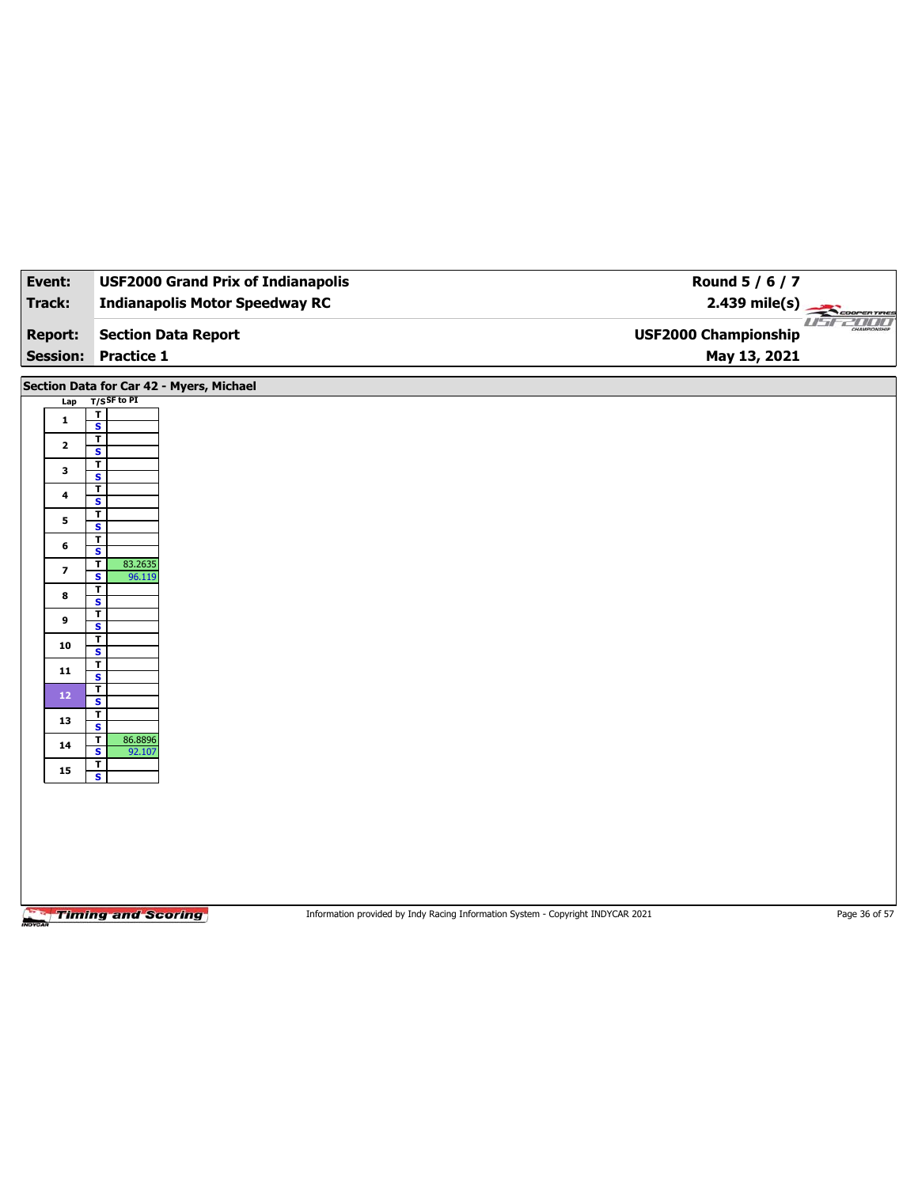| Event: | USF2000 Grand Prix of Indianapolis | Round 5 / 6 / 7 |
|---|---|---|
| Track: | Indianapolis Motor Speedway RC | 2.439 mile(s) |
| Report: | Section Data Report | USF2000 Championship |
| Session: | Practice 1 | May 13, 2021 |

## Section Data for Car 42 - Myers, Michael

| Lap | T/S | SF to PI |
|---|---|---|
| 1 | T | |
| | S | |
| 2 | T | |
| | S | |
| 3 | T | |
| | S | |
| 4 | T | |
| | S | |
| 5 | T | |
| | S | |
| 6 | T | |
| | S | |
| 7 | T | 83.2635 |
| | S | 96.119 |
| 8 | T | |
| | S | |
| 9 | T | |
| | S | |
| 10 | T | |
| | S | |
| 11 | T | |
| | S | |
| 12 | T | |
| | S | |
| 13 | T | |
| | S | |
| 14 | T | 86.8896 |
| | S | 92.107 |
| 15 | T | |
| | S | |

Information provided by Indy Racing Information System - Copyright INDYCAR 2021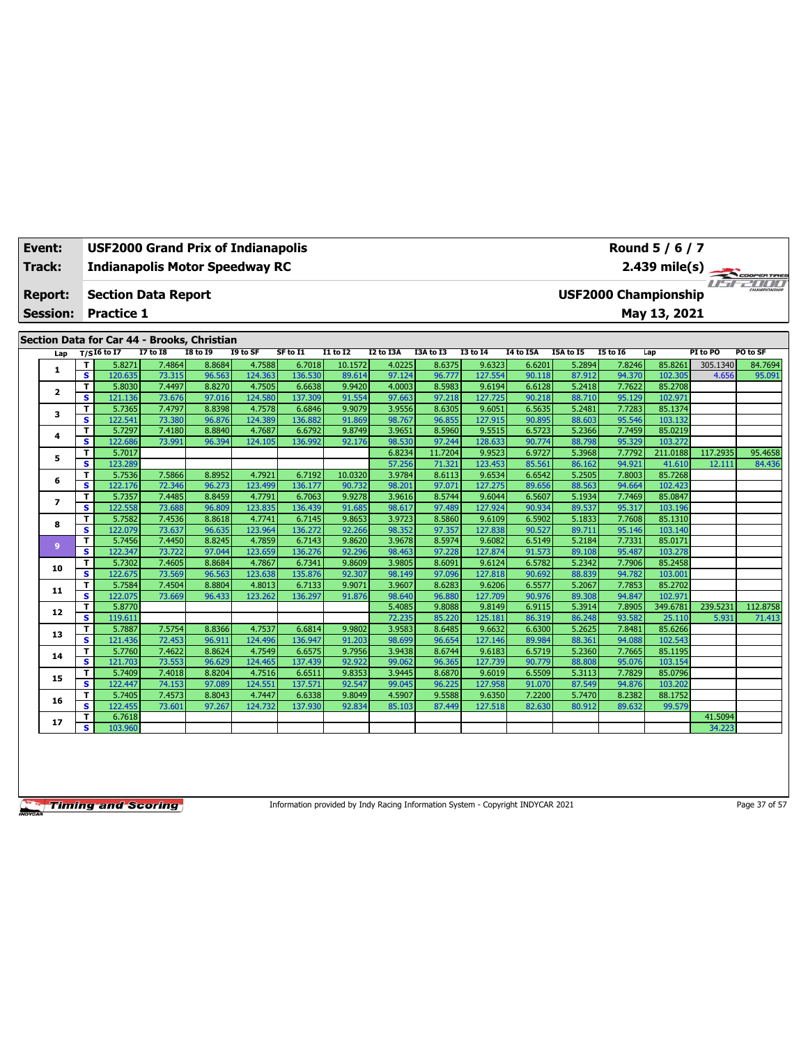| Event: | USF2000 Grand Prix of Indianapolis | Round 5 / 6 / 7 |
|---|---|---|
| Track: | Indianapolis Motor Speedway RC | 2.439 mile(s) |
| Report: | Section Data Report | USF2000 Championship |
| Session: | Practice 1 | May 13, 2021 |

## Section Data for Car 44 - Brooks, Christian

| Lap | T/S | I6 to I7 | I7 to I8 | I8 to I9 | I9 to SF | SF to I1 | I1 to I2 | I2 to I3A | I3A to I3 | I3 to I4 | I4 to I5A | I5A to I5 | I5 to I6 | Lap | PI to PO | PO to SF |
|---|---|---|---|---|---|---|---|---|---|---|---|---|---|---|---|---|
| 1 | T | 5.8271 | 7.4864 | 8.8684 | 4.7588 | 6.7018 | 10.1572 | 4.0225 | 8.6375 | 9.6323 | 6.6201 | 5.2894 | 7.8246 | 85.8261 | 305.1340 | 84.7694 |
| | S | 120.635 | 73.315 | 96.563 | 124.363 | 136.530 | 89.614 | 97.124 | 96.777 | 127.554 | 90.118 | 87.912 | 94.370 | 102.305 | 4.656 | 95.091 |
| 2 | T | 5.8030 | 7.4497 | 8.8270 | 4.7505 | 6.6638 | 9.9420 | 4.0003 | 8.5983 | 9.6194 | 6.6128 | 5.2418 | 7.7622 | 85.2708 | | |
| | S | 121.136 | 73.676 | 97.016 | 124.580 | 137.309 | 91.554 | 97.663 | 97.218 | 127.725 | 90.218 | 88.710 | 95.129 | 102.971 | | |
| 3 | T | 5.7365 | 7.4797 | 8.8398 | 4.7578 | 6.6846 | 9.9079 | 3.9556 | 8.6305 | 9.6051 | 6.5635 | 5.2481 | 7.7283 | 85.1374 | | |
| | S | 122.541 | 73.380 | 96.876 | 124.389 | 136.882 | 91.869 | 98.767 | 96.855 | 127.915 | 90.895 | 88.603 | 95.546 | 103.132 | | |
| 4 | T | 5.7297 | 7.4180 | 8.8840 | 4.7687 | 6.6792 | 9.8749 | 3.9651 | 8.5960 | 9.5515 | 6.5723 | 5.2366 | 7.7459 | 85.0219 | | |
| | S | 122.686 | 73.991 | 96.394 | 124.105 | 136.992 | 92.176 | 98.530 | 97.244 | 128.633 | 90.774 | 88.798 | 95.329 | 103.272 | | |
| 5 | T | 5.7017 | | | | | | 6.8234 | 11.7204 | 9.9523 | 6.9727 | 5.3968 | 7.7792 | 211.0188 | 117.2935 | 95.4658 |
| | S | 123.289 | | | | | | 57.256 | 71.321 | 123.453 | 85.561 | 86.162 | 94.921 | 41.610 | 12.111 | 84.436 |
| 6 | T | 5.7536 | 7.5866 | 8.8952 | 4.7921 | 6.7192 | 10.0320 | 3.9784 | 8.6113 | 9.6534 | 6.6542 | 5.2505 | 7.8003 | 85.7268 | | |
| | S | 122.176 | 72.346 | 96.273 | 123.499 | 136.177 | 90.732 | 98.201 | 97.071 | 127.275 | 89.656 | 88.563 | 94.664 | 102.423 | | |
| 7 | T | 5.7357 | 7.4485 | 8.8459 | 4.7791 | 6.7063 | 9.9278 | 3.9616 | 8.5744 | 9.6044 | 6.5607 | 5.1934 | 7.7469 | 85.0847 | | |
| | S | 122.558 | 73.688 | 96.809 | 123.835 | 136.439 | 91.685 | 98.617 | 97.489 | 127.924 | 90.934 | 89.537 | 95.317 | 103.196 | | |
| 8 | T | 5.7582 | 7.4536 | 8.8618 | 4.7741 | 6.7145 | 9.8653 | 3.9723 | 8.5860 | 9.6109 | 6.5902 | 5.1833 | 7.7608 | 85.1310 | | |
| | S | 122.079 | 73.637 | 96.635 | 123.964 | 136.272 | 92.266 | 98.352 | 97.357 | 127.838 | 90.527 | 89.711 | 95.146 | 103.140 | | |
| 9 | T | 5.7456 | 7.4450 | 8.8245 | 4.7859 | 6.7143 | 9.8620 | 3.9678 | 8.5974 | 9.6082 | 6.5149 | 5.2184 | 7.7331 | 85.0171 | | |
| | S | 122.347 | 73.722 | 97.044 | 123.659 | 136.276 | 92.296 | 98.463 | 97.228 | 127.874 | 91.573 | 89.108 | 95.487 | 103.278 | | |
| 10 | T | 5.7302 | 7.4605 | 8.8684 | 4.7867 | 6.7341 | 9.8609 | 3.9805 | 8.6091 | 9.6124 | 6.5782 | 5.2342 | 7.7906 | 85.2458 | | |
| | S | 122.675 | 73.569 | 96.563 | 123.638 | 135.876 | 92.307 | 98.149 | 97.096 | 127.818 | 90.692 | 88.839 | 94.782 | 103.001 | | |
| 11 | T | 5.7584 | 7.4504 | 8.8804 | 4.8013 | 6.7133 | 9.9071 | 3.9607 | 8.6283 | 9.6206 | 6.5577 | 5.2067 | 7.7853 | 85.2702 | | |
| | S | 122.075 | 73.669 | 96.433 | 123.262 | 136.297 | 91.876 | 98.640 | 96.880 | 127.709 | 90.976 | 89.308 | 94.847 | 102.971 | | |
| 12 | T | 5.8770 | | | | | | 5.4085 | 9.8088 | 9.8149 | 6.9115 | 5.3914 | 7.8905 | 349.6781 | 239.5231 | 112.8758 |
| | S | 119.611 | | | | | | 72.235 | 85.220 | 125.181 | 86.319 | 86.248 | 93.582 | 25.110 | 5.931 | 71.413 |
| 13 | T | 5.7887 | 7.5754 | 8.8366 | 4.7537 | 6.6814 | 9.9802 | 3.9583 | 8.6485 | 9.6632 | 6.6300 | 5.2625 | 7.8481 | 85.6266 | | |
| | S | 121.436 | 72.453 | 96.911 | 124.496 | 136.947 | 91.203 | 98.699 | 96.654 | 127.146 | 89.984 | 88.361 | 94.088 | 102.543 | | |
| 14 | T | 5.7760 | 7.4622 | 8.8624 | 4.7549 | 6.6575 | 9.7956 | 3.9438 | 8.6744 | 9.6183 | 6.5719 | 5.2360 | 7.7665 | 85.1195 | | |
| | S | 121.703 | 73.553 | 96.629 | 124.465 | 137.439 | 92.922 | 99.062 | 96.365 | 127.739 | 90.779 | 88.808 | 95.076 | 103.154 | | |
| 15 | T | 5.7409 | 7.4018 | 8.8204 | 4.7516 | 6.6511 | 9.8353 | 3.9445 | 8.6870 | 9.6019 | 6.5509 | 5.3113 | 7.7829 | 85.0796 | | |
| | S | 122.447 | 74.153 | 97.089 | 124.551 | 137.571 | 92.547 | 99.045 | 96.225 | 127.958 | 91.070 | 87.549 | 94.876 | 103.202 | | |
| 16 | T | 5.7405 | 7.4573 | 8.8043 | 4.7447 | 6.6338 | 9.8049 | 4.5907 | 9.5588 | 9.6350 | 7.2200 | 5.7470 | 8.2382 | 88.1752 | | |
| | S | 122.455 | 73.601 | 97.267 | 124.732 | 137.930 | 92.834 | 85.103 | 87.449 | 127.518 | 82.630 | 80.912 | 89.632 | 99.579 | | |
| 17 | T | 6.7618 | | | | | | | | | | | | | 41.5094 | |
| | S | 103.960 | | | | | | | | | | | | | 34.223 | |

Information provided by Indy Racing Information System - Copyright INDYCAR 2021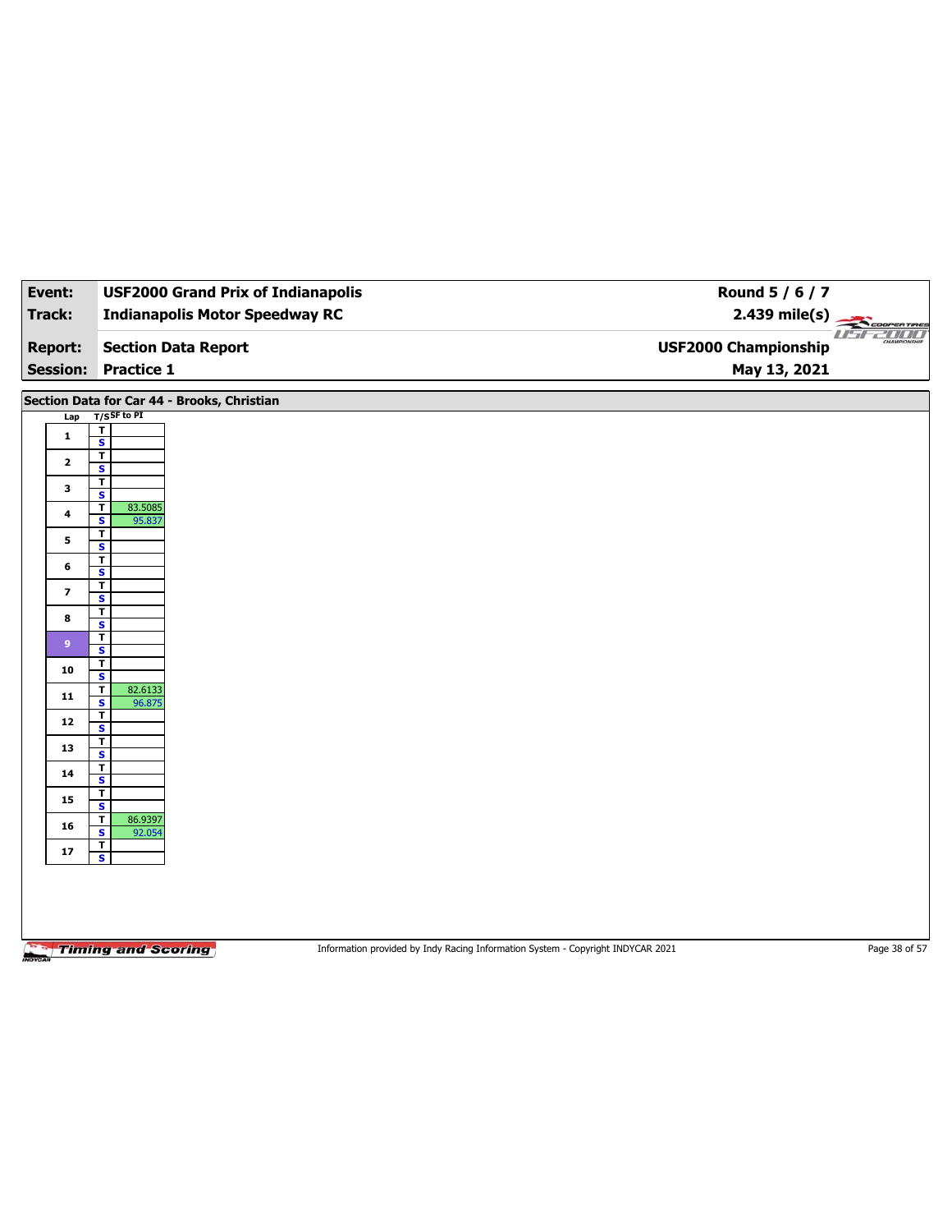| Event: | USF2000 Grand Prix of Indianapolis | Round 5 / 6 / 7 |
|---|---|---|
| Track: | Indianapolis Motor Speedway RC | 2.439 mile(s) |
| Report: | Section Data Report | USF2000 Championship |
| Session: | Practice 1 | May 13, 2021 |

## Section Data for Car 44 - Brooks, Christian

| Lap | T/S | SF to PI |
|---|---|---|
| 1 | T | |
| | S | |
| 2 | T | |
| | S | |
| 3 | T | |
| | S | |
| 4 | T | 83.5085 |
| | S | 95.837 |
| 5 | T | |
| | S | |
| 6 | T | |
| | S | |
| 7 | T | |
| | S | |
| 8 | T | |
| | S | |
| 9 | T | |
| | S | |
| 10 | T | |
| | S | |
| 11 | T | 82.6133 |
| | S | 96.875 |
| 12 | T | |
| | S | |
| 13 | T | |
| | S | |
| 14 | T | |
| | S | |
| 15 | T | |
| | S | |
| 16 | T | 86.9397 |
| | S | 92.054 |
| 17 | T | |
| | S | |

Information provided by Indy Racing Information System - Copyright INDYCAR 2021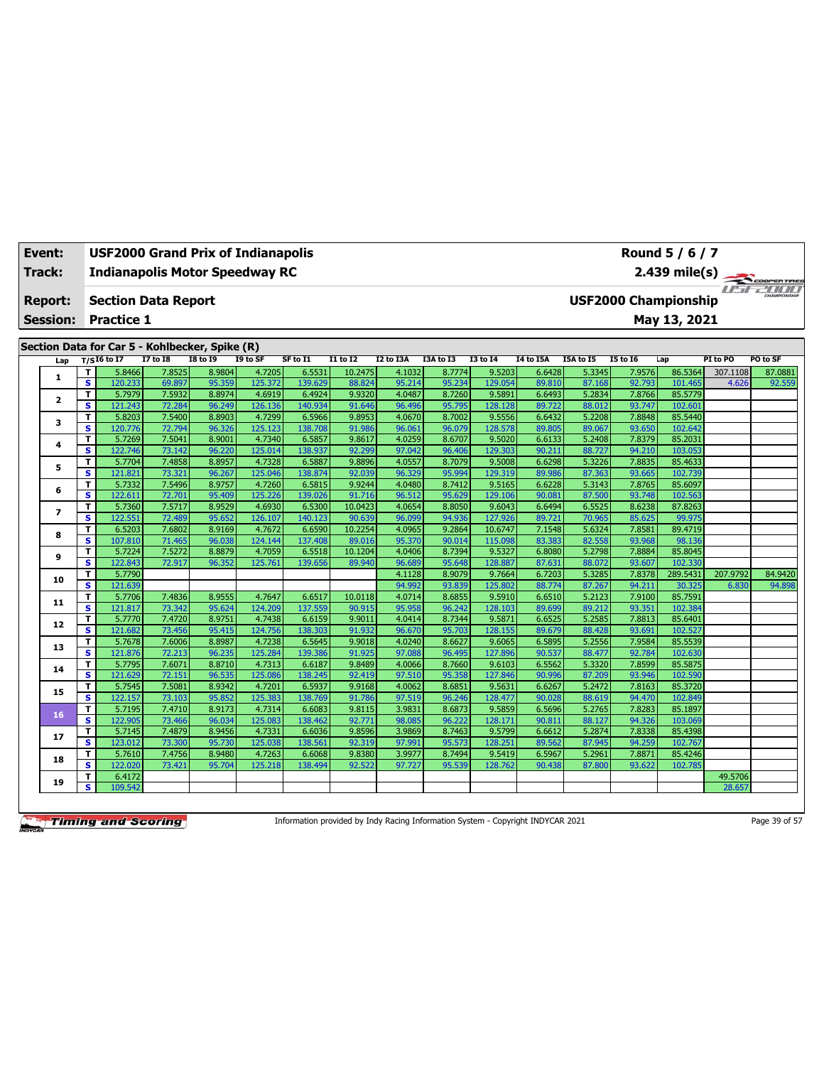| Event: | USF2000 Grand Prix of Indianapolis | Round 5 / 6 / 7 |
|---|---|---|
| Track: | Indianapolis Motor Speedway RC | 2.439 mile(s) |
| Report: | Section Data Report | USF2000 Championship |
| Session: | Practice 1 | May 13, 2021 |

## Section Data for Car 5 - Kohlbecker, Spike (R)

| Lap | T/S | I6 to I7 | I7 to I8 | I8 to I9 | I9 to SF | SF to I1 | I1 to I2 | I2 to I3A | I3A to I3 | I3 to I4 | I4 to I5A | I5A to I5 | I5 to I6 | Lap | PI to PO | PO to SF |
|---|---|---|---|---|---|---|---|---|---|---|---|---|---|---|---|---|
| 1 | T | 5.8466 | 7.8525 | 8.9804 | 4.7205 | 6.5531 | 10.2475 | 4.1032 | 8.7774 | 9.5203 | 6.6428 | 5.3345 | 7.9576 | 86.5364 | 307.1108 | 87.0881 |
| | S | 120.233 | 69.897 | 95.359 | 125.372 | 139.629 | 88.824 | 95.214 | 95.234 | 129.054 | 89.810 | 87.168 | 92.793 | 101.465 | 4.626 | 92.559 |
| 2 | T | 5.7979 | 7.5932 | 8.8974 | 4.6919 | 6.4924 | 9.9320 | 4.0487 | 8.7260 | 9.5891 | 6.6493 | 5.2834 | 7.8766 | 85.5779 | | |
| | S | 121.243 | 72.284 | 96.249 | 126.136 | 140.934 | 91.646 | 96.496 | 95.795 | 128.128 | 89.722 | 88.012 | 93.747 | 102.601 | | |
| 3 | T | 5.8203 | 7.5400 | 8.8903 | 4.7299 | 6.5966 | 9.8953 | 4.0670 | 8.7002 | 9.5556 | 6.6432 | 5.2208 | 7.8848 | 85.5440 | | |
| | S | 120.776 | 72.794 | 96.326 | 125.123 | 138.708 | 91.986 | 96.061 | 96.079 | 128.578 | 89.805 | 89.067 | 93.650 | 102.642 | | |
| 4 | T | 5.7269 | 7.5041 | 8.9001 | 4.7340 | 6.5857 | 9.8617 | 4.0259 | 8.6707 | 9.5020 | 6.6133 | 5.2408 | 7.8379 | 85.2031 | | |
| | S | 122.746 | 73.142 | 96.220 | 125.014 | 138.937 | 92.299 | 97.042 | 96.406 | 129.303 | 90.211 | 88.727 | 94.210 | 103.053 | | |
| 5 | T | 5.7704 | 7.4858 | 8.8957 | 4.7328 | 6.5887 | 9.8896 | 4.0557 | 8.7079 | 9.5008 | 6.6298 | 5.3226 | 7.8835 | 85.4633 | | |
| | S | 121.821 | 73.321 | 96.267 | 125.046 | 138.874 | 92.039 | 96.329 | 95.994 | 129.319 | 89.986 | 87.363 | 93.665 | 102.739 | | |
| 6 | T | 5.7332 | 7.5496 | 8.9757 | 4.7260 | 6.5815 | 9.9244 | 4.0480 | 8.7412 | 9.5165 | 6.6228 | 5.3143 | 7.8765 | 85.6097 | | |
| | S | 122.611 | 72.701 | 95.409 | 125.226 | 139.026 | 91.716 | 96.512 | 95.629 | 129.106 | 90.081 | 87.500 | 93.748 | 102.563 | | |
| 7 | T | 5.7360 | 7.5717 | 8.9529 | 4.6930 | 6.5300 | 10.0423 | 4.0654 | 8.8050 | 9.6043 | 6.6494 | 6.5525 | 8.6238 | 87.8263 | | |
| | S | 122.551 | 72.489 | 95.652 | 126.107 | 140.123 | 90.639 | 96.099 | 94.936 | 127.926 | 89.721 | 70.965 | 85.625 | 99.975 | | |
| 8 | T | 6.5203 | 7.6802 | 8.9169 | 4.7672 | 6.6590 | 10.2254 | 4.0965 | 9.2864 | 10.6747 | 7.1548 | 5.6324 | 7.8581 | 89.4719 | | |
| | S | 107.810 | 71.465 | 96.038 | 124.144 | 137.408 | 89.016 | 95.370 | 90.014 | 115.098 | 83.383 | 82.558 | 93.968 | 98.136 | | |
| 9 | T | 5.7224 | 7.5272 | 8.8879 | 4.7059 | 6.5518 | 10.1204 | 4.0406 | 8.7394 | 9.5327 | 6.6080 | 5.2798 | 7.8884 | 85.8045 | | |
| | S | 122.843 | 72.917 | 96.352 | 125.761 | 139.656 | 89.940 | 96.689 | 95.648 | 128.887 | 87.631 | 88.072 | 93.607 | 102.330 | | |
| 10 | T | 5.7790 | | | | | | 4.1128 | 8.9079 | 9.7664 | 6.7203 | 5.3285 | 7.8378 | 289.5431 | 207.9792 | 84.9420 |
| | S | 121.639 | | | | | | 94.992 | 93.839 | 125.802 | 88.774 | 87.267 | 94.211 | 30.325 | 6.830 | 94.898 |
| 11 | T | 5.7706 | 7.4836 | 8.9555 | 4.7647 | 6.6517 | 10.0118 | 4.0714 | 8.6855 | 9.5910 | 6.6510 | 5.2123 | 7.9100 | 85.7591 | | |
| | S | 121.817 | 73.342 | 95.624 | 124.209 | 137.559 | 90.915 | 95.958 | 96.242 | 128.103 | 89.699 | 89.212 | 93.351 | 102.384 | | |
| 12 | T | 5.7770 | 7.4720 | 8.9751 | 4.7438 | 6.6159 | 9.9011 | 4.0414 | 8.7344 | 9.5871 | 6.6525 | 5.2585 | 7.8813 | 85.6401 | | |
| | S | 121.682 | 73.456 | 95.415 | 124.756 | 138.303 | 91.932 | 96.670 | 95.703 | 128.155 | 89.679 | 88.428 | 93.691 | 102.527 | | |
| 13 | T | 5.7678 | 7.6006 | 8.8987 | 4.7238 | 6.5645 | 9.9018 | 4.0240 | 8.6627 | 9.6065 | 6.5895 | 5.2556 | 7.9584 | 85.5539 | | |
| | S | 121.876 | 72.213 | 96.235 | 125.284 | 139.386 | 91.925 | 97.088 | 96.495 | 127.896 | 90.537 | 88.477 | 92.784 | 102.630 | | |
| 14 | T | 5.7795 | 7.6071 | 8.8710 | 4.7313 | 6.6187 | 9.8489 | 4.0066 | 8.7660 | 9.6103 | 6.5562 | 5.3320 | 7.8599 | 85.5875 | | |
| | S | 121.629 | 72.151 | 96.535 | 125.086 | 138.245 | 92.419 | 97.510 | 95.358 | 127.846 | 90.996 | 87.209 | 93.946 | 102.590 | | |
| 15 | T | 5.7545 | 7.5081 | 8.9342 | 4.7201 | 6.5937 | 9.9168 | 4.0062 | 8.6851 | 9.5631 | 6.6267 | 5.2472 | 7.8163 | 85.3720 | | |
| | S | 122.157 | 73.103 | 95.852 | 125.383 | 138.769 | 91.786 | 97.519 | 96.246 | 128.477 | 90.028 | 88.619 | 94.470 | 102.849 | | |
| 16 | T | 5.7195 | 7.4710 | 8.9173 | 4.7314 | 6.6083 | 9.8115 | 3.9831 | 8.6873 | 9.5859 | 6.5696 | 5.2765 | 7.8283 | 85.1897 | | |
| | S | 122.905 | 73.466 | 96.034 | 125.083 | 138.462 | 92.771 | 98.085 | 96.222 | 128.171 | 90.811 | 88.127 | 94.326 | 103.069 | | |
| 17 | T | 5.7145 | 7.4879 | 8.9456 | 4.7331 | 6.6036 | 9.8596 | 3.9869 | 8.7463 | 9.5799 | 6.6612 | 5.2874 | 7.8338 | 85.4398 | | |
| | S | 123.012 | 73.300 | 95.730 | 125.038 | 138.561 | 92.319 | 97.991 | 95.573 | 128.251 | 89.562 | 87.945 | 94.259 | 102.767 | | |
| 18 | T | 5.7610 | 7.4756 | 8.9480 | 4.7263 | 6.6068 | 9.8380 | 3.9977 | 8.7494 | 9.5419 | 6.5967 | 5.2961 | 7.8871 | 85.4246 | | |
| | S | 122.020 | 73.421 | 95.704 | 125.218 | 138.494 | 92.522 | 97.727 | 95.539 | 128.762 | 90.438 | 87.800 | 93.622 | 102.785 | | |
| 19 | T | 6.4172 | | | | | | | | | | | | | 49.5706 | |
| | S | 109.542 | | | | | | | | | | | | | 28.657 | |

Information provided by Indy Racing Information System - Copyright INDYCAR 2021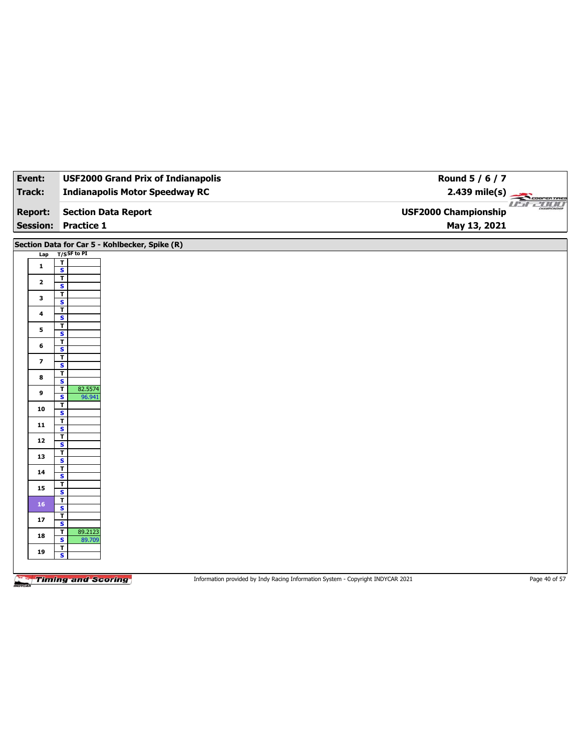| Event: | USF2000 Grand Prix of Indianapolis | Round 5 / 6 / 7 |
|---|---|---|
| Track: | Indianapolis Motor Speedway RC | 2.439 mile(s) |
| Report: | Section Data Report | USF2000 Championship |
| Session: | Practice 1 | May 13, 2021 |

## Section Data for Car 5 - Kohlbecker, Spike (R)

| Lap | T/S | SF to PI |
|---|---|---|
| 1 | T | |
| | S | |
| 2 | T | |
| | S | |
| 3 | T | |
| | S | |
| 4 | T | |
| | S | |
| 5 | T | |
| | S | |
| 6 | T | |
| | S | |
| 7 | T | |
| | S | |
| 8 | T | |
| | S | |
| 9 | T | 82.5574 |
| | S | 96.941 |
| 10 | T | |
| | S | |
| 11 | T | |
| | S | |
| 12 | T | |
| | S | |
| 13 | T | |
| | S | |
| 14 | T | |
| | S | |
| 15 | T | |
| | S | |
| 16 | T | |
| | S | |
| 17 | T | |
| | S | |
| 18 | T | 89.2123 |
| | S | 89.709 |
| 19 | T | |
| | S | |

Information provided by Indy Racing Information System - Copyright INDYCAR 2021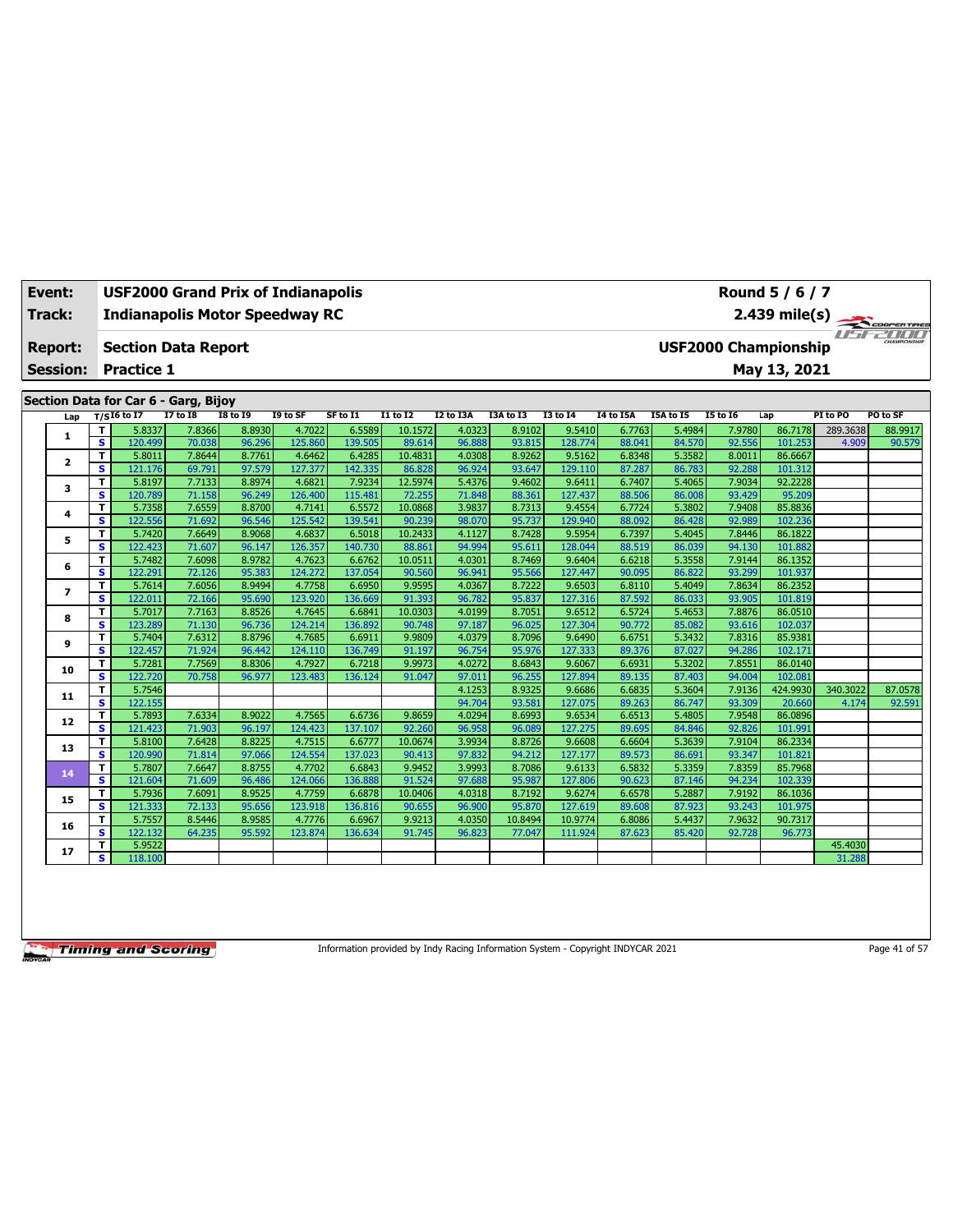| Event: | USF2000 Grand Prix of Indianapolis | Round 5 / 6 / 7 |
|---|---|---|
| Track: | Indianapolis Motor Speedway RC | 2.439 mile(s) |
| Report: | Section Data Report | USF2000 Championship |
| Session: | Practice 1 | May 13, 2021 |

## Section Data for Car 6 - Garg, Bijoy

| Lap | T/S | I6 to I7 | I7 to I8 | I8 to I9 | I9 to SF | SF to I1 | I1 to I2 | I2 to I3A | I3A to I3 | I3 to I4 | I4 to I5A | I5A to I5 | I5 to I6 | Lap | PI to PO | PO to SF |
|---|---|---|---|---|---|---|---|---|---|---|---|---|---|---|---|---|
| 1 | T | 5.8337 | 7.8366 | 8.8930 | 4.7022 | 6.5589 | 10.1572 | 4.0323 | 8.9102 | 9.5410 | 6.7763 | 5.4984 | 7.9780 | 86.7178 | 289.3638 | 88.9917 |
| | S | 120.499 | 70.038 | 96.296 | 125.860 | 139.505 | 89.614 | 96.888 | 93.815 | 128.774 | 88.041 | 84.570 | 92.556 | 101.253 | 4.909 | 90.579 |
| 2 | T | 5.8011 | 7.8644 | 8.7761 | 4.6462 | 6.4285 | 10.4831 | 4.0308 | 8.9262 | 9.5162 | 6.8348 | 5.3582 | 8.0011 | 86.6667 | | |
| | S | 121.176 | 69.791 | 97.579 | 127.377 | 142.335 | 86.828 | 96.924 | 93.647 | 129.110 | 87.287 | 86.783 | 92.288 | 101.312 | | |
| 3 | T | 5.8197 | 7.7133 | 8.8974 | 4.6821 | 7.9234 | 12.5974 | 5.4376 | 9.4602 | 9.6411 | 6.7407 | 5.4065 | 7.9034 | 92.2228 | | |
| | S | 120.789 | 71.158 | 96.249 | 126.400 | 115.481 | 72.255 | 71.848 | 88.361 | 127.437 | 88.506 | 86.008 | 93.429 | 95.209 | | |
| 4 | T | 5.7358 | 7.6559 | 8.8700 | 4.7141 | 6.5572 | 10.0868 | 3.9837 | 8.7313 | 9.4554 | 6.7724 | 5.3802 | 7.9408 | 85.8836 | | |
| | S | 122.556 | 71.692 | 96.546 | 125.542 | 139.541 | 90.239 | 98.070 | 95.737 | 129.940 | 88.092 | 86.428 | 92.989 | 102.236 | | |
| 5 | T | 5.7420 | 7.6649 | 8.9068 | 4.6837 | 6.5018 | 10.2433 | 4.1127 | 8.7428 | 9.5954 | 6.7397 | 5.4045 | 7.8446 | 86.1822 | | |
| | S | 122.423 | 71.607 | 96.147 | 126.357 | 140.730 | 88.861 | 94.994 | 95.611 | 128.044 | 88.519 | 86.039 | 94.130 | 101.882 | | |
| 6 | T | 5.7482 | 7.6098 | 8.9782 | 4.7623 | 6.6762 | 10.0511 | 4.0301 | 8.7469 | 9.6404 | 6.6218 | 5.3558 | 7.9144 | 86.1352 | | |
| | S | 122.291 | 72.126 | 95.383 | 124.272 | 137.054 | 90.560 | 96.941 | 95.566 | 127.447 | 90.095 | 86.822 | 93.299 | 101.937 | | |
| 7 | T | 5.7614 | 7.6056 | 8.9494 | 4.7758 | 6.6950 | 9.9595 | 4.0367 | 8.7222 | 9.6503 | 6.8110 | 5.4049 | 7.8634 | 86.2352 | | |
| | S | 122.011 | 72.166 | 95.690 | 123.920 | 136.669 | 91.393 | 96.782 | 95.837 | 127.316 | 87.592 | 86.033 | 93.905 | 101.819 | | |
| 8 | T | 5.7017 | 7.7163 | 8.8526 | 4.7645 | 6.6841 | 10.0303 | 4.0199 | 8.7051 | 9.6512 | 6.5724 | 5.4653 | 7.8876 | 86.0510 | | |
| | S | 123.289 | 71.130 | 96.736 | 124.214 | 136.892 | 90.748 | 97.187 | 96.025 | 127.304 | 90.772 | 85.082 | 93.616 | 102.037 | | |
| 9 | T | 5.7404 | 7.6312 | 8.8796 | 4.7685 | 6.6911 | 9.9809 | 4.0379 | 8.7096 | 9.6490 | 6.6751 | 5.3432 | 7.8316 | 85.9381 | | |
| | S | 122.457 | 71.924 | 96.442 | 124.110 | 136.749 | 91.197 | 96.754 | 95.976 | 127.333 | 89.376 | 87.027 | 94.286 | 102.171 | | |
| 10 | T | 5.7281 | 7.7569 | 8.8306 | 4.7927 | 6.7218 | 9.9973 | 4.0272 | 8.6843 | 9.6067 | 6.6931 | 5.3202 | 7.8551 | 86.0140 | | |
| | S | 122.720 | 70.758 | 96.977 | 123.483 | 136.124 | 91.047 | 97.011 | 96.255 | 127.894 | 89.135 | 87.403 | 94.004 | 102.081 | | |
| 11 | T | 5.7546 | | | | | | 4.1253 | 8.9325 | 9.6686 | 6.6835 | 5.3604 | 7.9136 | 424.9930 | 340.3022 | 87.0578 |
| | S | 122.155 | | | | | | 94.704 | 93.581 | 127.075 | 89.263 | 86.747 | 93.309 | 20.660 | 4.174 | 92.591 |
| 12 | T | 5.7893 | 7.6334 | 8.9022 | 4.7565 | 6.6736 | 9.8659 | 4.0294 | 8.6993 | 9.6534 | 6.6513 | 5.4805 | 7.9548 | 86.0896 | | |
| | S | 121.423 | 71.903 | 96.197 | 124.423 | 137.107 | 92.260 | 96.958 | 96.089 | 127.275 | 89.695 | 84.846 | 92.826 | 101.991 | | |
| 13 | T | 5.8100 | 7.6428 | 8.8225 | 4.7515 | 6.6777 | 10.0674 | 3.9934 | 8.8726 | 9.6608 | 6.6604 | 5.3639 | 7.9104 | 86.2334 | | |
| | S | 120.990 | 71.814 | 97.066 | 124.554 | 137.023 | 90.413 | 97.832 | 94.212 | 127.177 | 89.573 | 86.691 | 93.347 | 101.821 | | |
| 14 | T | 5.7807 | 7.6647 | 8.8755 | 4.7702 | 6.6843 | 9.9452 | 3.9993 | 8.7086 | 9.6133 | 6.5832 | 5.3359 | 7.8359 | 85.7968 | | |
| | S | 121.604 | 71.609 | 96.486 | 124.066 | 136.888 | 91.524 | 97.688 | 95.987 | 127.806 | 90.623 | 87.146 | 94.234 | 102.339 | | |
| 15 | T | 5.7936 | 7.6091 | 8.9525 | 4.7759 | 6.6878 | 10.0406 | 4.0318 | 8.7192 | 9.6274 | 6.6578 | 5.2887 | 7.9192 | 86.1036 | | |
| | S | 121.333 | 72.133 | 95.656 | 123.918 | 136.816 | 90.655 | 96.900 | 95.870 | 127.619 | 89.608 | 87.923 | 93.243 | 101.975 | | |
| 16 | T | 5.7557 | 8.5446 | 8.9585 | 4.7776 | 6.6967 | 9.9213 | 4.0350 | 10.8494 | 10.9774 | 6.8086 | 5.4437 | 7.9632 | 90.7317 | | |
| | S | 122.132 | 64.235 | 95.592 | 123.874 | 136.634 | 91.745 | 96.823 | 77.047 | 111.924 | 87.623 | 85.420 | 92.728 | 96.773 | | |
| 17 | T | 5.9522 | | | | | | | | | | | | | 45.4030 | |
| | S | 118.100 | | | | | | | | | | | | | 31.288 | |

Information provided by Indy Racing Information System - Copyright INDYCAR 2021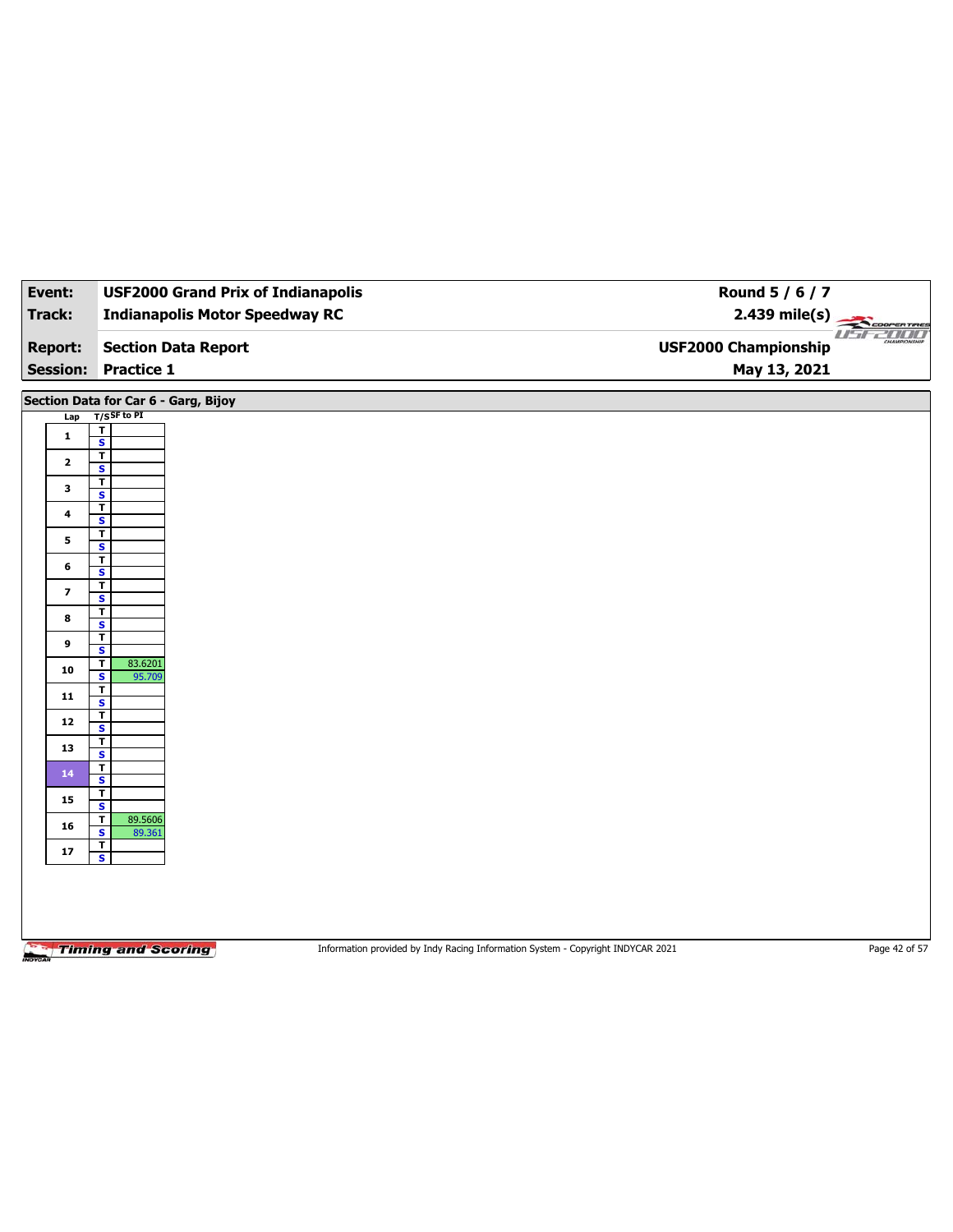| Event: | USF2000 Grand Prix of Indianapolis | Round 5 / 6 / 7 |
|---|---|---|
| Track: | Indianapolis Motor Speedway RC | 2.439 mile(s) |
| Report: | Section Data Report | USF2000 Championship |
| Session: | Practice 1 | May 13, 2021 |

## Section Data for Car 6 - Garg, Bijoy

| Lap | T/S | SF to PI |
|---|---|---|
| 1 | T | |
| | S | |
| 2 | T | |
| | S | |
| 3 | T | |
| | S | |
| 4 | T | |
| | S | |
| 5 | T | |
| | S | |
| 6 | T | |
| | S | |
| 7 | T | |
| | S | |
| 8 | T | |
| | S | |
| 9 | T | |
| | S | |
| 10 | T | 83.6201 |
| | S | 95.709 |
| 11 | T | |
| | S | |
| 12 | T | |
| | S | |
| 13 | T | |
| | S | |
| 14 | T | |
| | S | |
| 15 | T | |
| | S | |
| 16 | T | 89.5606 |
| | S | 89.361 |
| 17 | T | |
| | S | |

Information provided by Indy Racing Information System - Copyright INDYCAR 2021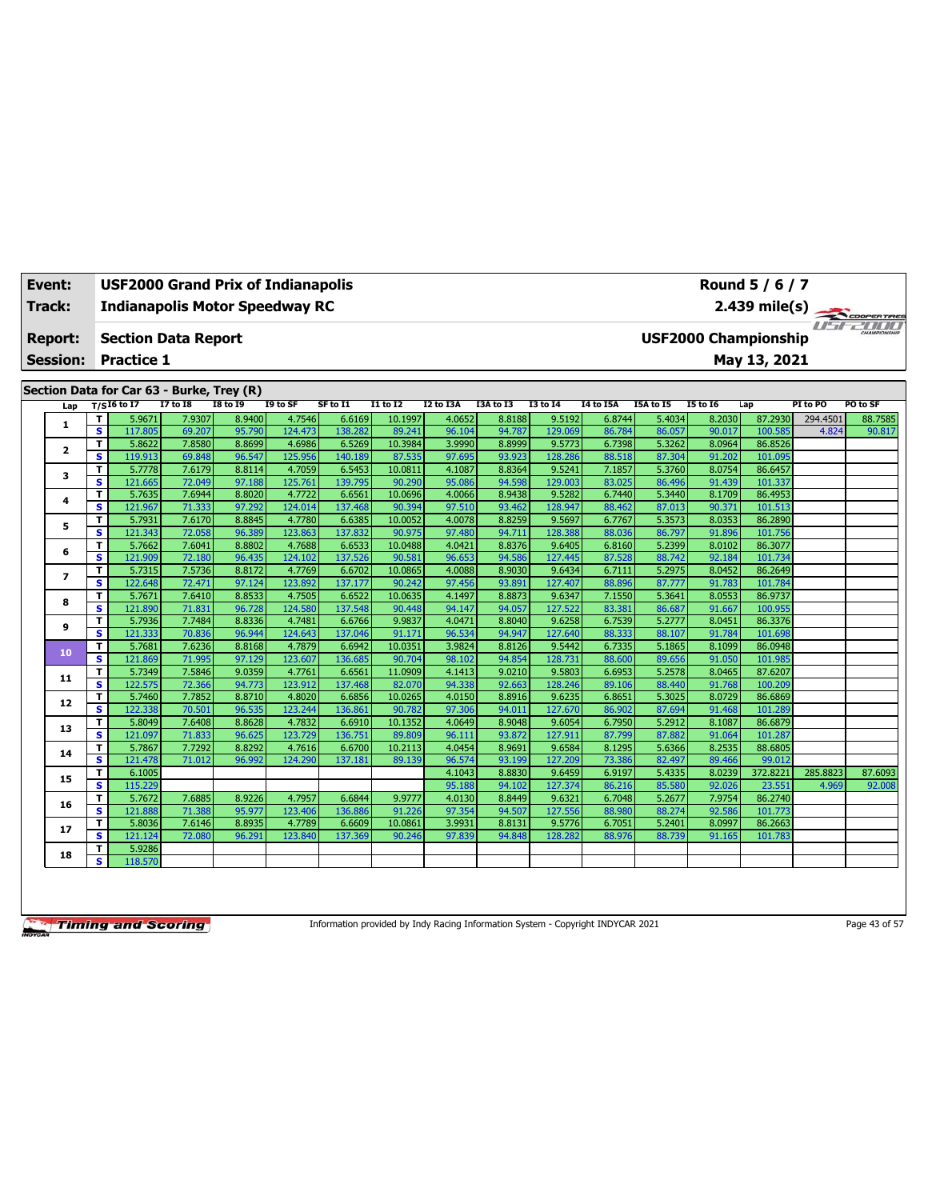| Event: | USF2000 Grand Prix of Indianapolis | Round 5 / 6 / 7 |
|---|---|---|
| Track: | Indianapolis Motor Speedway RC | 2.439 mile(s) |
| Report: | Section Data Report | USF2000 Championship |
| Session: | Practice 1 | May 13, 2021 |

## Section Data for Car 63 - Burke, Trey (R)

| Lap | T/S | I6 to I7 | I7 to I8 | I8 to I9 | I9 to SF | SF to I1 | I1 to I2 | I2 to I3A | I3A to I3 | I3 to I4 | I4 to I5A | I5A to I5 | I5 to I6 | Lap | PI to PO | PO to SF |
|---|---|---|---|---|---|---|---|---|---|---|---|---|---|---|---|---|
| 1 | T | 5.9671 | 7.9307 | 8.9400 | 4.7546 | 6.6169 | 10.1997 | 4.0652 | 8.8188 | 9.5192 | 6.8744 | 5.4034 | 8.2030 | 87.2930 | 294.4501 | 88.7585 |
| | S | 117.805 | 69.207 | 95.790 | 124.473 | 138.282 | 89.241 | 96.104 | 94.787 | 129.069 | 86.784 | 86.057 | 90.017 | 100.585 | 4.824 | 90.817 |
| 2 | T | 5.8622 | 7.8580 | 8.8699 | 4.6986 | 6.5269 | 10.3984 | 3.9990 | 8.8999 | 9.5773 | 6.7398 | 5.3262 | 8.0964 | 86.8526 | | |
| | S | 119.913 | 69.848 | 96.547 | 125.956 | 140.189 | 87.535 | 97.695 | 93.923 | 128.286 | 88.518 | 87.304 | 91.202 | 101.095 | | |
| 3 | T | 5.7778 | 7.6179 | 8.8114 | 4.7059 | 6.5453 | 10.0811 | 4.1087 | 8.8364 | 9.5241 | 7.1857 | 5.3760 | 8.0754 | 86.6457 | | |
| | S | 121.665 | 72.049 | 97.188 | 125.761 | 139.795 | 90.290 | 95.086 | 94.598 | 129.003 | 83.025 | 86.496 | 91.439 | 101.337 | | |
| 4 | T | 5.7635 | 7.6944 | 8.8020 | 4.7722 | 6.6561 | 10.0696 | 4.0066 | 8.9438 | 9.5282 | 6.7440 | 5.3440 | 8.1709 | 86.4953 | | |
| | S | 121.967 | 71.333 | 97.292 | 124.014 | 137.468 | 90.394 | 97.510 | 93.462 | 128.947 | 88.462 | 87.013 | 90.371 | 101.513 | | |
| 5 | T | 5.7931 | 7.6170 | 8.8845 | 4.7780 | 6.6385 | 10.0052 | 4.0078 | 8.8259 | 9.5697 | 6.7767 | 5.3573 | 8.0353 | 86.2890 | | |
| | S | 121.343 | 72.058 | 96.389 | 123.863 | 137.832 | 90.975 | 97.480 | 94.711 | 128.388 | 88.036 | 86.797 | 91.896 | 101.756 | | |
| 6 | T | 5.7662 | 7.6041 | 8.8802 | 4.7688 | 6.6533 | 10.0488 | 4.0421 | 8.8376 | 9.6405 | 6.8160 | 5.2399 | 8.0102 | 86.3077 | | |
| | S | 121.909 | 72.180 | 96.435 | 124.102 | 137.526 | 90.581 | 96.653 | 94.586 | 127.445 | 87.528 | 88.742 | 92.184 | 101.734 | | |
| 7 | T | 5.7315 | 7.5736 | 8.8172 | 4.7769 | 6.6702 | 10.0865 | 4.0088 | 8.9030 | 9.6434 | 6.7111 | 5.2975 | 8.0452 | 86.2649 | | |
| | S | 122.648 | 72.471 | 97.124 | 123.892 | 137.177 | 90.242 | 97.456 | 93.891 | 127.407 | 88.896 | 87.777 | 91.783 | 101.784 | | |
| 8 | T | 5.7671 | 7.6410 | 8.8533 | 4.7505 | 6.6522 | 10.0635 | 4.1497 | 8.8873 | 9.6347 | 7.1550 | 5.3641 | 8.0553 | 86.9737 | | |
| | S | 121.890 | 71.831 | 96.728 | 124.580 | 137.548 | 90.448 | 94.147 | 94.057 | 127.522 | 83.381 | 86.687 | 91.667 | 100.955 | | |
| 9 | T | 5.7936 | 7.7484 | 8.8336 | 4.7481 | 6.6766 | 9.9837 | 4.0471 | 8.8040 | 9.6258 | 6.7539 | 5.2777 | 8.0451 | 86.3376 | | |
| | S | 121.333 | 70.836 | 96.944 | 124.643 | 137.046 | 91.171 | 96.534 | 94.947 | 127.640 | 88.333 | 88.107 | 91.784 | 101.698 | | |
| 10 | T | 5.7681 | 7.6236 | 8.8168 | 4.7879 | 6.6942 | 10.0351 | 3.9824 | 8.8126 | 9.5442 | 6.7335 | 5.1865 | 8.1099 | 86.0948 | | |
| | S | 121.869 | 71.995 | 97.129 | 123.607 | 136.685 | 90.704 | 98.102 | 94.854 | 128.731 | 88.600 | 89.656 | 91.050 | 101.985 | | |
| 11 | T | 5.7349 | 7.5846 | 9.0359 | 4.7761 | 6.6561 | 11.0909 | 4.1413 | 9.0210 | 9.5803 | 6.6953 | 5.2578 | 8.0465 | 87.6207 | | |
| | S | 122.575 | 72.366 | 94.773 | 123.912 | 137.468 | 82.070 | 94.338 | 92.663 | 128.246 | 89.106 | 88.440 | 91.768 | 100.209 | | |
| 12 | T | 5.7460 | 7.7852 | 8.8710 | 4.8020 | 6.6856 | 10.0265 | 4.0150 | 8.8916 | 9.6235 | 6.8651 | 5.3025 | 8.0729 | 86.6869 | | |
| | S | 122.338 | 70.501 | 96.535 | 123.244 | 136.861 | 90.782 | 97.306 | 94.011 | 127.670 | 86.902 | 87.694 | 91.468 | 101.289 | | |
| 13 | T | 5.8049 | 7.6408 | 8.8628 | 4.7832 | 6.6910 | 10.1352 | 4.0649 | 8.9048 | 9.6054 | 6.7950 | 5.2912 | 8.1087 | 86.6879 | | |
| | S | 121.097 | 71.833 | 96.625 | 123.729 | 136.751 | 89.809 | 96.111 | 93.872 | 127.911 | 87.799 | 87.882 | 91.064 | 101.287 | | |
| 14 | T | 5.7867 | 7.7292 | 8.8292 | 4.7616 | 6.6700 | 10.2113 | 4.0454 | 8.9691 | 9.6584 | 8.1295 | 5.6366 | 8.2535 | 88.6805 | | |
| | S | 121.478 | 71.012 | 96.992 | 124.290 | 137.181 | 89.139 | 96.574 | 93.199 | 127.209 | 73.386 | 82.497 | 89.466 | 99.012 | | |
| 15 | T | 6.1005 | | | | | | 4.1043 | 8.8830 | 9.6459 | 6.9197 | 5.4335 | 8.0239 | 372.8221 | 285.8823 | 87.6093 |
| | S | 115.229 | | | | | | 95.188 | 94.102 | 127.374 | 86.216 | 85.580 | 92.026 | 23.551 | 4.969 | 92.008 |
| 16 | T | 5.7672 | 7.6885 | 8.9226 | 4.7957 | 6.6844 | 9.9777 | 4.0130 | 8.8449 | 9.6321 | 6.7048 | 5.2677 | 7.9754 | 86.2740 | | |
| | S | 121.888 | 71.388 | 95.977 | 123.406 | 136.886 | 91.226 | 97.354 | 94.507 | 127.556 | 88.980 | 88.274 | 92.586 | 101.773 | | |
| 17 | T | 5.8036 | 7.6146 | 8.8935 | 4.7789 | 6.6609 | 10.0861 | 3.9931 | 8.8131 | 9.5776 | 6.7051 | 5.2401 | 8.0997 | 86.2663 | | |
| | S | 121.124 | 72.080 | 96.291 | 123.840 | 137.369 | 90.246 | 97.839 | 94.848 | 128.282 | 88.976 | 88.739 | 91.165 | 101.783 | | |
| 18 | T | 5.9286 | | | | | | | | | | | | | | |
| | S | 118.570 | | | | | | | | | | | | | | |

Information provided by Indy Racing Information System - Copyright INDYCAR 2021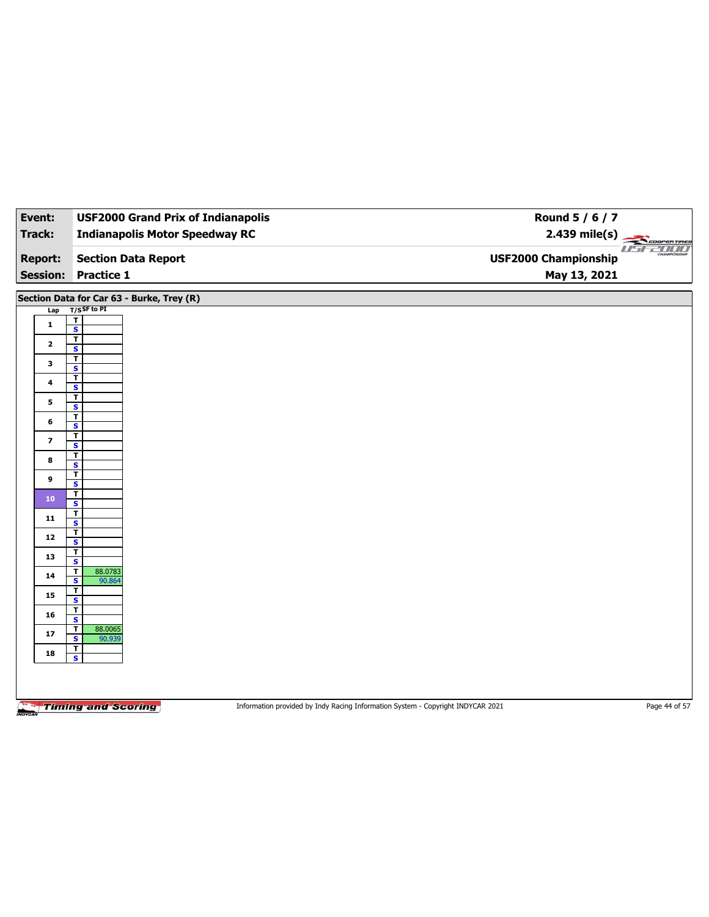| Event: | USF2000 Grand Prix of Indianapolis | Round 5 / 6 / 7 |
|---|---|---|
| Track: | Indianapolis Motor Speedway RC | 2.439 mile(s) |
| Report: | Section Data Report | USF2000 Championship |
| Session: | Practice 1 | May 13, 2021 |

## Section Data for Car 63 - Burke, Trey (R)

| Lap | T/S | SF to PI |
|---|---|---|
| 1 | T | |
| | S | |
| 2 | T | |
| | S | |
| 3 | T | |
| | S | |
| 4 | T | |
| | S | |
| 5 | T | |
| | S | |
| 6 | T | |
| | S | |
| 7 | T | |
| | S | |
| 8 | T | |
| | S | |
| 9 | T | |
| | S | |
| 10 | T | |
| | S | |
| 11 | T | |
| | S | |
| 12 | T | |
| | S | |
| 13 | T | |
| | S | |
| 14 | T | 88.0783 |
| | S | 90.864 |
| 15 | T | |
| | S | |
| 16 | T | |
| | S | |
| 17 | T | 88.0065 |
| | S | 90.939 |
| 18 | T | |
| | S | |

Information provided by Indy Racing Information System - Copyright INDYCAR 2021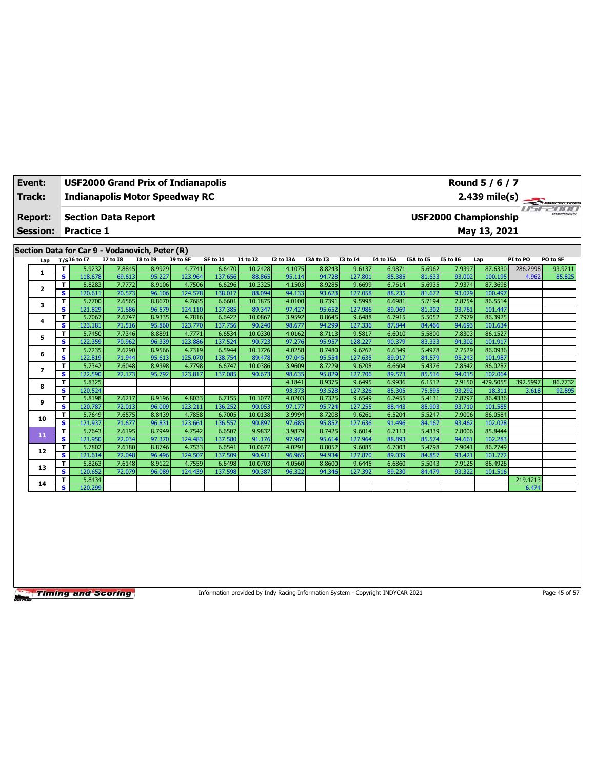| Event: | USF2000 Grand Prix of Indianapolis | Round 5 / 6 / 7 |
|---|---|---|
| Track: | Indianapolis Motor Speedway RC | 2.439 mile(s) |
| Report: | Section Data Report | USF2000 Championship |
| Session: | Practice 1 | May 13, 2021 |

## Section Data for Car 9 - Vodanovich, Peter (R)

| Lap | T/S | I6 to I7 | I7 to I8 | I8 to I9 | I9 to SF | SF to I1 | I1 to I2 | I2 to I3A | I3A to I3 | I3 to I4 | I4 to I5A | I5A to I5 | I5 to I6 | Lap | PI to PO | PO to SF |
|---|---|---|---|---|---|---|---|---|---|---|---|---|---|---|---|---|
| 1 | T | 5.9232 | 7.8845 | 8.9929 | 4.7741 | 6.6470 | 10.2428 | 4.1075 | 8.8243 | 9.6137 | 6.9871 | 5.6962 | 7.9397 | 87.6330 | 286.2998 | 93.9211 |
| | S | 118.678 | 69.613 | 95.227 | 123.964 | 137.656 | 88.865 | 95.114 | 94.728 | 127.801 | 85.385 | 81.633 | 93.002 | 100.195 | 4.962 | 85.825 |
| 2 | T | 5.8283 | 7.7772 | 8.9106 | 4.7506 | 6.6296 | 10.3325 | 4.1503 | 8.9285 | 9.6699 | 6.7614 | 5.6935 | 7.9374 | 87.3698 | | |
| | S | 120.611 | 70.573 | 96.106 | 124.578 | 138.017 | 88.094 | 94.133 | 93.623 | 127.058 | 88.235 | 81.672 | 93.029 | 100.497 | | |
| 3 | T | 5.7700 | 7.6565 | 8.8670 | 4.7685 | 6.6601 | 10.1875 | 4.0100 | 8.7391 | 9.5998 | 6.6981 | 5.7194 | 7.8754 | 86.5514 | | |
| | S | 121.829 | 71.686 | 96.579 | 124.110 | 137.385 | 89.347 | 97.427 | 95.652 | 127.986 | 89.069 | 81.302 | 93.761 | 101.447 | | |
| 4 | T | 5.7067 | 7.6747 | 8.9335 | 4.7816 | 6.6422 | 10.0867 | 3.9592 | 8.8645 | 9.6488 | 6.7915 | 5.5052 | 7.7979 | 86.3925 | | |
| | S | 123.181 | 71.516 | 95.860 | 123.770 | 137.756 | 90.240 | 98.677 | 94.299 | 127.336 | 87.844 | 84.466 | 94.693 | 101.634 | | |
| 5 | T | 5.7450 | 7.7346 | 8.8891 | 4.7771 | 6.6534 | 10.0330 | 4.0162 | 8.7113 | 9.5817 | 6.6010 | 5.5800 | 7.8303 | 86.1527 | | |
| | S | 122.359 | 70.962 | 96.339 | 123.886 | 137.524 | 90.723 | 97.276 | 95.957 | 128.227 | 90.379 | 83.333 | 94.302 | 101.917 | | |
| 6 | T | 5.7235 | 7.6290 | 8.9566 | 4.7319 | 6.5944 | 10.1726 | 4.0258 | 8.7480 | 9.6262 | 6.6349 | 5.4978 | 7.7529 | 86.0936 | | |
| | S | 122.819 | 71.944 | 95.613 | 125.070 | 138.754 | 89.478 | 97.045 | 95.554 | 127.635 | 89.917 | 84.579 | 95.243 | 101.987 | | |
| 7 | T | 5.7342 | 7.6048 | 8.9398 | 4.7798 | 6.6747 | 10.0386 | 3.9609 | 8.7229 | 9.6208 | 6.6604 | 5.4376 | 7.8542 | 86.0287 | | |
| | S | 122.590 | 72.173 | 95.792 | 123.817 | 137.085 | 90.673 | 98.635 | 95.829 | 127.706 | 89.573 | 85.516 | 94.015 | 102.064 | | |
| 8 | T | 5.8325 | | | | | | 4.1841 | 8.9375 | 9.6495 | 6.9936 | 6.1512 | 7.9150 | 479.5055 | 392.5997 | 86.7732 |
| | S | 120.524 | | | | | | 93.373 | 93.528 | 127.326 | 85.305 | 75.595 | 93.292 | 18.311 | 3.618 | 92.895 |
| 9 | T | 5.8198 | 7.6217 | 8.9196 | 4.8033 | 6.7155 | 10.1077 | 4.0203 | 8.7325 | 9.6549 | 6.7455 | 5.4131 | 7.8797 | 86.4336 | | |
| | S | 120.787 | 72.013 | 96.009 | 123.211 | 136.252 | 90.053 | 97.177 | 95.724 | 127.255 | 88.443 | 85.903 | 93.710 | 101.585 | | |
| 10 | T | 5.7649 | 7.6575 | 8.8439 | 4.7858 | 6.7005 | 10.0138 | 3.9994 | 8.7208 | 9.6261 | 6.5204 | 5.5247 | 7.9006 | 86.0584 | | |
| | S | 121.937 | 71.677 | 96.831 | 123.661 | 136.557 | 90.897 | 97.685 | 95.852 | 127.636 | 91.496 | 84.167 | 93.462 | 102.028 | | |
| 11 | T | 5.7643 | 7.6195 | 8.7949 | 4.7542 | 6.6507 | 9.9832 | 3.9879 | 8.7425 | 9.6014 | 6.7113 | 5.4339 | 7.8006 | 85.8444 | | |
| | S | 121.950 | 72.034 | 97.370 | 124.483 | 137.580 | 91.176 | 97.967 | 95.614 | 127.964 | 88.893 | 85.574 | 94.661 | 102.283 | | |
| 12 | T | 5.7802 | 7.6180 | 8.8746 | 4.7533 | 6.6541 | 10.0677 | 4.0291 | 8.8052 | 9.6085 | 6.7003 | 5.4798 | 7.9041 | 86.2749 | | |
| | S | 121.614 | 72.048 | 96.496 | 124.507 | 137.509 | 90.411 | 96.965 | 94.934 | 127.870 | 89.039 | 84.857 | 93.421 | 101.772 | | |
| 13 | T | 5.8263 | 7.6148 | 8.9122 | 4.7559 | 6.6498 | 10.0703 | 4.0560 | 8.8600 | 9.6445 | 6.6860 | 5.5043 | 7.9125 | 86.4926 | | |
| | S | 120.652 | 72.079 | 96.089 | 124.439 | 137.598 | 90.387 | 96.322 | 94.346 | 127.392 | 89.230 | 84.479 | 93.322 | 101.516 | | |
| 14 | T | 5.8434 | | | | | | | | | | | | | 219.4213 | |
| | S | 120.299 | | | | | | | | | | | | | 6.474 | |

Information provided by Indy Racing Information System - Copyright INDYCAR 2021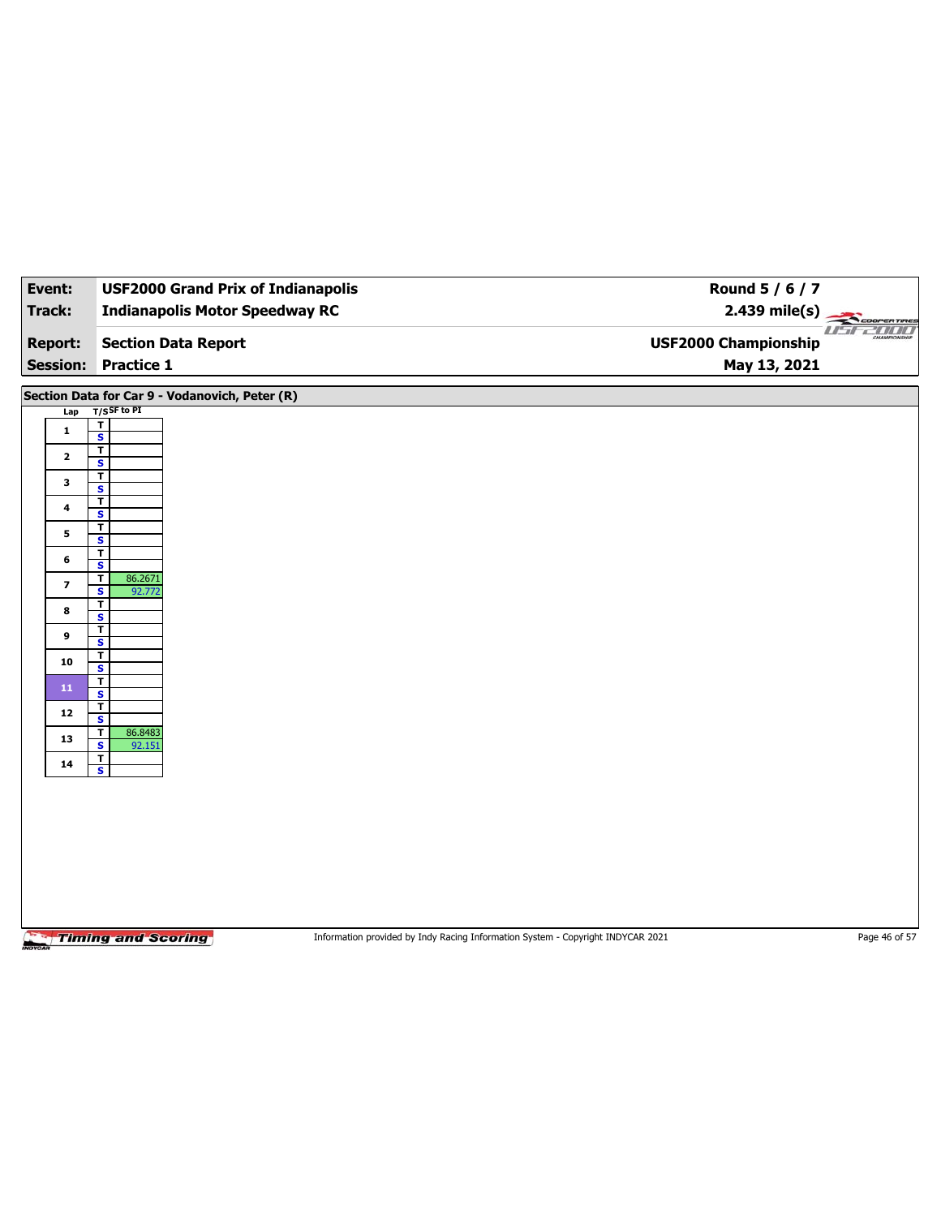| Event: | USF2000 Grand Prix of Indianapolis | Round 5 / 6 / 7 |
|---|---|---|
| Track: | Indianapolis Motor Speedway RC | 2.439 mile(s) |
| Report: | Section Data Report | USF2000 Championship |
| Session: | Practice 1 | May 13, 2021 |

## Section Data for Car 9 - Vodanovich, Peter (R)

| Lap | T/S | SF to PI |
|---|---|---|
| 1 | T | |
| | S | |
| 2 | T | |
| | S | |
| 3 | T | |
| | S | |
| 4 | T | |
| | S | |
| 5 | T | |
| | S | |
| 6 | T | |
| | S | |
| 7 | T | 86.2671 |
| | S | 92.772 |
| 8 | T | |
| | S | |
| 9 | T | |
| | S | |
| 10 | T | |
| | S | |
| 11 | T | |
| | S | |
| 12 | T | |
| | S | |
| 13 | T | 86.8483 |
| | S | 92.151 |
| 14 | T | |
| | S | |

Information provided by Indy Racing Information System - Copyright INDYCAR 2021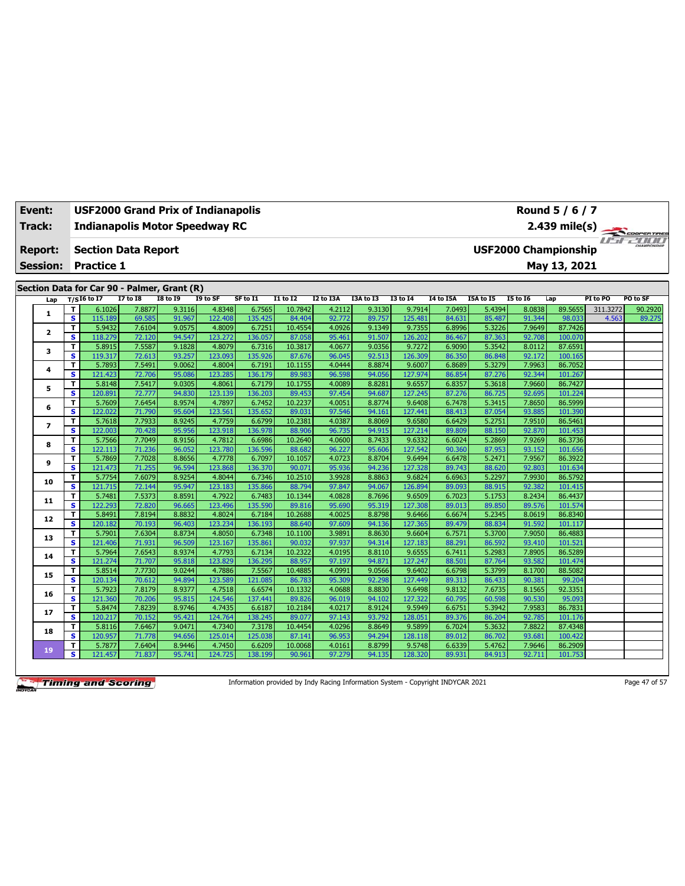| Event: | USF2000 Grand Prix of Indianapolis | Round 5 / 6 / 7 |
|---|---|---|
| Track: | Indianapolis Motor Speedway RC | 2.439 mile(s) |
| Report: | Section Data Report | USF2000 Championship |
| Session: | Practice 1 | May 13, 2021 |

## Section Data for Car 90 - Palmer, Grant (R)

| Lap | T/S | I6 to I7 | I7 to I8 | I8 to I9 | I9 to SF | SF to I1 | I1 to I2 | I2 to I3A | I3A to I3 | I3 to I4 | I4 to I5A | I5A to I5 | I5 to I6 | Lap | PI to PO | PO to SF |
|---|---|---|---|---|---|---|---|---|---|---|---|---|---|---|---|---|
| 1 | T | 6.1026 | 7.8877 | 9.3116 | 4.8348 | 6.7565 | 10.7842 | 4.2112 | 9.3130 | 9.7914 | 7.0493 | 5.4394 | 8.0838 | 89.5655 | 311.3272 | 90.2920 |
| | S | 115.189 | 69.585 | 91.967 | 122.408 | 135.425 | 84.404 | 92.772 | 89.757 | 125.481 | 84.631 | 85.487 | 91.344 | 98.033 | 4.563 | 89.275 |
| 2 | T | 5.9432 | 7.6104 | 9.0575 | 4.8009 | 6.7251 | 10.4554 | 4.0926 | 9.1349 | 9.7355 | 6.8996 | 5.3226 | 7.9649 | 87.7426 | | |
| | S | 118.279 | 72.120 | 94.547 | 123.272 | 136.057 | 87.058 | 95.461 | 91.507 | 126.202 | 86.467 | 87.363 | 92.708 | 100.070 | | |
| 3 | T | 5.8915 | 7.5587 | 9.1828 | 4.8079 | 6.7316 | 10.3817 | 4.0677 | 9.0356 | 9.7272 | 6.9090 | 5.3542 | 8.0112 | 87.6591 | | |
| | S | 119.317 | 72.613 | 93.257 | 123.093 | 135.926 | 87.676 | 96.045 | 92.513 | 126.309 | 86.350 | 86.848 | 92.172 | 100.165 | | |
| 4 | T | 5.7893 | 7.5491 | 9.0062 | 4.8004 | 6.7191 | 10.1155 | 4.0444 | 8.8874 | 9.6007 | 6.8689 | 5.3279 | 7.9963 | 86.7052 | | |
| | S | 121.423 | 72.706 | 95.086 | 123.285 | 136.179 | 89.983 | 96.598 | 94.056 | 127.974 | 86.854 | 87.276 | 92.344 | 101.267 | | |
| 5 | T | 5.8148 | 7.5417 | 9.0305 | 4.8061 | 6.7179 | 10.1755 | 4.0089 | 8.8281 | 9.6557 | 6.8357 | 5.3618 | 7.9660 | 86.7427 | | |
| | S | 120.891 | 72.777 | 94.830 | 123.139 | 136.203 | 89.453 | 97.454 | 94.687 | 127.245 | 87.276 | 86.725 | 92.695 | 101.224 | | |
| 6 | T | 5.7609 | 7.6454 | 8.9574 | 4.7897 | 6.7452 | 10.2237 | 4.0051 | 8.8774 | 9.6408 | 6.7478 | 5.3415 | 7.8650 | 86.5999 | | |
| | S | 122.022 | 71.790 | 95.604 | 123.561 | 135.652 | 89.031 | 97.546 | 94.161 | 127.441 | 88.413 | 87.054 | 93.885 | 101.390 | | |
| 7 | T | 5.7618 | 7.7933 | 8.9245 | 4.7759 | 6.6799 | 10.2381 | 4.0387 | 8.8069 | 9.6580 | 6.6429 | 5.2751 | 7.9510 | 86.5461 | | |
| | S | 122.003 | 70.428 | 95.956 | 123.918 | 136.978 | 88.906 | 96.735 | 94.915 | 127.214 | 89.809 | 88.150 | 92.870 | 101.453 | | |
| 8 | T | 5.7566 | 7.7049 | 8.9156 | 4.7812 | 6.6986 | 10.2640 | 4.0600 | 8.7433 | 9.6332 | 6.6024 | 5.2869 | 7.9269 | 86.3736 | | |
| | S | 122.113 | 71.236 | 96.052 | 123.780 | 136.596 | 88.682 | 96.227 | 95.606 | 127.542 | 90.360 | 87.953 | 93.152 | 101.656 | | |
| 9 | T | 5.7869 | 7.7028 | 8.8656 | 4.7778 | 6.7097 | 10.1057 | 4.0723 | 8.8704 | 9.6494 | 6.6478 | 5.2471 | 7.9567 | 86.3922 | | |
| | S | 121.473 | 71.255 | 96.594 | 123.868 | 136.370 | 90.071 | 95.936 | 94.236 | 127.328 | 89.743 | 88.620 | 92.803 | 101.634 | | |
| 10 | T | 5.7754 | 7.6079 | 8.9254 | 4.8044 | 6.7346 | 10.2510 | 3.9928 | 8.8863 | 9.6824 | 6.6963 | 5.2297 | 7.9930 | 86.5792 | | |
| | S | 121.715 | 72.144 | 95.947 | 123.183 | 135.866 | 88.794 | 97.847 | 94.067 | 126.894 | 89.093 | 88.915 | 92.382 | 101.415 | | |
| 11 | T | 5.7481 | 7.5373 | 8.8591 | 4.7922 | 6.7483 | 10.1344 | 4.0828 | 8.7696 | 9.6509 | 6.7023 | 5.1753 | 8.2434 | 86.4437 | | |
| | S | 122.293 | 72.820 | 96.665 | 123.496 | 135.590 | 89.816 | 95.690 | 95.319 | 127.308 | 89.013 | 89.850 | 89.576 | 101.574 | | |
| 12 | T | 5.8491 | 7.8194 | 8.8832 | 4.8024 | 6.7184 | 10.2688 | 4.0025 | 8.8798 | 9.6466 | 6.6674 | 5.2345 | 8.0619 | 86.8340 | | |
| | S | 120.182 | 70.193 | 96.403 | 123.234 | 136.193 | 88.640 | 97.609 | 94.136 | 127.365 | 89.479 | 88.834 | 91.592 | 101.117 | | |
| 13 | T | 5.7901 | 7.6304 | 8.8734 | 4.8050 | 6.7348 | 10.1100 | 3.9891 | 8.8630 | 9.6604 | 6.7571 | 5.3700 | 7.9050 | 86.4883 | | |
| | S | 121.406 | 71.931 | 96.509 | 123.167 | 135.861 | 90.032 | 97.937 | 94.314 | 127.183 | 88.291 | 86.592 | 93.410 | 101.521 | | |
| 14 | T | 5.7964 | 7.6543 | 8.9374 | 4.7793 | 6.7134 | 10.2322 | 4.0195 | 8.8110 | 9.6555 | 6.7411 | 5.2983 | 7.8905 | 86.5289 | | |
| | S | 121.274 | 71.707 | 95.818 | 123.829 | 136.295 | 88.957 | 97.197 | 94.871 | 127.247 | 88.501 | 87.764 | 93.582 | 101.474 | | |
| 15 | T | 5.8514 | 7.7730 | 9.0244 | 4.7886 | 7.5567 | 10.4885 | 4.0991 | 9.0566 | 9.6402 | 6.6798 | 5.3799 | 8.1700 | 88.5082 | | |
| | S | 120.134 | 70.612 | 94.894 | 123.589 | 121.085 | 86.783 | 95.309 | 92.298 | 127.449 | 89.313 | 86.433 | 90.381 | 99.204 | | |
| 16 | T | 5.7923 | 7.8179 | 8.9377 | 4.7518 | 6.6574 | 10.1332 | 4.0688 | 8.8830 | 9.6498 | 9.8132 | 7.6735 | 8.1565 | 92.3351 | | |
| | S | 121.360 | 70.206 | 95.815 | 124.546 | 137.441 | 89.826 | 96.019 | 94.102 | 127.322 | 60.795 | 60.598 | 90.530 | 95.093 | | |
| 17 | T | 5.8474 | 7.8239 | 8.9746 | 4.7435 | 6.6187 | 10.2184 | 4.0217 | 8.9124 | 9.5949 | 6.6751 | 5.3942 | 7.9583 | 86.7831 | | |
| | S | 120.217 | 70.152 | 95.421 | 124.764 | 138.245 | 89.077 | 97.143 | 93.792 | 128.051 | 89.376 | 86.204 | 92.785 | 101.176 | | |
| 18 | T | 5.8116 | 7.6467 | 9.0471 | 4.7340 | 7.3178 | 10.4454 | 4.0296 | 8.8649 | 9.5899 | 6.7024 | 5.3632 | 7.8822 | 87.4348 | | |
| | S | 120.957 | 71.778 | 94.656 | 125.014 | 125.038 | 87.141 | 96.953 | 94.294 | 128.118 | 89.012 | 86.702 | 93.681 | 100.422 | | |
| 19 | T | 5.7877 | 7.6404 | 8.9446 | 4.7450 | 6.6209 | 10.0068 | 4.0161 | 8.8799 | 9.5748 | 6.6339 | 5.4762 | 7.9646 | 86.2909 | | |
| | S | 121.457 | 71.837 | 95.741 | 124.725 | 138.199 | 90.961 | 97.279 | 94.135 | 128.320 | 89.931 | 84.913 | 92.711 | 101.753 | | |

Information provided by Indy Racing Information System - Copyright INDYCAR 2021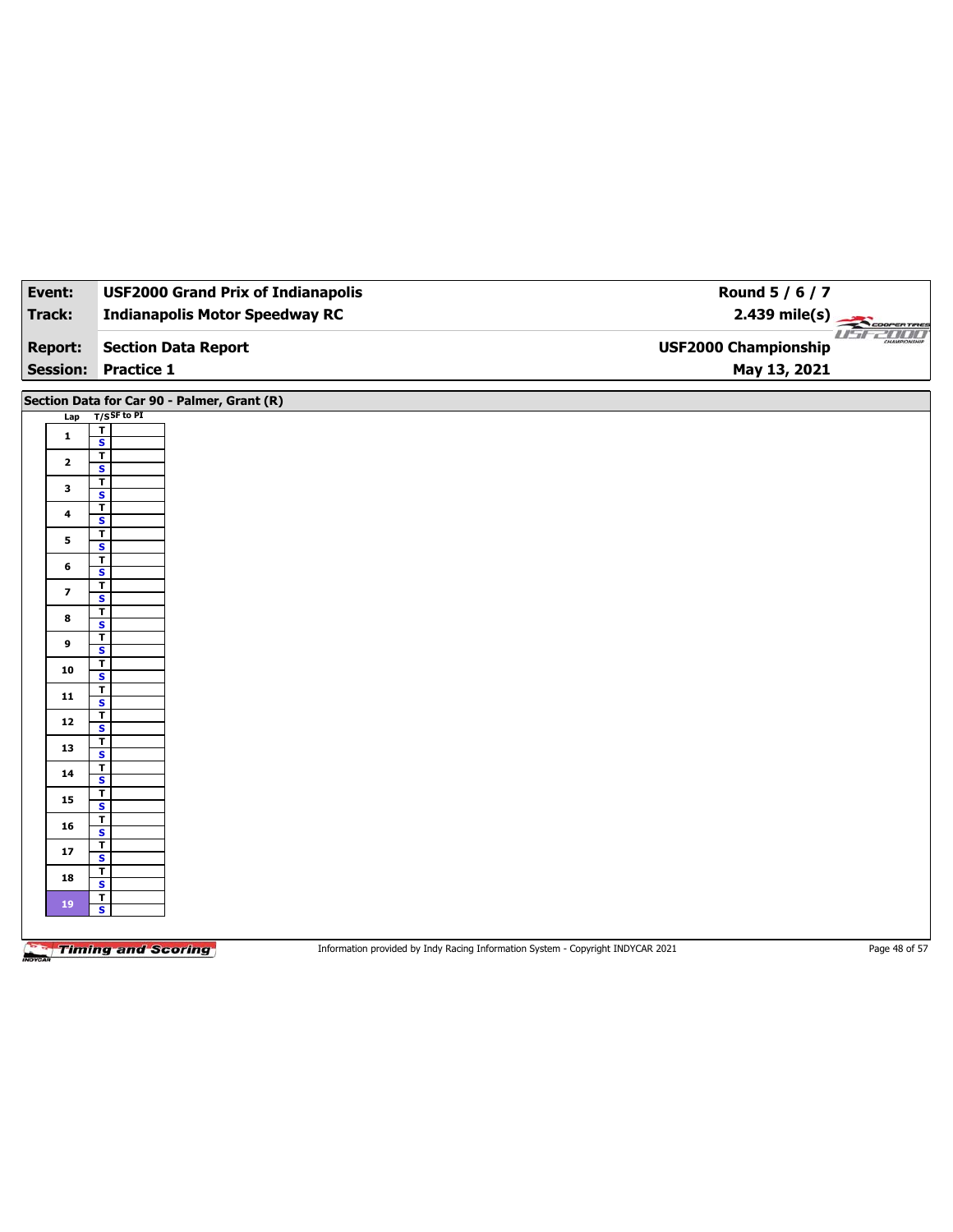| Event: | USF2000 Grand Prix of Indianapolis | Round 5 / 6 / 7 |
|---|---|---|
| Track: | Indianapolis Motor Speedway RC | 2.439 mile(s) |
| Report: | Section Data Report | USF2000 Championship |
| Session: | Practice 1 | May 13, 2021 |

## Section Data for Car 90 - Palmer, Grant (R)

| Lap | T/S | SF to PI |
|---|---|---|
| 1 | T | |
| | S | |
| 2 | T | |
| | S | |
| 3 | T | |
| | S | |
| 4 | T | |
| | S | |
| 5 | T | |
| | S | |
| 6 | T | |
| | S | |
| 7 | T | |
| | S | |
| 8 | T | |
| | S | |
| 9 | T | |
| | S | |
| 10 | T | |
| | S | |
| 11 | T | |
| | S | |
| 12 | T | |
| | S | |
| 13 | T | |
| | S | |
| 14 | T | |
| | S | |
| 15 | T | |
| | S | |
| 16 | T | |
| | S | |
| 17 | T | |
| | S | |
| 18 | T | |
| | S | |
| 19 | T | |
| | S | |

Information provided by Indy Racing Information System - Copyright INDYCAR 2021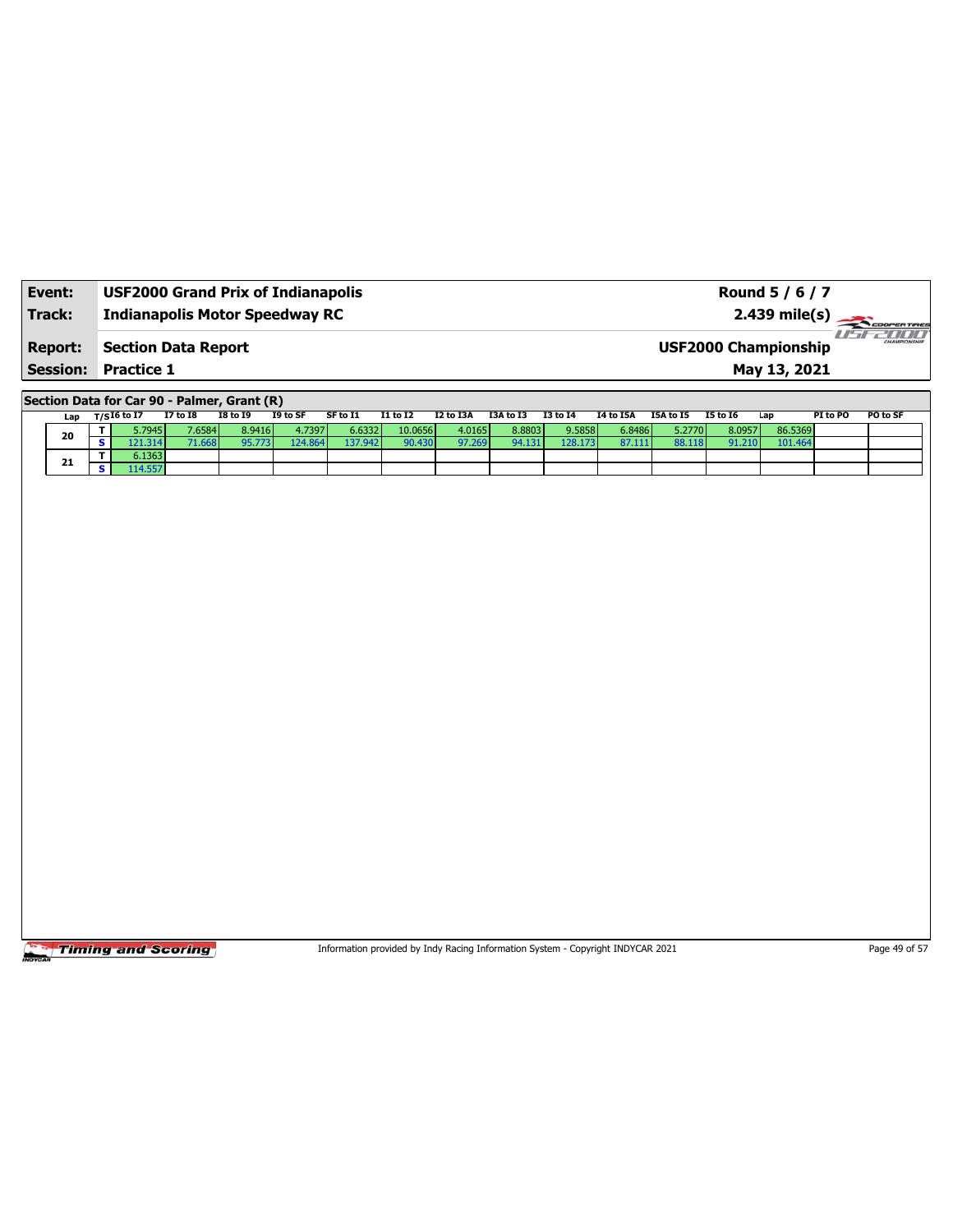| **Event:** | **USF2000 Grand Prix of Indianapolis** | **Round 5 / 6 / 7** |
|---|---|---|
| **Track:** | **Indianapolis Motor Speedway RC** | **2.439 mile(s)** |
| **Report:** | **Section Data Report** | **USF2000 Championship** |
| **Session:** | **Practice 1** | **May 13, 2021** |

**Section Data for Car 90 - Palmer, Grant (R)**

| Lap | T/S | I6 to I7 | I7 to I8 | I8 to I9 | I9 to SF | SF to I1 | I1 to I2 | I2 to I3A | I3A to I3 | I3 to I4 | I4 to I5A | I5A to I5 | I5 to I6 | Lap | PI to PO | PO to SF |
|---|---|---|---|---|---|---|---|---|---|---|---|---|---|---|---|---|
| 20 | T | 5.7945 | 7.6584 | 8.9416 | 4.7397 | 6.6332 | 10.0656 | 4.0165 | 8.8803 | 9.5858 | 6.8486 | 5.2770 | 8.0957 | 86.5369 | | |
| | S | 121.314 | 71.668 | 95.773 | 124.864 | 137.942 | 90.430 | 97.269 | 94.131 | 128.173 | 87.111 | 88.118 | 91.210 | 101.464 | | |
| 21 | T | 6.1363 | | | | | | | | | | | | | | |
| | S | 114.557 | | | | | | | | | | | | | | |

Information provided by Indy Racing Information System - Copyright INDYCAR 2021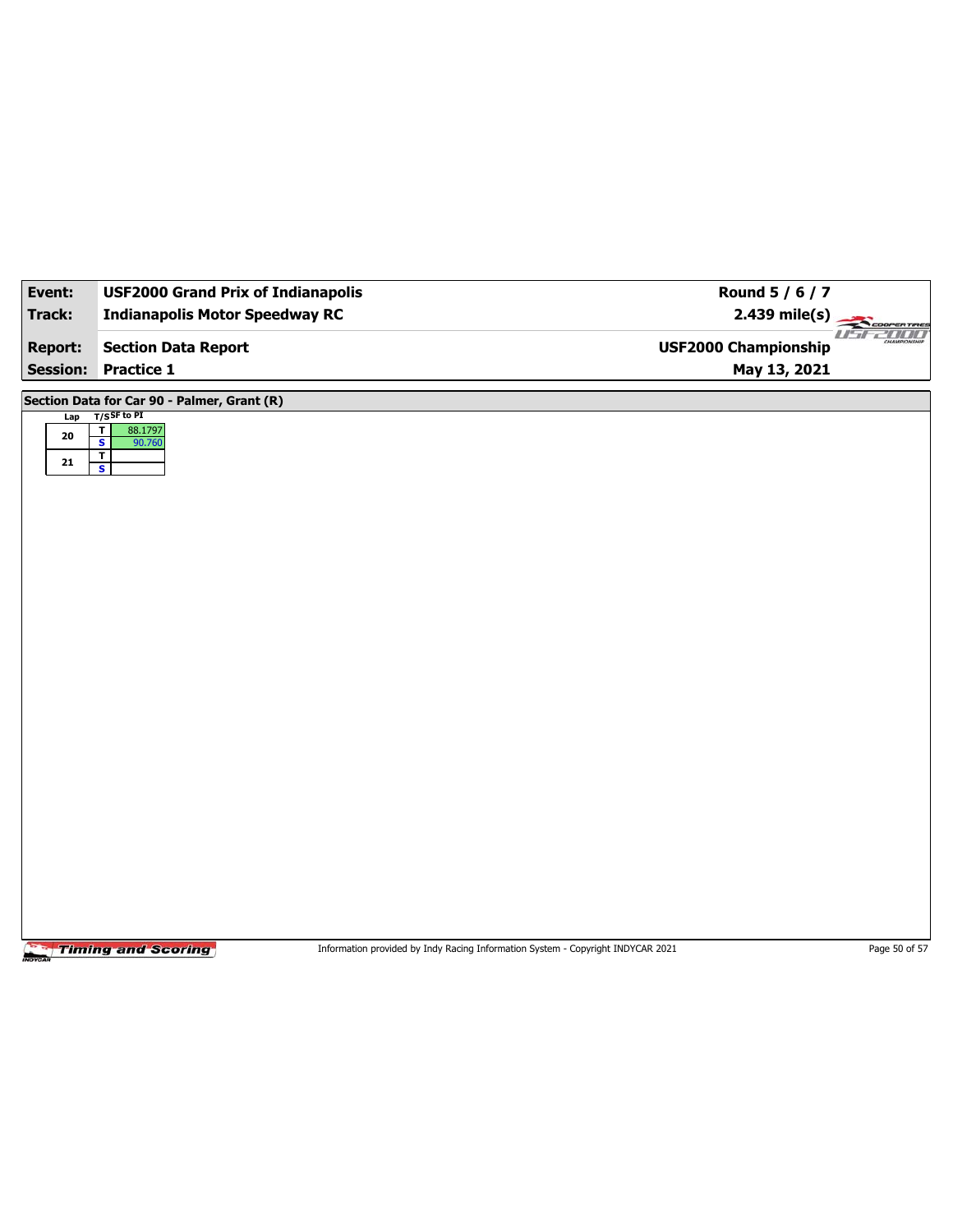| Event: | USF2000 Grand Prix of Indianapolis | Round 5 / 6 / 7 |
| --- | --- | --- |
| Track: | Indianapolis Motor Speedway RC | 2.439 mile(s) |
| Report: | Section Data Report | USF2000 Championship |
| Session: | Practice 1 | May 13, 2021 |

## Section Data for Car 90 - Palmer, Grant (R)

| Lap | T/S | SF to PI |
| --- | --- | --- |
| 20 | T | 88.1797 |
| | S | 90.760 |
| 21 | T | |
| | S | |

Information provided by Indy Racing Information System - Copyright INDYCAR 2021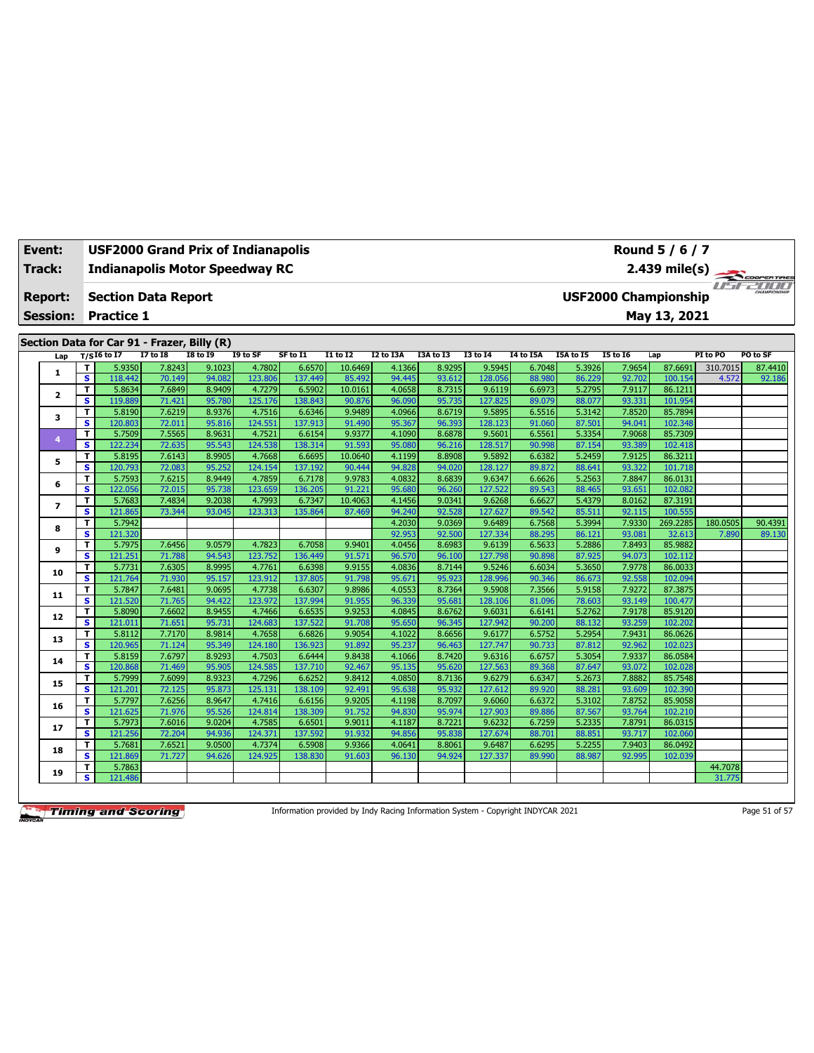| Event: | USF2000 Grand Prix of Indianapolis | Round 5 / 6 / 7 |
|---|---|---|
| Track: | Indianapolis Motor Speedway RC | 2.439 mile(s) |
| Report: | Section Data Report | USF2000 Championship |
| Session: | Practice 1 | May 13, 2021 |

## Section Data for Car 91 - Frazer, Billy (R)

| Lap | T/S | I6 to I7 | I7 to I8 | I8 to I9 | I9 to SF | SF to I1 | I1 to I2 | I2 to I3A | I3A to I3 | I3 to I4 | I4 to I5A | I5A to I5 | I5 to I6 | Lap | PI to PO | PO to SF |
|---|---|---|---|---|---|---|---|---|---|---|---|---|---|---|---|---|
| 1 | T | 5.9350 | 7.8243 | 9.1023 | 4.7802 | 6.6570 | 10.6469 | 4.1366 | 8.9295 | 9.5945 | 6.7048 | 5.3926 | 7.9654 | 87.6691 | 310.7015 | 87.4410 |
| | S | 118.442 | 70.149 | 94.082 | 123.806 | 137.449 | 85.492 | 94.445 | 93.612 | 128.056 | 88.980 | 86.229 | 92.702 | 100.154 | 4.572 | 92.186 |
| 2 | T | 5.8634 | 7.6849 | 8.9409 | 4.7279 | 6.5902 | 10.0161 | 4.0658 | 8.7315 | 9.6119 | 6.6973 | 5.2795 | 7.9117 | 86.1211 | | |
| | S | 119.889 | 71.421 | 95.780 | 125.176 | 138.843 | 90.876 | 96.090 | 95.735 | 127.825 | 89.079 | 88.077 | 93.331 | 101.954 | | |
| 3 | T | 5.8190 | 7.6219 | 8.9376 | 4.7516 | 6.6346 | 9.9489 | 4.0966 | 8.6719 | 9.5895 | 6.5516 | 5.3142 | 7.8520 | 85.7894 | | |
| | S | 120.803 | 72.011 | 95.816 | 124.551 | 137.913 | 91.490 | 95.367 | 96.393 | 128.123 | 91.060 | 87.501 | 94.041 | 102.348 | | |
| 4 | T | 5.7509 | 7.5565 | 8.9631 | 4.7521 | 6.6154 | 9.9377 | 4.1090 | 8.6878 | 9.5601 | 6.5561 | 5.3354 | 7.9068 | 85.7309 | | |
| | S | 122.234 | 72.635 | 95.543 | 124.538 | 138.314 | 91.593 | 95.080 | 96.216 | 128.517 | 90.998 | 87.154 | 93.389 | 102.418 | | |
| 5 | T | 5.8195 | 7.6143 | 8.9905 | 4.7668 | 6.6695 | 10.0640 | 4.1199 | 8.8908 | 9.5892 | 6.6382 | 5.2459 | 7.9125 | 86.3211 | | |
| | S | 120.793 | 72.083 | 95.252 | 124.154 | 137.192 | 90.444 | 94.828 | 94.020 | 128.127 | 89.872 | 88.641 | 93.322 | 101.718 | | |
| 6 | T | 5.7593 | 7.6215 | 8.9449 | 4.7859 | 6.7178 | 9.9783 | 4.0832 | 8.6839 | 9.6347 | 6.6626 | 5.2563 | 7.8847 | 86.0131 | | |
| | S | 122.056 | 72.015 | 95.738 | 123.659 | 136.205 | 91.221 | 95.680 | 96.260 | 127.522 | 89.543 | 88.465 | 93.651 | 102.082 | | |
| 7 | T | 5.7683 | 7.4834 | 9.2038 | 4.7993 | 6.7347 | 10.4063 | 4.1456 | 9.0341 | 9.6268 | 6.6627 | 5.4379 | 8.0162 | 87.3191 | | |
| | S | 121.865 | 73.344 | 93.045 | 123.313 | 135.864 | 87.469 | 94.240 | 92.528 | 127.627 | 89.542 | 85.511 | 92.115 | 100.555 | | |
| 8 | T | 5.7942 | | | | | | 4.2030 | 9.0369 | 9.6489 | 6.7568 | 5.3994 | 7.9330 | 269.2285 | 180.0505 | 90.4391 |
| | S | 121.320 | | | | | | 92.953 | 92.500 | 127.334 | 88.295 | 86.121 | 93.081 | 32.613 | 7.890 | 89.130 |
| 9 | T | 5.7975 | 7.6456 | 9.0579 | 4.7823 | 6.7058 | 9.9401 | 4.0456 | 8.6983 | 9.6139 | 6.5633 | 5.2886 | 7.8493 | 85.9882 | | |
| | S | 121.251 | 71.788 | 94.543 | 123.752 | 136.449 | 91.571 | 96.570 | 96.100 | 127.798 | 90.898 | 87.925 | 94.073 | 102.112 | | |
| 10 | T | 5.7731 | 7.6305 | 8.9995 | 4.7761 | 6.6398 | 9.9155 | 4.0836 | 8.7144 | 9.5246 | 6.6034 | 5.3650 | 7.9778 | 86.0033 | | |
| | S | 121.764 | 71.930 | 95.157 | 123.912 | 137.805 | 91.798 | 95.671 | 95.923 | 128.996 | 90.346 | 86.673 | 92.558 | 102.094 | | |
| 11 | T | 5.7847 | 7.6481 | 9.0695 | 4.7738 | 6.6307 | 9.8986 | 4.0553 | 8.7364 | 9.5908 | 7.3566 | 5.9158 | 7.9272 | 87.3875 | | |
| | S | 121.520 | 71.765 | 94.422 | 123.972 | 137.994 | 91.955 | 96.339 | 95.681 | 128.106 | 81.096 | 78.603 | 93.149 | 100.477 | | |
| 12 | T | 5.8090 | 7.6602 | 8.9455 | 4.7466 | 6.6535 | 9.9253 | 4.0845 | 8.6762 | 9.6031 | 6.6141 | 5.2762 | 7.9178 | 85.9120 | | |
| | S | 121.011 | 71.651 | 95.731 | 124.683 | 137.522 | 91.708 | 95.650 | 96.345 | 127.942 | 90.200 | 88.132 | 93.259 | 102.202 | | |
| 13 | T | 5.8112 | 7.7170 | 8.9814 | 4.7658 | 6.6826 | 9.9054 | 4.1022 | 8.6656 | 9.6177 | 6.5752 | 5.2954 | 7.9431 | 86.0626 | | |
| | S | 120.965 | 71.124 | 95.349 | 124.180 | 136.923 | 91.892 | 95.237 | 96.463 | 127.747 | 90.733 | 87.812 | 92.962 | 102.023 | | |
| 14 | T | 5.8159 | 7.6797 | 8.9293 | 4.7503 | 6.6444 | 9.8438 | 4.1066 | 8.7420 | 9.6316 | 6.6757 | 5.3054 | 7.9337 | 86.0584 | | |
| | S | 120.868 | 71.469 | 95.905 | 124.585 | 137.710 | 92.467 | 95.135 | 95.620 | 127.563 | 89.368 | 87.647 | 93.072 | 102.028 | | |
| 15 | T | 5.7999 | 7.6099 | 8.9323 | 4.7296 | 6.6252 | 9.8412 | 4.0850 | 8.7136 | 9.6279 | 6.6347 | 5.2673 | 7.8882 | 85.7548 | | |
| | S | 121.201 | 72.125 | 95.873 | 125.131 | 138.109 | 92.491 | 95.638 | 95.932 | 127.612 | 89.920 | 88.281 | 93.609 | 102.390 | | |
| 16 | T | 5.7797 | 7.6256 | 8.9647 | 4.7416 | 6.6156 | 9.9205 | 4.1198 | 8.7097 | 9.6060 | 6.6372 | 5.3102 | 7.8752 | 85.9058 | | |
| | S | 121.625 | 71.976 | 95.526 | 124.814 | 138.309 | 91.752 | 94.830 | 95.974 | 127.903 | 89.886 | 87.567 | 93.764 | 102.210 | | |
| 17 | T | 5.7973 | 7.6016 | 9.0204 | 4.7585 | 6.6501 | 9.9011 | 4.1187 | 8.7221 | 9.6232 | 6.7259 | 5.2335 | 7.8791 | 86.0315 | | |
| | S | 121.256 | 72.204 | 94.936 | 124.371 | 137.592 | 91.932 | 94.856 | 95.838 | 127.674 | 88.701 | 88.851 | 93.717 | 102.060 | | |
| 18 | T | 5.7681 | 7.6521 | 9.0500 | 4.7374 | 6.5908 | 9.9366 | 4.0641 | 8.8061 | 9.6487 | 6.6295 | 5.2255 | 7.9403 | 86.0492 | | |
| | S | 121.869 | 71.727 | 94.626 | 124.925 | 138.830 | 91.603 | 96.130 | 94.924 | 127.337 | 89.990 | 88.987 | 92.995 | 102.039 | | |
| 19 | T | 5.7863 | | | | | | | | | | | | | 44.7078 | |
| | S | 121.486 | | | | | | | | | | | | | 31.775 | |

Information provided by Indy Racing Information System - Copyright INDYCAR 2021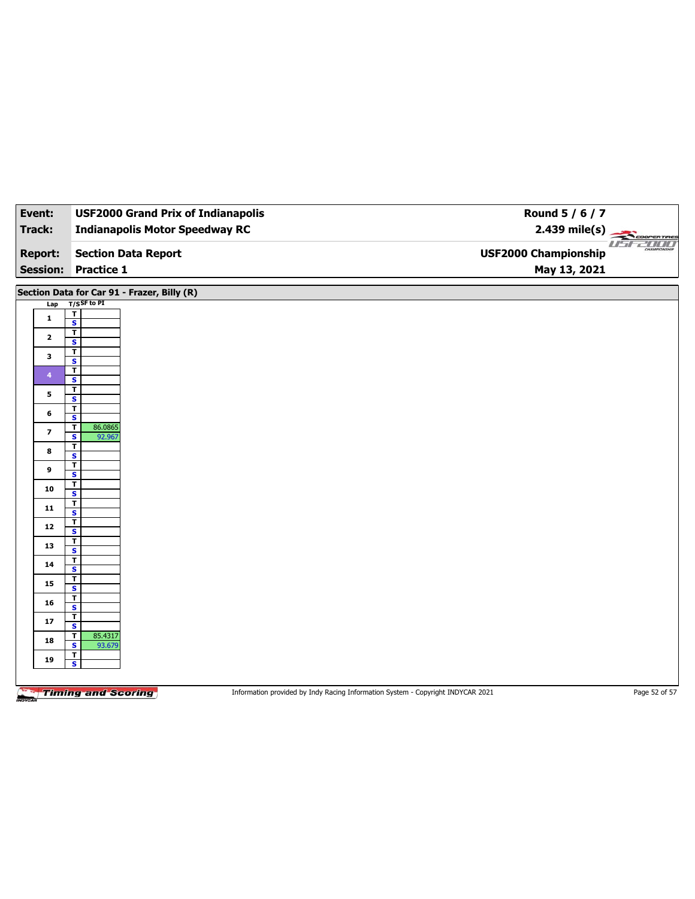| Event: | USF2000 Grand Prix of Indianapolis | Round 5 / 6 / 7 |
|---|---|---|
| Track: | Indianapolis Motor Speedway RC | 2.439 mile(s) |
| Report: | Section Data Report | USF2000 Championship |
| Session: | Practice 1 | May 13, 2021 |

## Section Data for Car 91 - Frazer, Billy (R)

| Lap | T/S | SF to PI |
|---|---|---|
| 1 | T | |
| | S | |
| 2 | T | |
| | S | |
| 3 | T | |
| | S | |
| 4 | T | |
| | S | |
| 5 | T | |
| | S | |
| 6 | T | |
| | S | |
| 7 | T | 86.0865 |
| | S | 92.967 |
| 8 | T | |
| | S | |
| 9 | T | |
| | S | |
| 10 | T | |
| | S | |
| 11 | T | |
| | S | |
| 12 | T | |
| | S | |
| 13 | T | |
| | S | |
| 14 | T | |
| | S | |
| 15 | T | |
| | S | |
| 16 | T | |
| | S | |
| 17 | T | |
| | S | |
| 18 | T | 85.4317 |
| | S | 93.679 |
| 19 | T | |
| | S | |

Information provided by Indy Racing Information System - Copyright INDYCAR 2021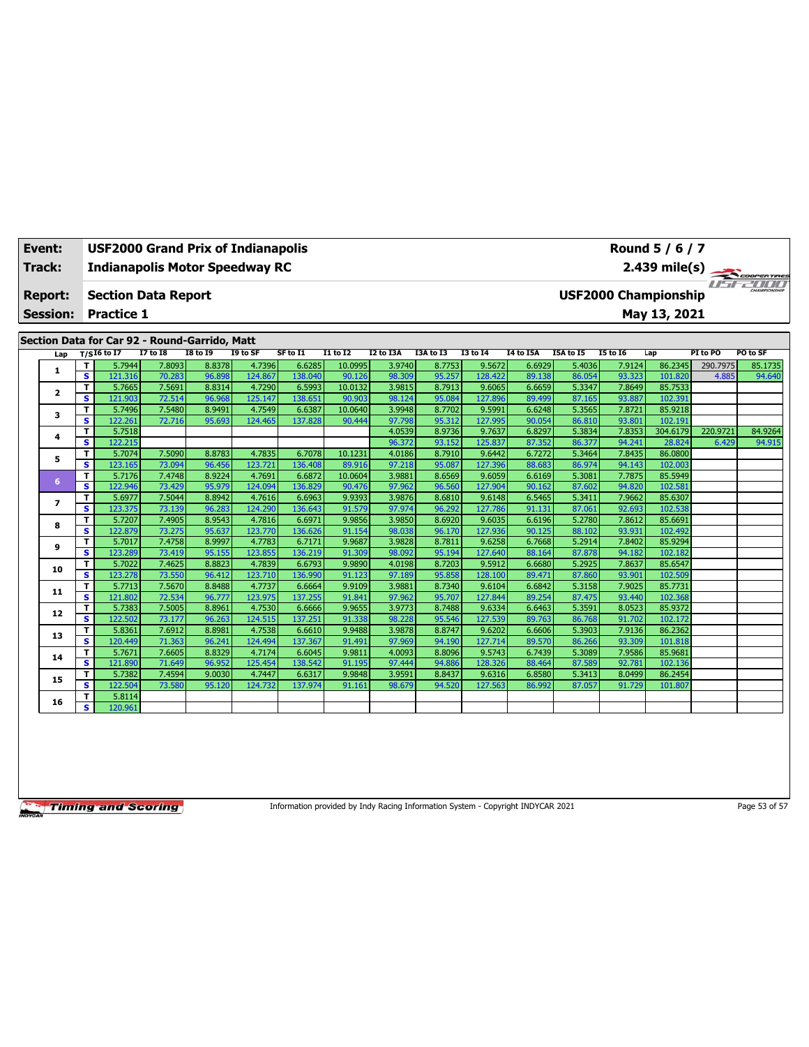| Event: | USF2000 Grand Prix of Indianapolis | Round 5 / 6 / 7 |
|---|---|---|
| Track: | Indianapolis Motor Speedway RC | 2.439 mile(s) |
| Report: | Section Data Report | USF2000 Championship |
| Session: | Practice 1 | May 13, 2021 |

## Section Data for Car 92 - Round-Garrido, Matt

| Lap | T/S | I6 to I7 | I7 to I8 | I8 to I9 | I9 to SF | SF to I1 | I1 to I2 | I2 to I3A | I3A to I3 | I3 to I4 | I4 to I5A | I5A to I5 | I5 to I6 | Lap | PI to PO | PO to SF |
|---|---|---|---|---|---|---|---|---|---|---|---|---|---|---|---|---|
| 1 | T | 5.7944 | 7.8093 | 8.8378 | 4.7396 | 6.6285 | 10.0995 | 3.9740 | 8.7753 | 9.5672 | 6.6929 | 5.4036 | 7.9124 | 86.2345 | 290.7975 | 85.1735 |
| | S | 121.316 | 70.283 | 96.898 | 124.867 | 138.040 | 90.126 | 98.309 | 95.257 | 128.422 | 89.138 | 86.054 | 93.323 | 101.820 | 4.885 | 94.640 |
| 2 | T | 5.7665 | 7.5691 | 8.8314 | 4.7290 | 6.5993 | 10.0132 | 3.9815 | 8.7913 | 9.6065 | 6.6659 | 5.3347 | 7.8649 | 85.7533 | | |
| | S | 121.903 | 72.514 | 96.968 | 125.147 | 138.651 | 90.903 | 98.124 | 95.084 | 127.896 | 89.499 | 87.165 | 93.887 | 102.391 | | |
| 3 | T | 5.7496 | 7.5480 | 8.9491 | 4.7549 | 6.6387 | 10.0640 | 3.9948 | 8.7702 | 9.5991 | 6.6248 | 5.3565 | 7.8721 | 85.9218 | | |
| | S | 122.261 | 72.716 | 95.693 | 124.465 | 137.828 | 90.444 | 97.798 | 95.312 | 127.995 | 90.054 | 86.810 | 93.801 | 102.191 | | |
| 4 | T | 5.7518 | | | | | | 4.0539 | 8.9736 | 9.7637 | 6.8297 | 5.3834 | 7.8353 | 304.6179 | 220.9721 | 84.9264 |
| | S | 122.215 | | | | | | 96.372 | 93.152 | 125.837 | 87.352 | 86.377 | 94.241 | 28.824 | 6.429 | 94.915 |
| 5 | T | 5.7074 | 7.5090 | 8.8783 | 4.7835 | 6.7078 | 10.1231 | 4.0186 | 8.7910 | 9.6442 | 6.7272 | 5.3464 | 7.8435 | 86.0800 | | |
| | S | 123.165 | 73.094 | 96.456 | 123.721 | 136.408 | 89.916 | 97.218 | 95.087 | 127.396 | 88.683 | 86.974 | 94.143 | 102.003 | | |
| 6 | T | 5.7176 | 7.4748 | 8.9224 | 4.7691 | 6.6872 | 10.0604 | 3.9881 | 8.6569 | 9.6059 | 6.6169 | 5.3081 | 7.7875 | 85.5949 | | |
| | S | 122.946 | 73.429 | 95.979 | 124.094 | 136.829 | 90.476 | 97.962 | 96.560 | 127.904 | 90.162 | 87.602 | 94.820 | 102.581 | | |
| 7 | T | 5.6977 | 7.5044 | 8.8942 | 4.7616 | 6.6963 | 9.9393 | 3.9876 | 8.6810 | 9.6148 | 6.5465 | 5.3411 | 7.9662 | 85.6307 | | |
| | S | 123.375 | 73.139 | 96.283 | 124.290 | 136.643 | 91.579 | 97.974 | 96.292 | 127.786 | 91.131 | 87.061 | 92.693 | 102.538 | | |
| 8 | T | 5.7207 | 7.4905 | 8.9543 | 4.7816 | 6.6971 | 9.9856 | 3.9850 | 8.6920 | 9.6035 | 6.6196 | 5.2780 | 7.8612 | 85.6691 | | |
| | S | 122.879 | 73.275 | 95.637 | 123.770 | 136.626 | 91.154 | 98.038 | 96.170 | 127.936 | 90.125 | 88.102 | 93.931 | 102.492 | | |
| 9 | T | 5.7017 | 7.4758 | 8.9997 | 4.7783 | 6.7171 | 9.9687 | 3.9828 | 8.7811 | 9.6258 | 6.7668 | 5.2914 | 7.8402 | 85.9294 | | |
| | S | 123.289 | 73.419 | 95.155 | 123.855 | 136.219 | 91.309 | 98.092 | 95.194 | 127.640 | 88.164 | 87.878 | 94.182 | 102.182 | | |
| 10 | T | 5.7022 | 7.4625 | 8.8823 | 4.7839 | 6.6793 | 9.9890 | 4.0198 | 8.7203 | 9.5912 | 6.6680 | 5.2925 | 7.8637 | 85.6547 | | |
| | S | 123.278 | 73.550 | 96.412 | 123.710 | 136.990 | 91.123 | 97.189 | 95.858 | 128.100 | 89.471 | 87.860 | 93.901 | 102.509 | | |
| 11 | T | 5.7713 | 7.5670 | 8.8488 | 4.7737 | 6.6664 | 9.9109 | 3.9881 | 8.7340 | 9.6104 | 6.6842 | 5.3158 | 7.9025 | 85.7731 | | |
| | S | 121.802 | 72.534 | 96.777 | 123.975 | 137.255 | 91.841 | 97.962 | 95.707 | 127.844 | 89.254 | 87.475 | 93.440 | 102.368 | | |
| 12 | T | 5.7383 | 7.5005 | 8.8961 | 4.7530 | 6.6666 | 9.9655 | 3.9773 | 8.7488 | 9.6334 | 6.6463 | 5.3591 | 8.0523 | 85.9372 | | |
| | S | 122.502 | 73.177 | 96.263 | 124.515 | 137.251 | 91.338 | 98.228 | 95.546 | 127.539 | 89.763 | 86.768 | 91.702 | 102.172 | | |
| 13 | T | 5.8361 | 7.6912 | 8.8981 | 4.7538 | 6.6610 | 9.9488 | 3.9878 | 8.8747 | 9.6202 | 6.6606 | 5.3903 | 7.9136 | 86.2362 | | |
| | S | 120.449 | 71.363 | 96.241 | 124.494 | 137.367 | 91.491 | 97.969 | 94.190 | 127.714 | 89.570 | 86.266 | 93.309 | 101.818 | | |
| 14 | T | 5.7671 | 7.6605 | 8.8329 | 4.7174 | 6.6045 | 9.9811 | 4.0093 | 8.8096 | 9.5743 | 6.7439 | 5.3089 | 7.9586 | 85.9681 | | |
| | S | 121.890 | 71.649 | 96.952 | 125.454 | 138.542 | 91.195 | 97.444 | 94.886 | 128.326 | 88.464 | 87.589 | 92.781 | 102.136 | | |
| 15 | T | 5.7382 | 7.4594 | 9.0030 | 4.7447 | 6.6317 | 9.9848 | 3.9591 | 8.8437 | 9.6316 | 6.8580 | 5.3413 | 8.0499 | 86.2454 | | |
| | S | 122.504 | 73.580 | 95.120 | 124.732 | 137.974 | 91.161 | 98.679 | 94.520 | 127.563 | 86.992 | 87.057 | 91.729 | 101.807 | | |
| 16 | T | 5.8114 | | | | | | | | | | | | | | |
| | S | 120.961 | | | | | | | | | | | | | | |

Information provided by Indy Racing Information System - Copyright INDYCAR 2021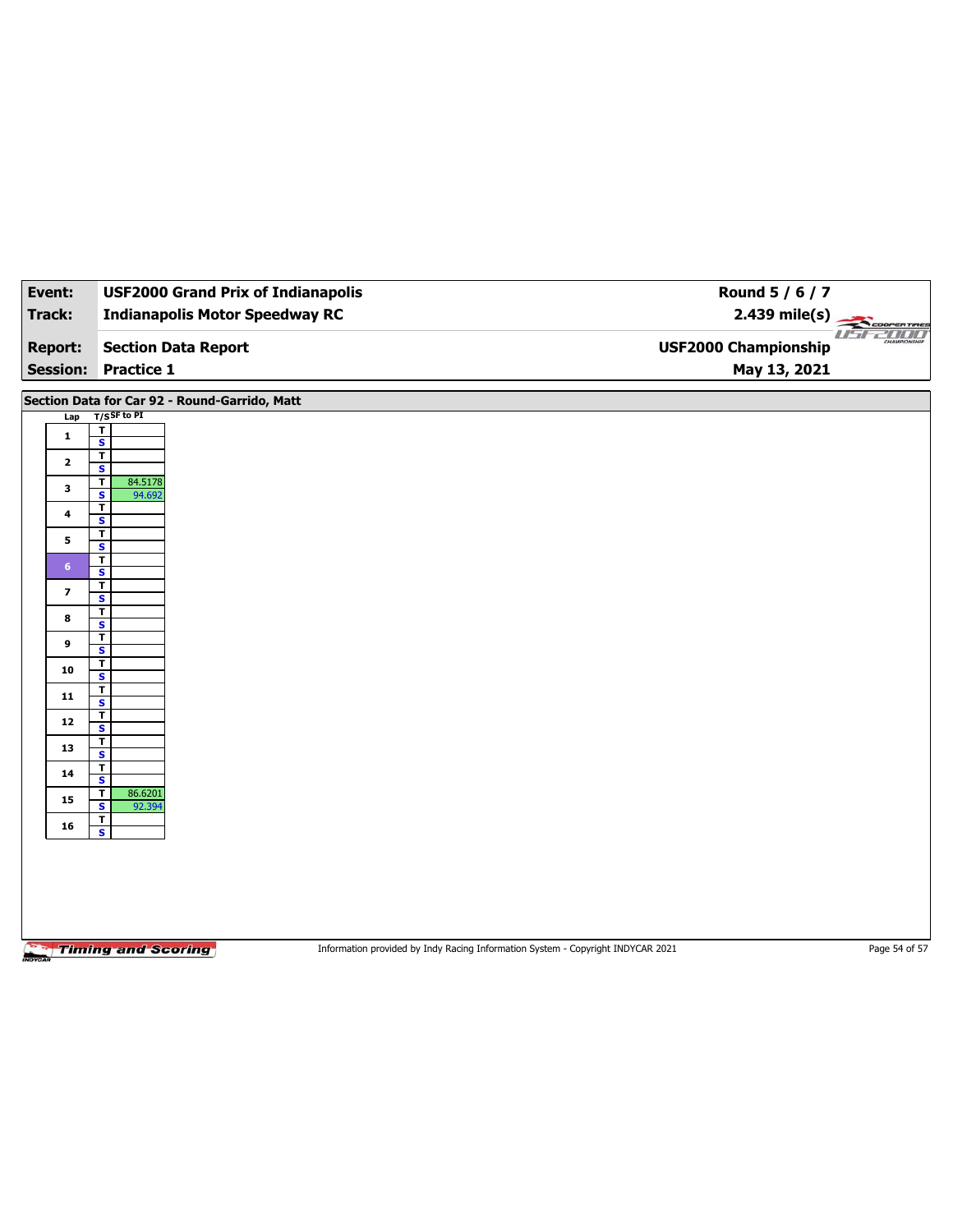| Event: | USF2000 Grand Prix of Indianapolis | Round 5 / 6 / 7 |
|---|---|---|
| Track: | Indianapolis Motor Speedway RC | 2.439 mile(s) |
| Report: | Section Data Report | USF2000 Championship |
| Session: | Practice 1 | May 13, 2021 |

## Section Data for Car 92 - Round-Garrido, Matt

| Lap | T/S | SF to PI |
|---|---|---|
| 1 | T | |
| | S | |
| 2 | T | |
| | S | |
| 3 | T | 84.5178 |
| | S | 94.692 |
| 4 | T | |
| | S | |
| 5 | T | |
| | S | |
| 6 | T | |
| | S | |
| 7 | T | |
| | S | |
| 8 | T | |
| | S | |
| 9 | T | |
| | S | |
| 10 | T | |
| | S | |
| 11 | T | |
| | S | |
| 12 | T | |
| | S | |
| 13 | T | |
| | S | |
| 14 | T | |
| | S | |
| 15 | T | 86.6201 |
| | S | 92.394 |
| 16 | T | |
| | S | |

Information provided by Indy Racing Information System - Copyright INDYCAR 2021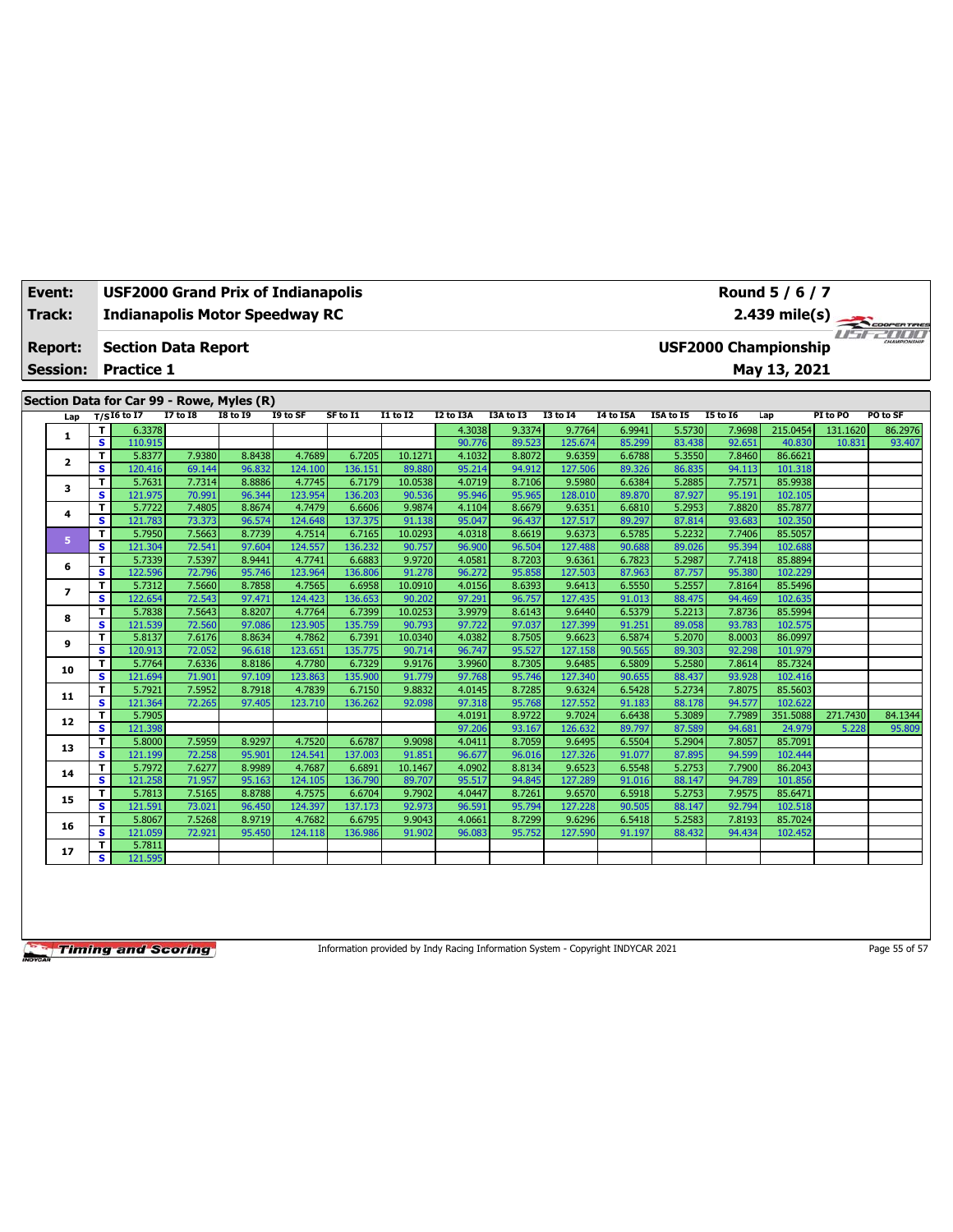| Event: | USF2000 Grand Prix of Indianapolis | Round 5 / 6 / 7 |
|---|---|---|
| Track: | Indianapolis Motor Speedway RC | 2.439 mile(s) |
| Report: | Section Data Report | USF2000 Championship |
| Session: | Practice 1 | May 13, 2021 |

## Section Data for Car 99 - Rowe, Myles (R)

| Lap | T/S | I6 to I7 | I7 to I8 | I8 to I9 | I9 to SF | SF to I1 | I1 to I2 | I2 to I3A | I3A to I3 | I3 to I4 | I4 to I5A | I5A to I5 | I5 to I6 | Lap | PI to PO | PO to SF |
|---|---|---|---|---|---|---|---|---|---|---|---|---|---|---|---|---|
| 1 | T | 6.3378 | | | | | | 4.3038 | 9.3374 | 9.7764 | 6.9941 | 5.5730 | 7.9698 | 215.0454 | 131.1620 | 86.2976 |
| | S | 110.915 | | | | | | 90.776 | 89.523 | 125.674 | 85.299 | 83.438 | 92.651 | 40.830 | 10.831 | 93.407 |
| 2 | T | 5.8377 | 7.9380 | 8.8438 | 4.7689 | 6.7205 | 10.1271 | 4.1032 | 8.8072 | 9.6359 | 6.6788 | 5.3550 | 7.8460 | 86.6621 | | |
| | S | 120.416 | 69.144 | 96.832 | 124.100 | 136.151 | 89.880 | 95.214 | 94.912 | 127.506 | 89.326 | 86.835 | 94.113 | 101.318 | | |
| 3 | T | 5.7631 | 7.7314 | 8.8886 | 4.7745 | 6.7179 | 10.0538 | 4.0719 | 8.7106 | 9.5980 | 6.6384 | 5.2885 | 7.7571 | 85.9938 | | |
| | S | 121.975 | 70.991 | 96.344 | 123.954 | 136.203 | 90.536 | 95.946 | 95.965 | 128.010 | 89.870 | 87.927 | 95.191 | 102.105 | | |
| 4 | T | 5.7722 | 7.4805 | 8.8674 | 4.7479 | 6.6606 | 9.9874 | 4.1104 | 8.6679 | 9.6351 | 6.6810 | 5.2953 | 7.8820 | 85.7877 | | |
| | S | 121.783 | 73.373 | 96.574 | 124.648 | 137.375 | 91.138 | 95.047 | 96.437 | 127.517 | 89.297 | 87.814 | 93.683 | 102.350 | | |
| 5 | T | 5.7950 | 7.5663 | 8.7739 | 4.7514 | 6.7165 | 10.0293 | 4.0318 | 8.6619 | 9.6373 | 6.5785 | 5.2232 | 7.7406 | 85.5057 | | |
| | S | 121.304 | 72.541 | 97.604 | 124.557 | 136.232 | 90.757 | 96.900 | 96.504 | 127.488 | 90.688 | 89.026 | 95.394 | 102.688 | | |
| 6 | T | 5.7339 | 7.5397 | 8.9441 | 4.7741 | 6.6883 | 9.9720 | 4.0581 | 8.7203 | 9.6361 | 6.7823 | 5.2987 | 7.7418 | 85.8894 | | |
| | S | 122.596 | 72.796 | 95.746 | 123.964 | 136.806 | 91.278 | 96.272 | 95.858 | 127.503 | 87.963 | 87.757 | 95.380 | 102.229 | | |
| 7 | T | 5.7312 | 7.5660 | 8.7858 | 4.7565 | 6.6958 | 10.0910 | 4.0156 | 8.6393 | 9.6413 | 6.5550 | 5.2557 | 7.8164 | 85.5496 | | |
| | S | 122.654 | 72.543 | 97.471 | 124.423 | 136.653 | 90.202 | 97.291 | 96.757 | 127.435 | 91.013 | 88.475 | 94.469 | 102.635 | | |
| 8 | T | 5.7838 | 7.5643 | 8.8207 | 4.7764 | 6.7399 | 10.0253 | 3.9979 | 8.6143 | 9.6440 | 6.5379 | 5.2213 | 7.8736 | 85.5994 | | |
| | S | 121.539 | 72.560 | 97.086 | 123.905 | 135.759 | 90.793 | 97.722 | 97.037 | 127.399 | 91.251 | 89.058 | 93.783 | 102.575 | | |
| 9 | T | 5.8137 | 7.6176 | 8.8634 | 4.7862 | 6.7391 | 10.0340 | 4.0382 | 8.7505 | 9.6623 | 6.5874 | 5.2070 | 8.0003 | 86.0997 | | |
| | S | 120.913 | 72.052 | 96.618 | 123.651 | 135.775 | 90.714 | 96.747 | 95.527 | 127.158 | 90.565 | 89.303 | 92.298 | 101.979 | | |
| 10 | T | 5.7764 | 7.6336 | 8.8186 | 4.7780 | 6.7329 | 9.9176 | 3.9960 | 8.7305 | 9.6485 | 6.5809 | 5.2580 | 7.8614 | 85.7324 | | |
| | S | 121.694 | 71.901 | 97.109 | 123.863 | 135.900 | 91.779 | 97.768 | 95.746 | 127.340 | 90.655 | 88.437 | 93.928 | 102.416 | | |
| 11 | T | 5.7921 | 7.5952 | 8.7918 | 4.7839 | 6.7150 | 9.8832 | 4.0145 | 8.7285 | 9.6324 | 6.5428 | 5.2734 | 7.8075 | 85.5603 | | |
| | S | 121.364 | 72.265 | 97.405 | 123.710 | 136.262 | 92.098 | 97.318 | 95.768 | 127.552 | 91.183 | 88.178 | 94.577 | 102.622 | | |
| 12 | T | 5.7905 | | | | | | 4.0191 | 8.9722 | 9.7024 | 6.6438 | 5.3089 | 7.7989 | 351.5088 | 271.7430 | 84.1344 |
| | S | 121.398 | | | | | | 97.206 | 93.167 | 126.632 | 89.797 | 87.589 | 94.681 | 24.979 | 5.228 | 95.809 |
| 13 | T | 5.8000 | 7.5959 | 8.9297 | 4.7520 | 6.6787 | 9.9098 | 4.0411 | 8.7059 | 9.6495 | 6.5504 | 5.2904 | 7.8057 | 85.7091 | | |
| | S | 121.199 | 72.258 | 95.901 | 124.541 | 137.003 | 91.851 | 96.677 | 96.016 | 127.326 | 91.077 | 87.895 | 94.599 | 102.444 | | |
| 14 | T | 5.7972 | 7.6277 | 8.9989 | 4.7687 | 6.6891 | 10.1467 | 4.0902 | 8.8134 | 9.6523 | 6.5548 | 5.2753 | 7.7900 | 86.2043 | | |
| | S | 121.258 | 71.957 | 95.163 | 124.105 | 136.790 | 89.707 | 95.517 | 94.845 | 127.289 | 91.016 | 88.147 | 94.789 | 101.856 | | |
| 15 | T | 5.7813 | 7.5165 | 8.8788 | 4.7575 | 6.6704 | 9.7902 | 4.0447 | 8.7261 | 9.6570 | 6.5918 | 5.2753 | 7.9575 | 85.6471 | | |
| | S | 121.591 | 73.021 | 96.450 | 124.397 | 137.173 | 92.973 | 96.591 | 95.794 | 127.228 | 90.505 | 88.147 | 92.794 | 102.518 | | |
| 16 | T | 5.8067 | 7.5268 | 8.9719 | 4.7682 | 6.6795 | 9.9043 | 4.0661 | 8.7299 | 9.6296 | 6.5418 | 5.2583 | 7.8193 | 85.7024 | | |
| | S | 121.059 | 72.921 | 95.450 | 124.118 | 136.986 | 91.902 | 96.083 | 95.752 | 127.590 | 91.197 | 88.432 | 94.434 | 102.452 | | |
| 17 | T | 5.7811 | | | | | | | | | | | | | | |
| | S | 121.595 | | | | | | | | | | | | | | |

Information provided by Indy Racing Information System - Copyright INDYCAR 2021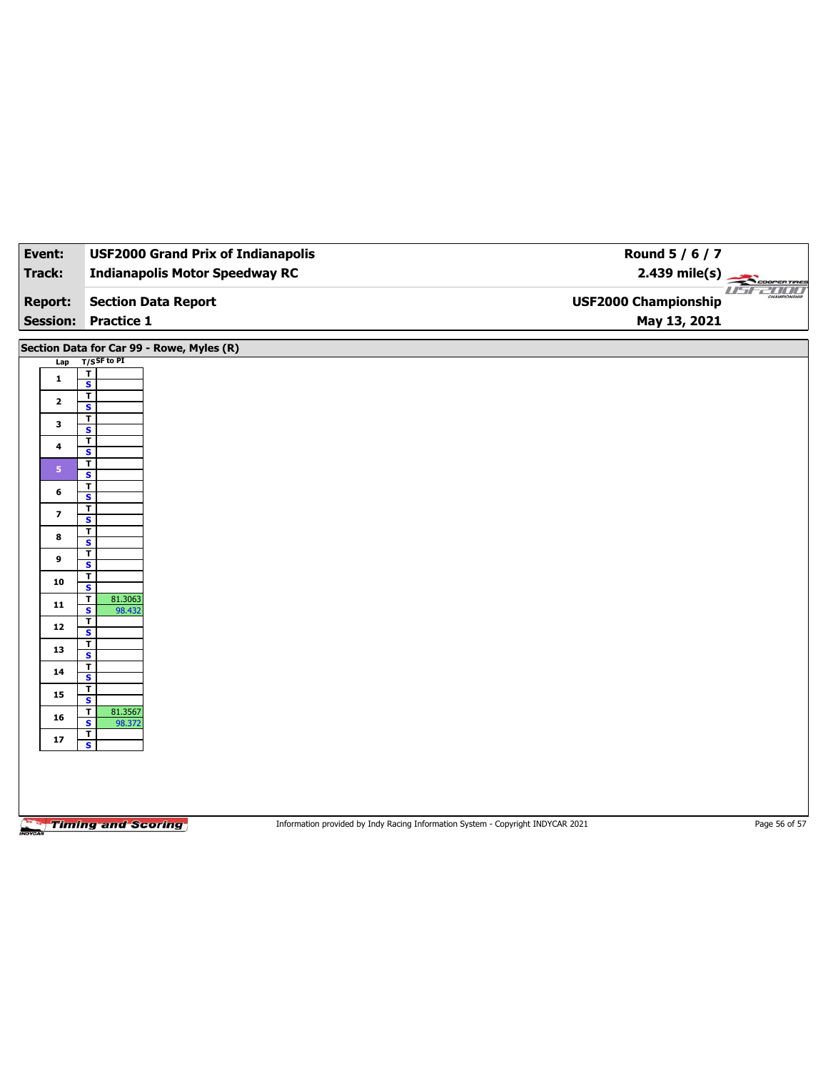| Event: | USF2000 Grand Prix of Indianapolis | Round 5 / 6 / 7 |
| --- | --- | --- |
| Track: | Indianapolis Motor Speedway RC | 2.439 mile(s) |
| Report: | Section Data Report | USF2000 Championship |
| Session: | Practice 1 | May 13, 2021 |

## Section Data for Car 99 - Rowe, Myles (R)

| Lap | T/S | SF to PI |
| --- | --- | --- |
| 1 | T | |
| | S | |
| 2 | T | |
| | S | |
| 3 | T | |
| | S | |
| 4 | T | |
| | S | |
| 5 | T | |
| | S | |
| 6 | T | |
| | S | |
| 7 | T | |
| | S | |
| 8 | T | |
| | S | |
| 9 | T | |
| | S | |
| 10 | T | |
| | S | |
| 11 | T | 81.3063 |
| | S | 98.432 |
| 12 | T | |
| | S | |
| 13 | T | |
| | S | |
| 14 | T | |
| | S | |
| 15 | T | |
| | S | |
| 16 | T | 81.3567 |
| | S | 98.372 |
| 17 | T | |
| | S | |

Information provided by Indy Racing Information System - Copyright INDYCAR 2021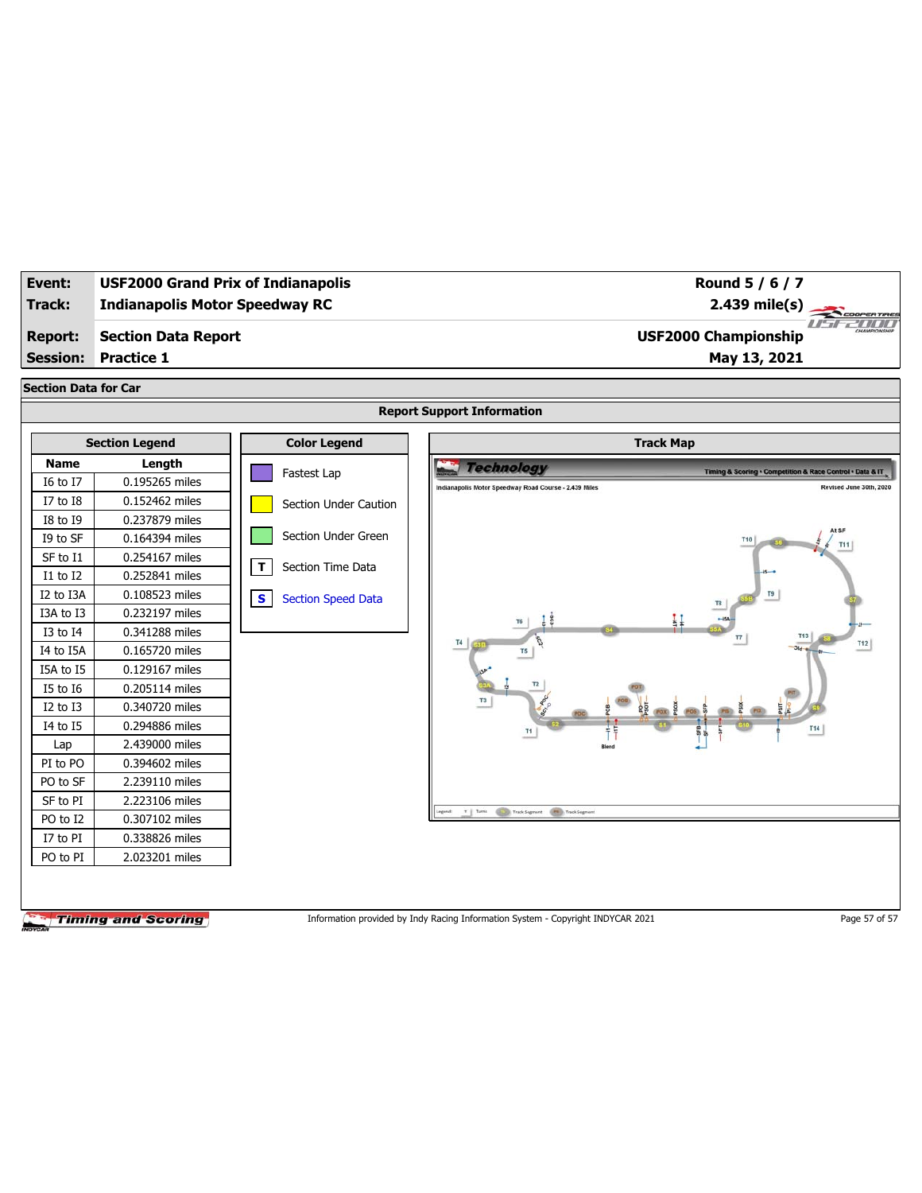| | | | |
|---|---|---|---|
| **Event:** | **USF2000 Grand Prix of Indianapolis** | **Round 5 / 6 / 7** | |
| **Track:** | **Indianapolis Motor Speedway RC** | **2.439 mile(s)** | |
| **Report:** | **Section Data Report** | **USF2000 Championship** | |
| **Session:** | **Practice 1** | **May 13, 2021** | |

**Section Data for Car**

## Report Support Information

**Section Legend**

| Name | Length |
|---|---|
| I6 to I7 | 0.195265 miles |
| I7 to I8 | 0.152462 miles |
| I8 to I9 | 0.237879 miles |
| I9 to SF | 0.164394 miles |
| SF to I1 | 0.254167 miles |
| I1 to I2 | 0.252841 miles |
| I2 to I3A | 0.108523 miles |
| I3A to I3 | 0.232197 miles |
| I3 to I4 | 0.341288 miles |
| I4 to I5A | 0.165720 miles |
| I5A to I5 | 0.129167 miles |
| I5 to I6 | 0.205114 miles |
| I2 to I3 | 0.340720 miles |
| I4 to I5 | 0.294886 miles |
| Lap | 2.439000 miles |
| PI to PO | 0.394602 miles |
| PO to SF | 2.239110 miles |
| SF to PI | 2.223106 miles |
| PO to I2 | 0.307102 miles |
| I7 to PI | 0.338826 miles |
| PO to PI | 2.023201 miles |

**Color Legend**

- Fastest Lap
- Section Under Caution
- Section Under Green
- T — Section Time Data
- S — Section Speed Data

**Track Map**

Technology

Timing & Scoring • Competition & Race Control • Data & IT

Indianapolis Motor Speedway Road Course - 2.439 Miles

Revised June 30th, 2020

Information provided by Indy Racing Information System - Copyright INDYCAR 2021